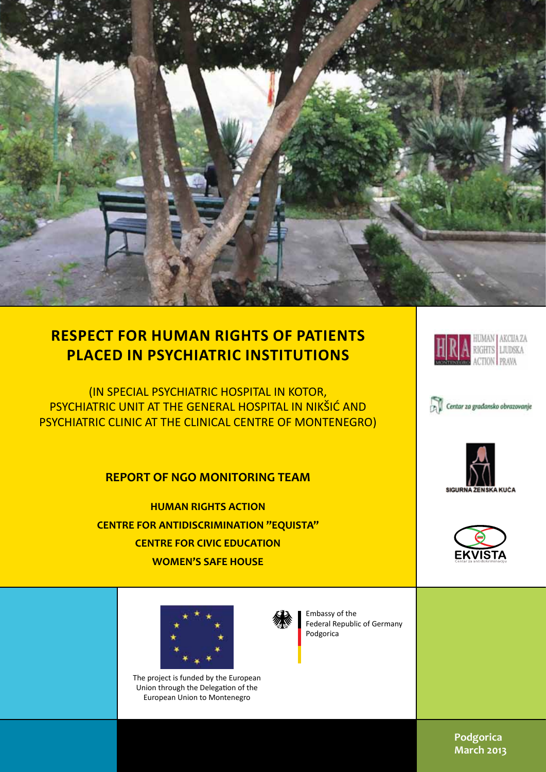# RESPECT FOR HUMAN RIGHTS OF PATIENTS PLACED IN PSYCHIATRIC INSTITUTIONS

(IN SPECIAL PSYCHIATRIC HOSPITAL IN KOTOR, PSYCHIATRIC UNIT AT THE GENERAL HOSPITAL IN NIKŠIĆ AND PSYCHIATRIC CLINIC AT THE CLINICAL CENTRE OF MONTENEGRO)

**REPORT OF NGO MONITORING TEAM**

**HUMAN RIGHTS ACTION**

**CENTRE FOR ANTIDISCRIMINATION "EQUISTA"**

**CENTRE FOR CIVIC EDUCATION**

**WOMEN'S SAFE HOUSE**

HUMAN RIGHTS ACTION | AKCIJA ZA LJUDSKA PRAVA

Centar za građansko obrazovanje

SIGURNA ŽENSKA KUĆA

EKVISTA Centar za antidiskriminaciju

The project is funded by the European Union through the Delegation of the European Union to Montenegro

Embassy of the Federal Republic of Germany Podgorica

Podgorica
March 2013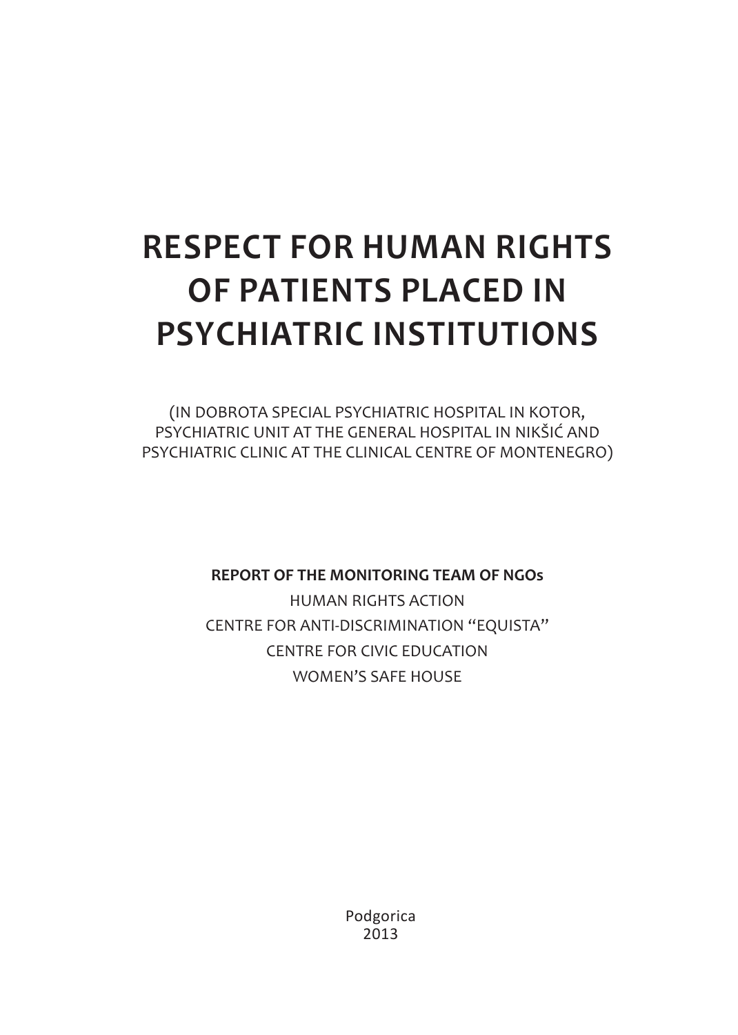# RESPECT FOR HUMAN RIGHTS OF PATIENTS PLACED IN PSYCHIATRIC INSTITUTIONS

(IN DOBROTA SPECIAL PSYCHIATRIC HOSPITAL IN KOTOR, PSYCHIATRIC UNIT AT THE GENERAL HOSPITAL IN NIKŠIĆ AND PSYCHIATRIC CLINIC AT THE CLINICAL CENTRE OF MONTENEGRO)

**REPORT OF THE MONITORING TEAM OF NGOs**

HUMAN RIGHTS ACTION

CENTRE FOR ANTI-DISCRIMINATION "EQUISTA"

CENTRE FOR CIVIC EDUCATION

WOMEN'S SAFE HOUSE

Podgorica

2013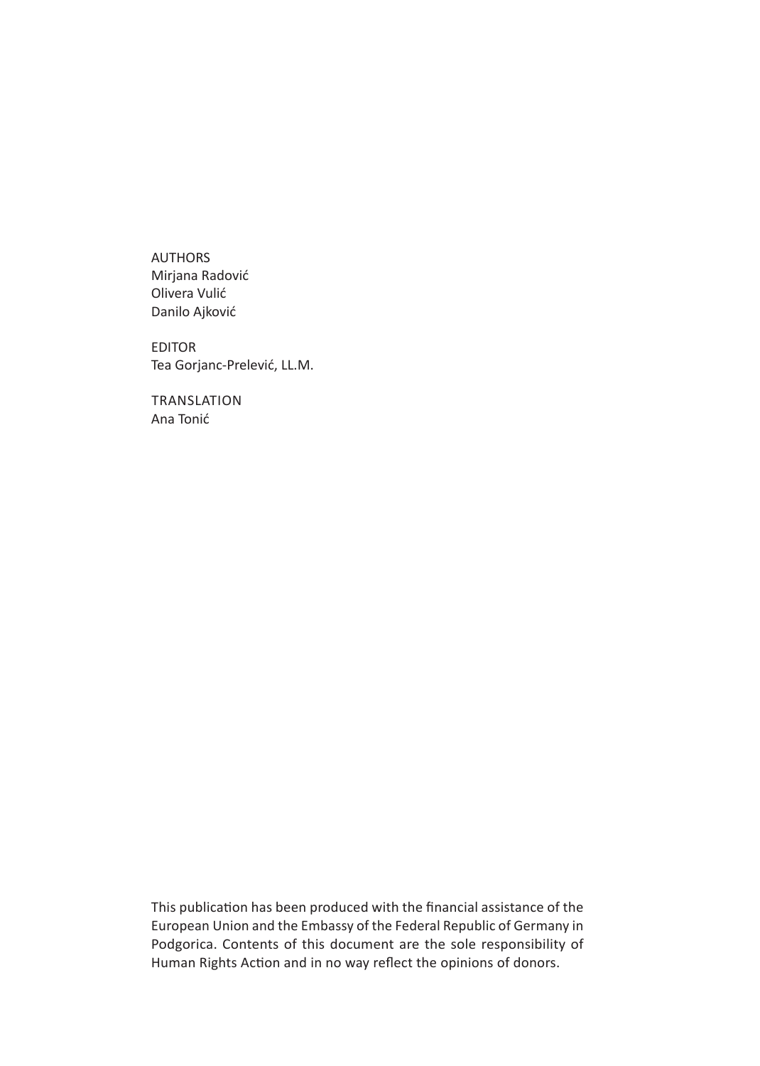AUTHORS
Mirjana Radović
Olivera Vulić
Danilo Ajković

EDITOR
Tea Gorjanc-Prelević, LL.M.

TRANSLATION
Ana Tonić

This publication has been produced with the financial assistance of the European Union and the Embassy of the Federal Republic of Germany in Podgorica. Contents of this document are the sole responsibility of Human Rights Action and in no way reflect the opinions of donors.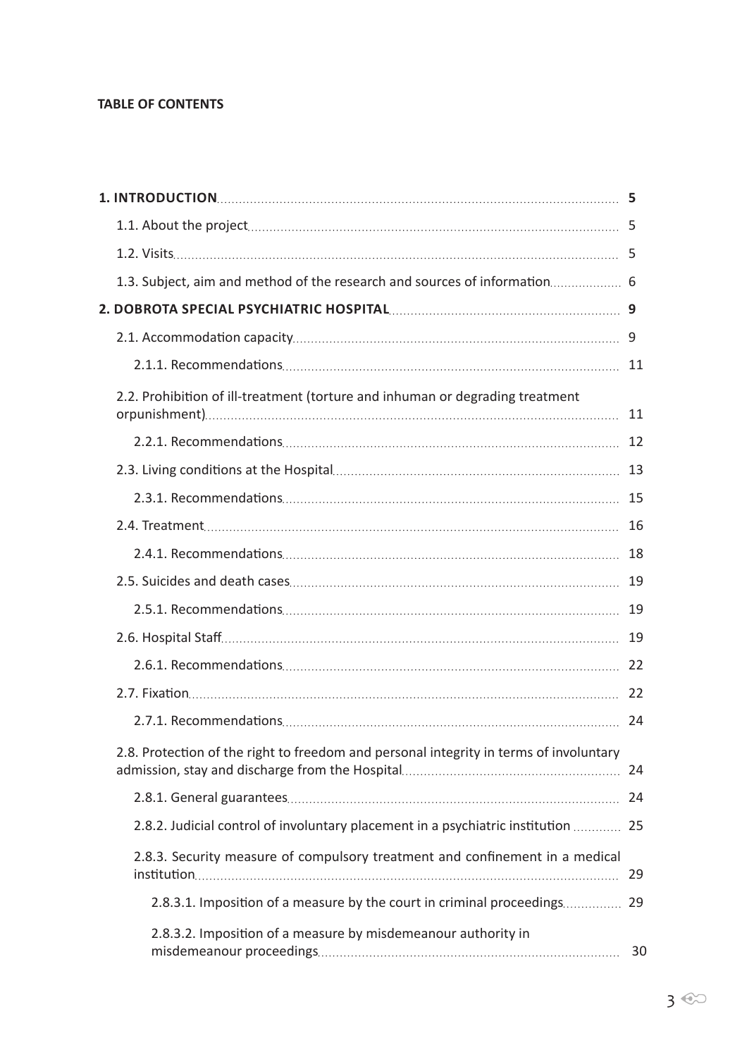**TABLE OF CONTENTS**

| | |
|---|---|
| **1. INTRODUCTION** | **5** |
| 1.1. About the project | 5 |
| 1.2. Visits | 5 |
| 1.3. Subject, aim and method of the research and sources of information | 6 |
| **2. DOBROTA SPECIAL PSYCHIATRIC HOSPITAL** | **9** |
| 2.1. Accommodation capacity | 9 |
| 2.1.1. Recommendations | 11 |
| 2.2. Prohibition of ill-treatment (torture and inhuman or degrading treatment orpunishment) | 11 |
| 2.2.1. Recommendations | 12 |
| 2.3. Living conditions at the Hospital | 13 |
| 2.3.1. Recommendations | 15 |
| 2.4. Treatment | 16 |
| 2.4.1. Recommendations | 18 |
| 2.5. Suicides and death cases | 19 |
| 2.5.1. Recommendations | 19 |
| 2.6. Hospital Staff | 19 |
| 2.6.1. Recommendations | 22 |
| 2.7. Fixation | 22 |
| 2.7.1. Recommendations | 24 |
| 2.8. Protection of the right to freedom and personal integrity in terms of involuntary admission, stay and discharge from the Hospital | 24 |
| 2.8.1. General guarantees | 24 |
| 2.8.2. Judicial control of involuntary placement in a psychiatric institution | 25 |
| 2.8.3. Security measure of compulsory treatment and confinement in a medical institution | 29 |
| 2.8.3.1. Imposition of a measure by the court in criminal proceedings | 29 |
| 2.8.3.2. Imposition of a measure by misdemeanour authority in misdemeanour proceedings | 30 |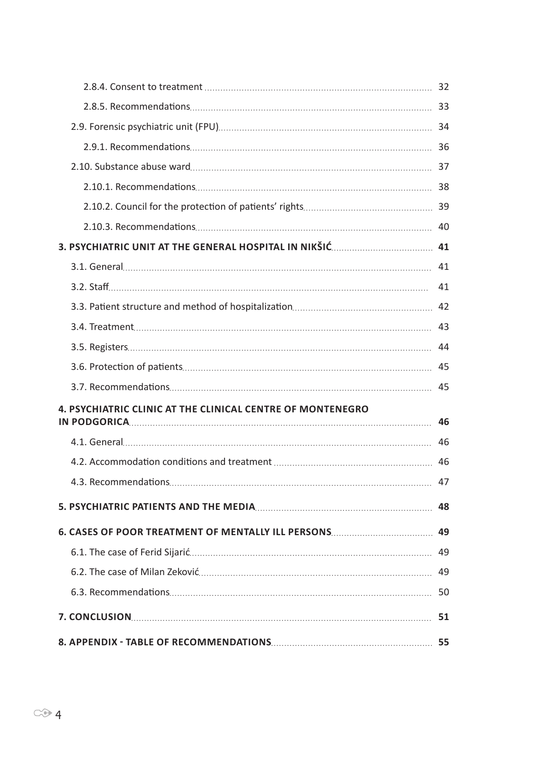2.8.4. Consent to treatment ..... 32

2.8.5. Recommendations ..... 33

2.9. Forensic psychiatric unit (FPU) ..... 34

2.9.1. Recommendations ..... 36

2.10. Substance abuse ward ..... 37

2.10.1. Recommendations ..... 38

2.10.2. Council for the protection of patients' rights ..... 39

2.10.3. Recommendations ..... 40

**3. PSYCHIATRIC UNIT AT THE GENERAL HOSPITAL IN NIKŠIĆ ..... 41**

3.1. General ..... 41

3.2. Staff ..... 41

3.3. Patient structure and method of hospitalization ..... 42

3.4. Treatment ..... 43

3.5. Registers ..... 44

3.6. Protection of patients ..... 45

3.7. Recommendations ..... 45

**4. PSYCHIATRIC CLINIC AT THE CLINICAL CENTRE OF MONTENEGRO IN PODGORICA ..... 46**

4.1. General ..... 46

4.2. Accommodation conditions and treatment ..... 46

4.3. Recommendations ..... 47

**5. PSYCHIATRIC PATIENTS AND THE MEDIA ..... 48**

**6. CASES OF POOR TREATMENT OF MENTALLY ILL PERSONS ..... 49**

6.1. The case of Ferid Sijarić ..... 49

6.2. The case of Milan Zeković ..... 49

6.3. Recommendations ..... 50

**7. CONCLUSION ..... 51**

**8. APPENDIX - TABLE OF RECOMMENDATIONS ..... 55**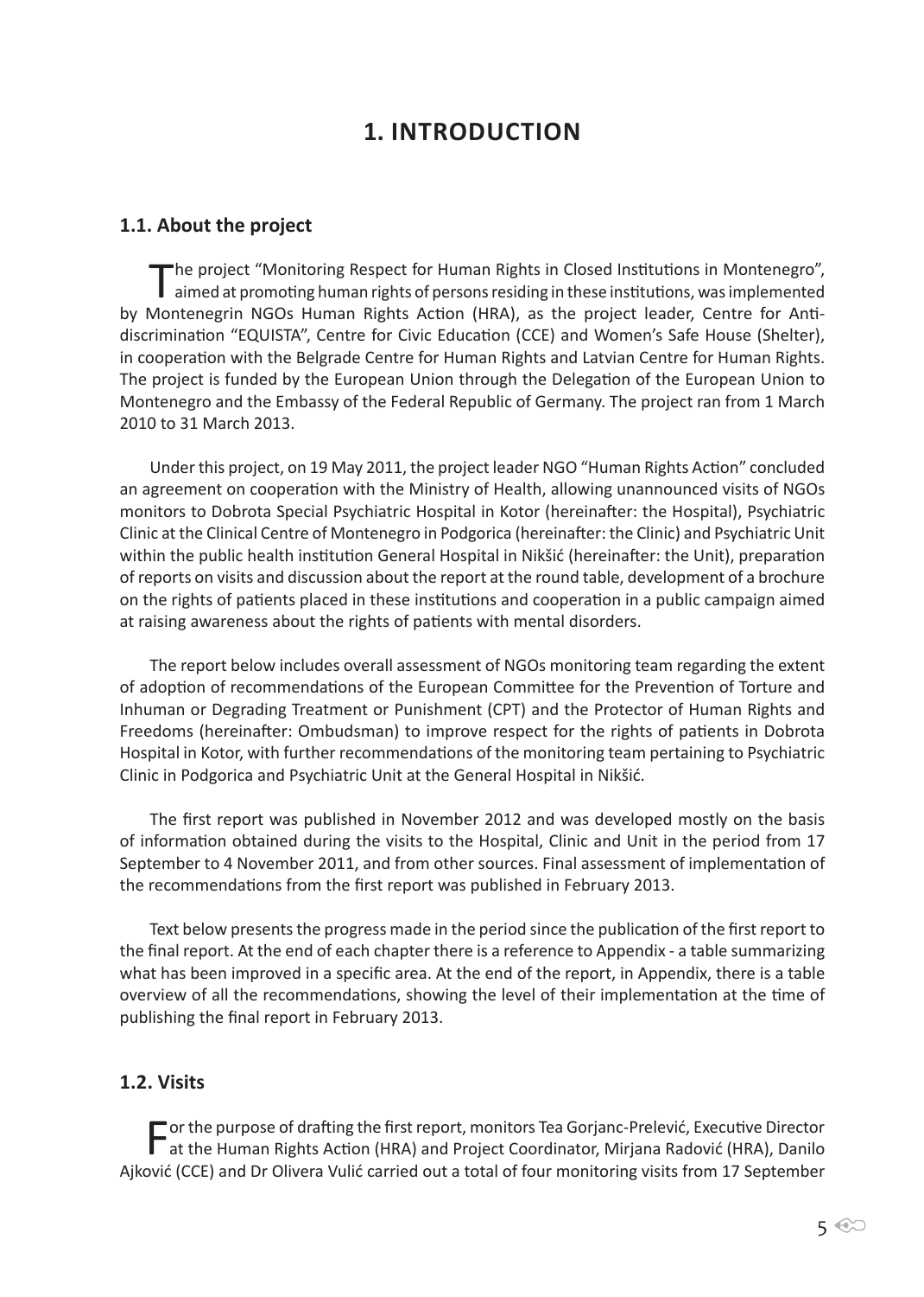# 1. INTRODUCTION

## 1.1. About the project

The project "Monitoring Respect for Human Rights in Closed Institutions in Montenegro", aimed at promoting human rights of persons residing in these institutions, was implemented by Montenegrin NGOs Human Rights Action (HRA), as the project leader, Centre for Anti-discrimination "EQUISTA", Centre for Civic Education (CCE) and Women's Safe House (Shelter), in cooperation with the Belgrade Centre for Human Rights and Latvian Centre for Human Rights. The project is funded by the European Union through the Delegation of the European Union to Montenegro and the Embassy of the Federal Republic of Germany. The project ran from 1 March 2010 to 31 March 2013.

Under this project, on 19 May 2011, the project leader NGO "Human Rights Action" concluded an agreement on cooperation with the Ministry of Health, allowing unannounced visits of NGOs monitors to Dobrota Special Psychiatric Hospital in Kotor (hereinafter: the Hospital), Psychiatric Clinic at the Clinical Centre of Montenegro in Podgorica (hereinafter: the Clinic) and Psychiatric Unit within the public health institution General Hospital in Nikšić (hereinafter: the Unit), preparation of reports on visits and discussion about the report at the round table, development of a brochure on the rights of patients placed in these institutions and cooperation in a public campaign aimed at raising awareness about the rights of patients with mental disorders.

The report below includes overall assessment of NGOs monitoring team regarding the extent of adoption of recommendations of the European Committee for the Prevention of Torture and Inhuman or Degrading Treatment or Punishment (CPT) and the Protector of Human Rights and Freedoms (hereinafter: Ombudsman) to improve respect for the rights of patients in Dobrota Hospital in Kotor, with further recommendations of the monitoring team pertaining to Psychiatric Clinic in Podgorica and Psychiatric Unit at the General Hospital in Nikšić.

The first report was published in November 2012 and was developed mostly on the basis of information obtained during the visits to the Hospital, Clinic and Unit in the period from 17 September to 4 November 2011, and from other sources. Final assessment of implementation of the recommendations from the first report was published in February 2013.

Text below presents the progress made in the period since the publication of the first report to the final report. At the end of each chapter there is a reference to Appendix - a table summarizing what has been improved in a specific area. At the end of the report, in Appendix, there is a table overview of all the recommendations, showing the level of their implementation at the time of publishing the final report in February 2013.

## 1.2. Visits

For the purpose of drafting the first report, monitors Tea Gorjanc-Prelević, Executive Director at the Human Rights Action (HRA) and Project Coordinator, Mirjana Radović (HRA), Danilo Ajković (CCE) and Dr Olivera Vulić carried out a total of four monitoring visits from 17 September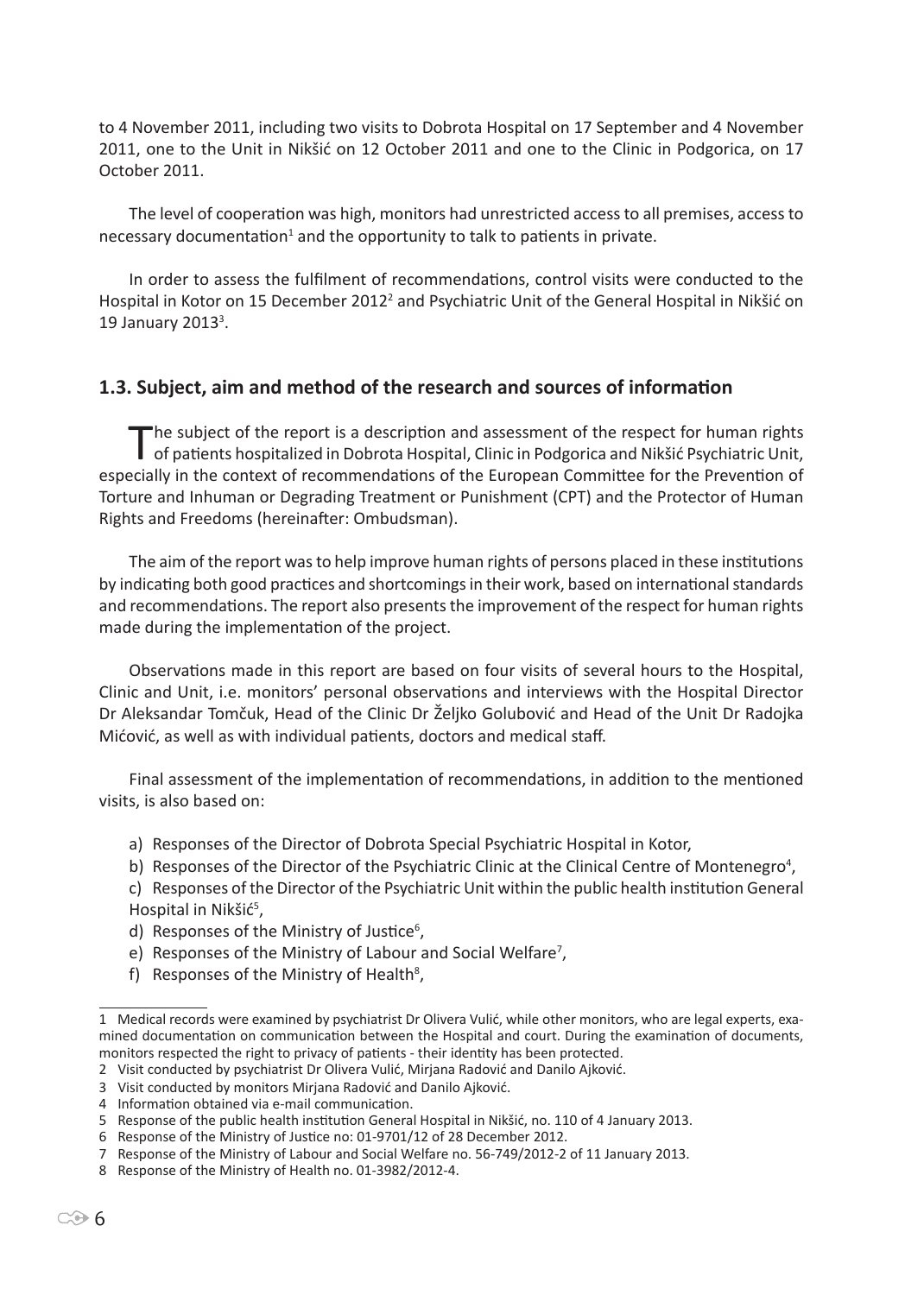to 4 November 2011, including two visits to Dobrota Hospital on 17 September and 4 November 2011, one to the Unit in Nikšić on 12 October 2011 and one to the Clinic in Podgorica, on 17 October 2011.

The level of cooperation was high, monitors had unrestricted access to all premises, access to necessary documentation[1] and the opportunity to talk to patients in private.

In order to assess the fulfilment of recommendations, control visits were conducted to the Hospital in Kotor on 15 December 2012[2] and Psychiatric Unit of the General Hospital in Nikšić on 19 January 2013[3].

## 1.3. Subject, aim and method of the research and sources of information

The subject of the report is a description and assessment of the respect for human rights of patients hospitalized in Dobrota Hospital, Clinic in Podgorica and Nikšić Psychiatric Unit, especially in the context of recommendations of the European Committee for the Prevention of Torture and Inhuman or Degrading Treatment or Punishment (CPT) and the Protector of Human Rights and Freedoms (hereinafter: Ombudsman).

The aim of the report was to help improve human rights of persons placed in these institutions by indicating both good practices and shortcomings in their work, based on international standards and recommendations. The report also presents the improvement of the respect for human rights made during the implementation of the project.

Observations made in this report are based on four visits of several hours to the Hospital, Clinic and Unit, i.e. monitors' personal observations and interviews with the Hospital Director Dr Aleksandar Tomčuk, Head of the Clinic Dr Željko Golubović and Head of the Unit Dr Radojka Mićović, as well as with individual patients, doctors and medical staff.

Final assessment of the implementation of recommendations, in addition to the mentioned visits, is also based on:

a) Responses of the Director of Dobrota Special Psychiatric Hospital in Kotor,
b) Responses of the Director of the Psychiatric Clinic at the Clinical Centre of Montenegro[4],
c) Responses of the Director of the Psychiatric Unit within the public health institution General Hospital in Nikšić[5],
d) Responses of the Ministry of Justice[6],
e) Responses of the Ministry of Labour and Social Welfare[7],
f) Responses of the Ministry of Health[8],

---

1 Medical records were examined by psychiatrist Dr Olivera Vulić, while other monitors, who are legal experts, examined documentation on communication between the Hospital and court. During the examination of documents, monitors respected the right to privacy of patients - their identity has been protected.

2 Visit conducted by psychiatrist Dr Olivera Vulić, Mirjana Radović and Danilo Ajković.

3 Visit conducted by monitors Mirjana Radović and Danilo Ajković.

4 Information obtained via e-mail communication.

5 Response of the public health institution General Hospital in Nikšić, no. 110 of 4 January 2013.

6 Response of the Ministry of Justice no: 01-9701/12 of 28 December 2012.

7 Response of the Ministry of Labour and Social Welfare no. 56-749/2012-2 of 11 January 2013.

8 Response of the Ministry of Health no. 01-3982/2012-4.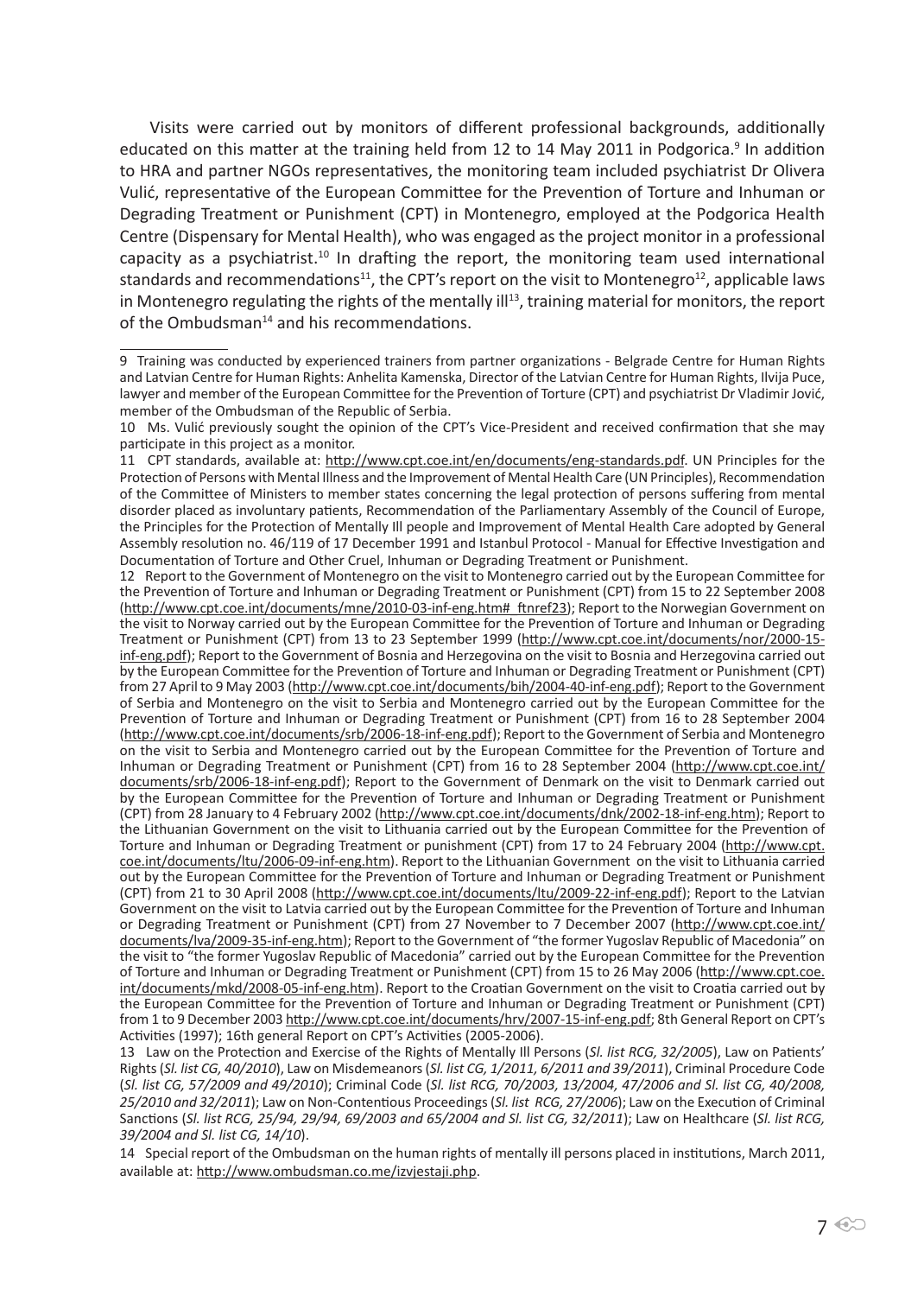Visits were carried out by monitors of different professional backgrounds, additionally educated on this matter at the training held from 12 to 14 May 2011 in Podgorica.[9] In addition to HRA and partner NGOs representatives, the monitoring team included psychiatrist Dr Olivera Vulić, representative of the European Committee for the Prevention of Torture and Inhuman or Degrading Treatment or Punishment (CPT) in Montenegro, employed at the Podgorica Health Centre (Dispensary for Mental Health), who was engaged as the project monitor in a professional capacity as a psychiatrist.[10] In drafting the report, the monitoring team used international standards and recommendations[11], the CPT's report on the visit to Montenegro[12], applicable laws in Montenegro regulating the rights of the mentally ill[13], training material for monitors, the report of the Ombudsman[14] and his recommendations.

---

9 Training was conducted by experienced trainers from partner organizations - Belgrade Centre for Human Rights and Latvian Centre for Human Rights: Anhelita Kamenska, Director of the Latvian Centre for Human Rights, Ilvija Puce, lawyer and member of the European Committee for the Prevention of Torture (CPT) and psychiatrist Dr Vladimir Jović, member of the Ombudsman of the Republic of Serbia.

10 Ms. Vulić previously sought the opinion of the CPT's Vice-President and received confirmation that she may participate in this project as a monitor.

11 CPT standards, available at: http://www.cpt.coe.int/en/documents/eng-standards.pdf. UN Principles for the Protection of Persons with Mental Illness and the Improvement of Mental Health Care (UN Principles), Recommendation of the Committee of Ministers to member states concerning the legal protection of persons suffering from mental disorder placed as involuntary patients, Recommendation of the Parliamentary Assembly of the Council of Europe, the Principles for the Protection of Mentally Ill people and Improvement of Mental Health Care adopted by General Assembly resolution no. 46/119 of 17 December 1991 and Istanbul Protocol - Manual for Effective Investigation and Documentation of Torture and Other Cruel, Inhuman or Degrading Treatment or Punishment.

12 Report to the Government of Montenegro on the visit to Montenegro carried out by the European Committee for the Prevention of Torture and Inhuman or Degrading Treatment or Punishment (CPT) from 15 to 22 September 2008 (http://www.cpt.coe.int/documents/mne/2010-03-inf-eng.htm#_ftnref23); Report to the Norwegian Government on the visit to Norway carried out by the European Committee for the Prevention of Torture and Inhuman or Degrading Treatment or Punishment (CPT) from 13 to 23 September 1999 (http://www.cpt.coe.int/documents/nor/2000-15-inf-eng.pdf); Report to the Government of Bosnia and Herzegovina on the visit to Bosnia and Herzegovina carried out by the European Committee for the Prevention of Torture and Inhuman or Degrading Treatment or Punishment (CPT) from 27 April to 9 May 2003 (http://www.cpt.coe.int/documents/bih/2004-40-inf-eng.pdf); Report to the Government of Serbia and Montenegro on the visit to Serbia and Montenegro carried out by the European Committee for the Prevention of Torture and Inhuman or Degrading Treatment or Punishment (CPT) from 16 to 28 September 2004 (http://www.cpt.coe.int/documents/srb/2006-18-inf-eng.pdf); Report to the Government of Serbia and Montenegro on the visit to Serbia and Montenegro carried out by the European Committee for the Prevention of Torture and Inhuman or Degrading Treatment or Punishment (CPT) from 16 to 28 September 2004 (http://www.cpt.coe.int/documents/srb/2006-18-inf-eng.pdf); Report to the Government of Denmark on the visit to Denmark carried out by the European Committee for the Prevention of Torture and Inhuman or Degrading Treatment or Punishment (CPT) from 28 January to 4 February 2002 (http://www.cpt.coe.int/documents/dnk/2002-18-inf-eng.htm); Report to the Lithuanian Government on the visit to Lithuania carried out by the European Committee for the Prevention of Torture and Inhuman or Degrading Treatment or punishment (CPT) from 17 to 24 February 2004 (http://www.cpt.coe.int/documents/ltu/2006-09-inf-eng.htm). Report to the Lithuanian Government on the visit to Lithuania carried out by the European Committee for the Prevention of Torture and Inhuman or Degrading Treatment or Punishment (CPT) from 21 to 30 April 2008 (http://www.cpt.coe.int/documents/ltu/2009-22-inf-eng.pdf); Report to the Latvian Government on the visit to Latvia carried out by the European Committee for the Prevention of Torture and Inhuman or Degrading Treatment or Punishment (CPT) from 27 November to 7 December 2007 (http://www.cpt.coe.int/documents/lva/2009-35-inf-eng.htm); Report to the Government of "the former Yugoslav Republic of Macedonia" on the visit to "the former Yugoslav Republic of Macedonia" carried out by the European Committee for the Prevention of Torture and Inhuman or Degrading Treatment or Punishment (CPT) from 15 to 26 May 2006 (http://www.cpt.coe.int/documents/mkd/2008-05-inf-eng.htm). Report to the Croatian Government on the visit to Croatia carried out by the European Committee for the Prevention of Torture and Inhuman or Degrading Treatment or Punishment (CPT) from 1 to 9 December 2003 http://www.cpt.coe.int/documents/hrv/2007-15-inf-eng.pdf; 8th General Report on CPT's Activities (1997); 16th general Report on CPT's Activities (2005-2006).

13 Law on the Protection and Exercise of the Rights of Mentally Ill Persons (*Sl. list RCG, 32/2005*), Law on Patients' Rights (*Sl. list CG, 40/2010*), Law on Misdemeanors (*Sl. list CG, 1/2011, 6/2011 and 39/2011*), Criminal Procedure Code (*Sl. list CG, 57/2009 and 49/2010*); Criminal Code (*Sl. list RCG, 70/2003, 13/2004, 47/2006 and Sl. list CG, 40/2008, 25/2010 and 32/2011*); Law on Non-Contentious Proceedings (*Sl. list RCG, 27/2006*); Law on the Execution of Criminal Sanctions (*Sl. list RCG, 25/94, 29/94, 69/2003 and 65/2004 and Sl. list CG, 32/2011*); Law on Healthcare (*Sl. list RCG, 39/2004 and Sl. list CG, 14/10*).

14 Special report of the Ombudsman on the human rights of mentally ill persons placed in institutions, March 2011, available at: http://www.ombudsman.co.me/izvjestaji.php.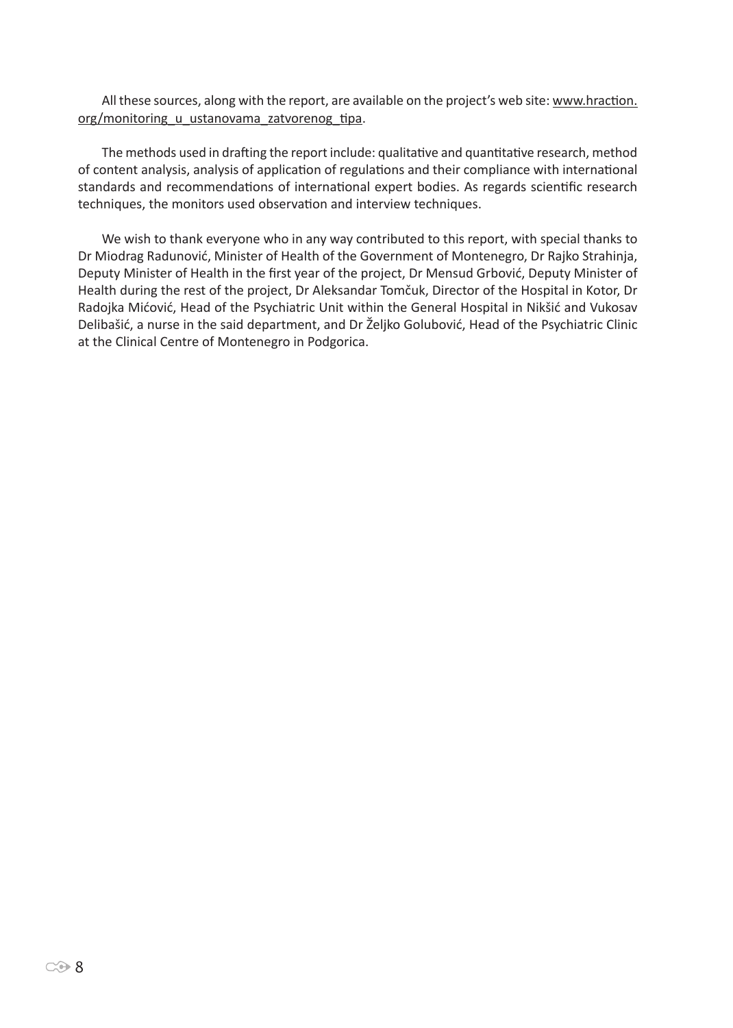All these sources, along with the report, are available on the project's web site: www.hraction.org/monitoring_u_ustanovama_zatvorenog_tipa.

The methods used in drafting the report include: qualitative and quantitative research, method of content analysis, analysis of application of regulations and their compliance with international standards and recommendations of international expert bodies. As regards scientific research techniques, the monitors used observation and interview techniques.

We wish to thank everyone who in any way contributed to this report, with special thanks to Dr Miodrag Radunović, Minister of Health of the Government of Montenegro, Dr Rajko Strahinja, Deputy Minister of Health in the first year of the project, Dr Mensud Grbović, Deputy Minister of Health during the rest of the project, Dr Aleksandar Tomčuk, Director of the Hospital in Kotor, Dr Radojka Mićović, Head of the Psychiatric Unit within the General Hospital in Nikšić and Vukosav Delibašić, a nurse in the said department, and Dr Željko Golubović, Head of the Psychiatric Clinic at the Clinical Centre of Montenegro in Podgorica.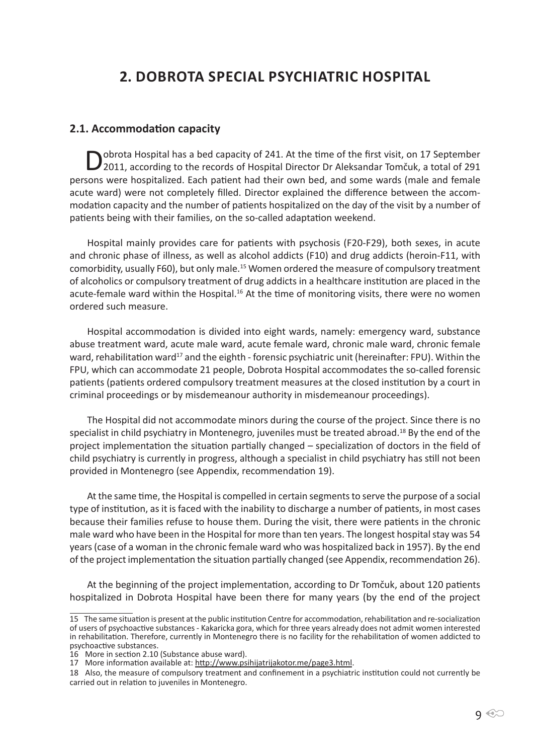# 2. DOBROTA SPECIAL PSYCHIATRIC HOSPITAL

## 2.1. Accommodation capacity

Dobrota Hospital has a bed capacity of 241. At the time of the first visit, on 17 September 2011, according to the records of Hospital Director Dr Aleksandar Tomčuk, a total of 291 persons were hospitalized. Each patient had their own bed, and some wards (male and female acute ward) were not completely filled. Director explained the difference between the accommodation capacity and the number of patients hospitalized on the day of the visit by a number of patients being with their families, on the so-called adaptation weekend.

Hospital mainly provides care for patients with psychosis (F20-F29), both sexes, in acute and chronic phase of illness, as well as alcohol addicts (F10) and drug addicts (heroin-F11, with comorbidity, usually F60), but only male.[15] Women ordered the measure of compulsory treatment of alcoholics or compulsory treatment of drug addicts in a healthcare institution are placed in the acute-female ward within the Hospital.[16] At the time of monitoring visits, there were no women ordered such measure.

Hospital accommodation is divided into eight wards, namely: emergency ward, substance abuse treatment ward, acute male ward, acute female ward, chronic male ward, chronic female ward, rehabilitation ward[17] and the eighth - forensic psychiatric unit (hereinafter: FPU). Within the FPU, which can accommodate 21 people, Dobrota Hospital accommodates the so-called forensic patients (patients ordered compulsory treatment measures at the closed institution by a court in criminal proceedings or by misdemeanour authority in misdemeanour proceedings).

The Hospital did not accommodate minors during the course of the project. Since there is no specialist in child psychiatry in Montenegro, juveniles must be treated abroad.[18] By the end of the project implementation the situation partially changed – specialization of doctors in the field of child psychiatry is currently in progress, although a specialist in child psychiatry has still not been provided in Montenegro (see Appendix, recommendation 19).

At the same time, the Hospital is compelled in certain segments to serve the purpose of a social type of institution, as it is faced with the inability to discharge a number of patients, in most cases because their families refuse to house them. During the visit, there were patients in the chronic male ward who have been in the Hospital for more than ten years. The longest hospital stay was 54 years (case of a woman in the chronic female ward who was hospitalized back in 1957). By the end of the project implementation the situation partially changed (see Appendix, recommendation 26).

At the beginning of the project implementation, according to Dr Tomčuk, about 120 patients hospitalized in Dobrota Hospital have been there for many years (by the end of the project

---

15 The same situation is present at the public institution Centre for accommodation, rehabilitation and re-socialization of users of psychoactive substances - Kakaricka gora, which for three years already does not admit women interested in rehabilitation. Therefore, currently in Montenegro there is no facility for the rehabilitation of women addicted to psychoactive substances.

16 More in section 2.10 (Substance abuse ward).

17 More information available at: http://www.psihijatrijakotor.me/page3.html.

18 Also, the measure of compulsory treatment and confinement in a psychiatric institution could not currently be carried out in relation to juveniles in Montenegro.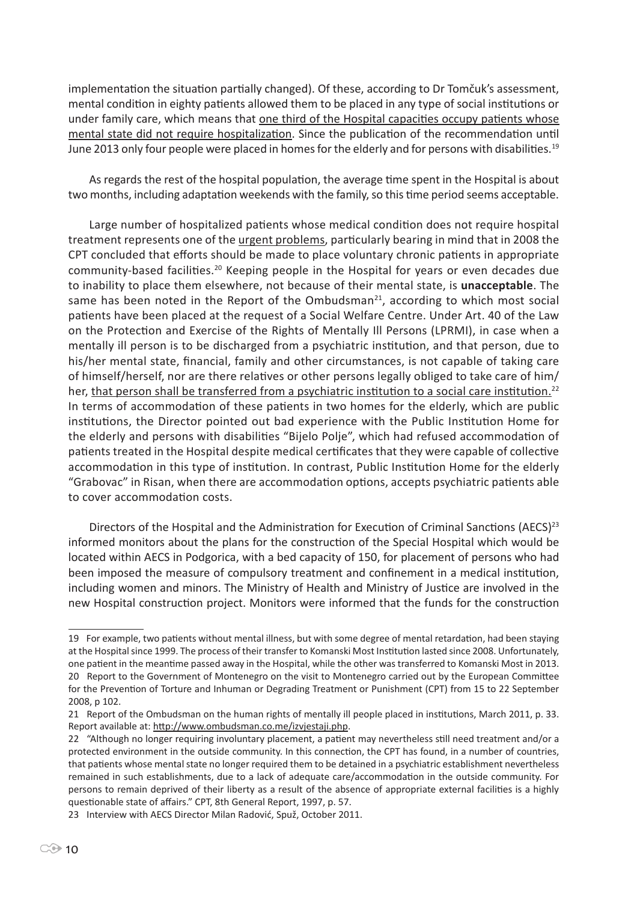implementation the situation partially changed). Of these, according to Dr Tomčuk's assessment, mental condition in eighty patients allowed them to be placed in any type of social institutions or under family care, which means that one third of the Hospital capacities occupy patients whose mental state did not require hospitalization. Since the publication of the recommendation until June 2013 only four people were placed in homes for the elderly and for persons with disabilities.[19]

As regards the rest of the hospital population, the average time spent in the Hospital is about two months, including adaptation weekends with the family, so this time period seems acceptable.

Large number of hospitalized patients whose medical condition does not require hospital treatment represents one of the urgent problems, particularly bearing in mind that in 2008 the CPT concluded that efforts should be made to place voluntary chronic patients in appropriate community-based facilities.[20] Keeping people in the Hospital for years or even decades due to inability to place them elsewhere, not because of their mental state, is **unacceptable**. The same has been noted in the Report of the Ombudsman[21], according to which most social patients have been placed at the request of a Social Welfare Centre. Under Art. 40 of the Law on the Protection and Exercise of the Rights of Mentally Ill Persons (LPRMI), in case when a mentally ill person is to be discharged from a psychiatric institution, and that person, due to his/her mental state, financial, family and other circumstances, is not capable of taking care of himself/herself, nor are there relatives or other persons legally obliged to take care of him/her, that person shall be transferred from a psychiatric institution to a social care institution.[22] In terms of accommodation of these patients in two homes for the elderly, which are public institutions, the Director pointed out bad experience with the Public Institution Home for the elderly and persons with disabilities "Bijelo Polje", which had refused accommodation of patients treated in the Hospital despite medical certificates that they were capable of collective accommodation in this type of institution. In contrast, Public Institution Home for the elderly "Grabovac" in Risan, when there are accommodation options, accepts psychiatric patients able to cover accommodation costs.

Directors of the Hospital and the Administration for Execution of Criminal Sanctions (AECS)[23] informed monitors about the plans for the construction of the Special Hospital which would be located within AECS in Podgorica, with a bed capacity of 150, for placement of persons who had been imposed the measure of compulsory treatment and confinement in a medical institution, including women and minors. The Ministry of Health and Ministry of Justice are involved in the new Hospital construction project. Monitors were informed that the funds for the construction

---

19 For example, two patients without mental illness, but with some degree of mental retardation, had been staying at the Hospital since 1999. The process of their transfer to Komanski Most Institution lasted since 2008. Unfortunately, one patient in the meantime passed away in the Hospital, while the other was transferred to Komanski Most in 2013.

20 Report to the Government of Montenegro on the visit to Montenegro carried out by the European Committee for the Prevention of Torture and Inhuman or Degrading Treatment or Punishment (CPT) from 15 to 22 September 2008, p 102.

21 Report of the Ombudsman on the human rights of mentally ill people placed in institutions, March 2011, p. 33. Report available at: http://www.ombudsman.co.me/izvjestaji.php.

22 "Although no longer requiring involuntary placement, a patient may nevertheless still need treatment and/or a protected environment in the outside community. In this connection, the CPT has found, in a number of countries, that patients whose mental state no longer required them to be detained in a psychiatric establishment nevertheless remained in such establishments, due to a lack of adequate care/accommodation in the outside community. For persons to remain deprived of their liberty as a result of the absence of appropriate external facilities is a highly questionable state of affairs." CPT, 8th General Report, 1997, p. 57.

23 Interview with AECS Director Milan Radović, Spuž, October 2011.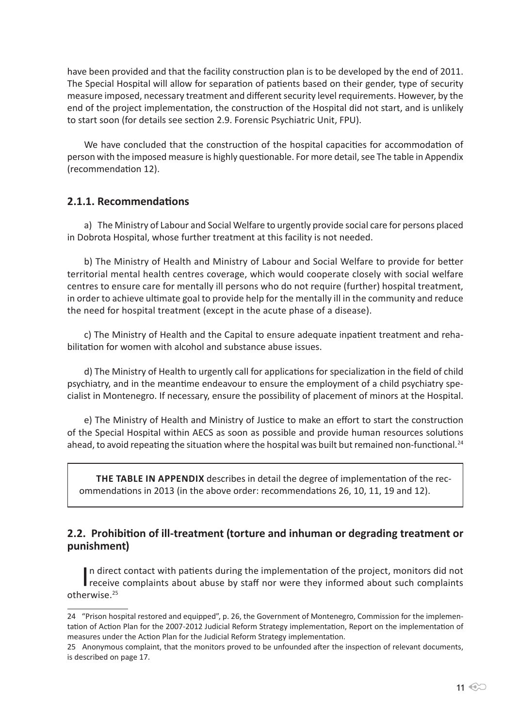have been provided and that the facility construction plan is to be developed by the end of 2011. The Special Hospital will allow for separation of patients based on their gender, type of security measure imposed, necessary treatment and different security level requirements. However, by the end of the project implementation, the construction of the Hospital did not start, and is unlikely to start soon (for details see section 2.9. Forensic Psychiatric Unit, FPU).

We have concluded that the construction of the hospital capacities for accommodation of person with the imposed measure is highly questionable. For more detail, see The table in Appendix (recommendation 12).

### 2.1.1. Recommendations

a) The Ministry of Labour and Social Welfare to urgently provide social care for persons placed in Dobrota Hospital, whose further treatment at this facility is not needed.

b) The Ministry of Health and Ministry of Labour and Social Welfare to provide for better territorial mental health centres coverage, which would cooperate closely with social welfare centres to ensure care for mentally ill persons who do not require (further) hospital treatment, in order to achieve ultimate goal to provide help for the mentally ill in the community and reduce the need for hospital treatment (except in the acute phase of a disease).

c) The Ministry of Health and the Capital to ensure adequate inpatient treatment and rehabilitation for women with alcohol and substance abuse issues.

d) The Ministry of Health to urgently call for applications for specialization in the field of child psychiatry, and in the meantime endeavour to ensure the employment of a child psychiatry specialist in Montenegro. If necessary, ensure the possibility of placement of minors at the Hospital.

e) The Ministry of Health and Ministry of Justice to make an effort to start the construction of the Special Hospital within AECS as soon as possible and provide human resources solutions ahead, to avoid repeating the situation where the hospital was built but remained non-functional.[24]

> **THE TABLE IN APPENDIX** describes in detail the degree of implementation of the recommendations in 2013 (in the above order: recommendations 26, 10, 11, 19 and 12).

## 2.2. Prohibition of ill-treatment (torture and inhuman or degrading treatment or punishment)

In direct contact with patients during the implementation of the project, monitors did not receive complaints about abuse by staff nor were they informed about such complaints otherwise.[25]

---

24 "Prison hospital restored and equipped", p. 26, the Government of Montenegro, Commission for the implementation of Action Plan for the 2007-2012 Judicial Reform Strategy implementation, Report on the implementation of measures under the Action Plan for the Judicial Reform Strategy implementation.

25 Anonymous complaint, that the monitors proved to be unfounded after the inspection of relevant documents, is described on page 17.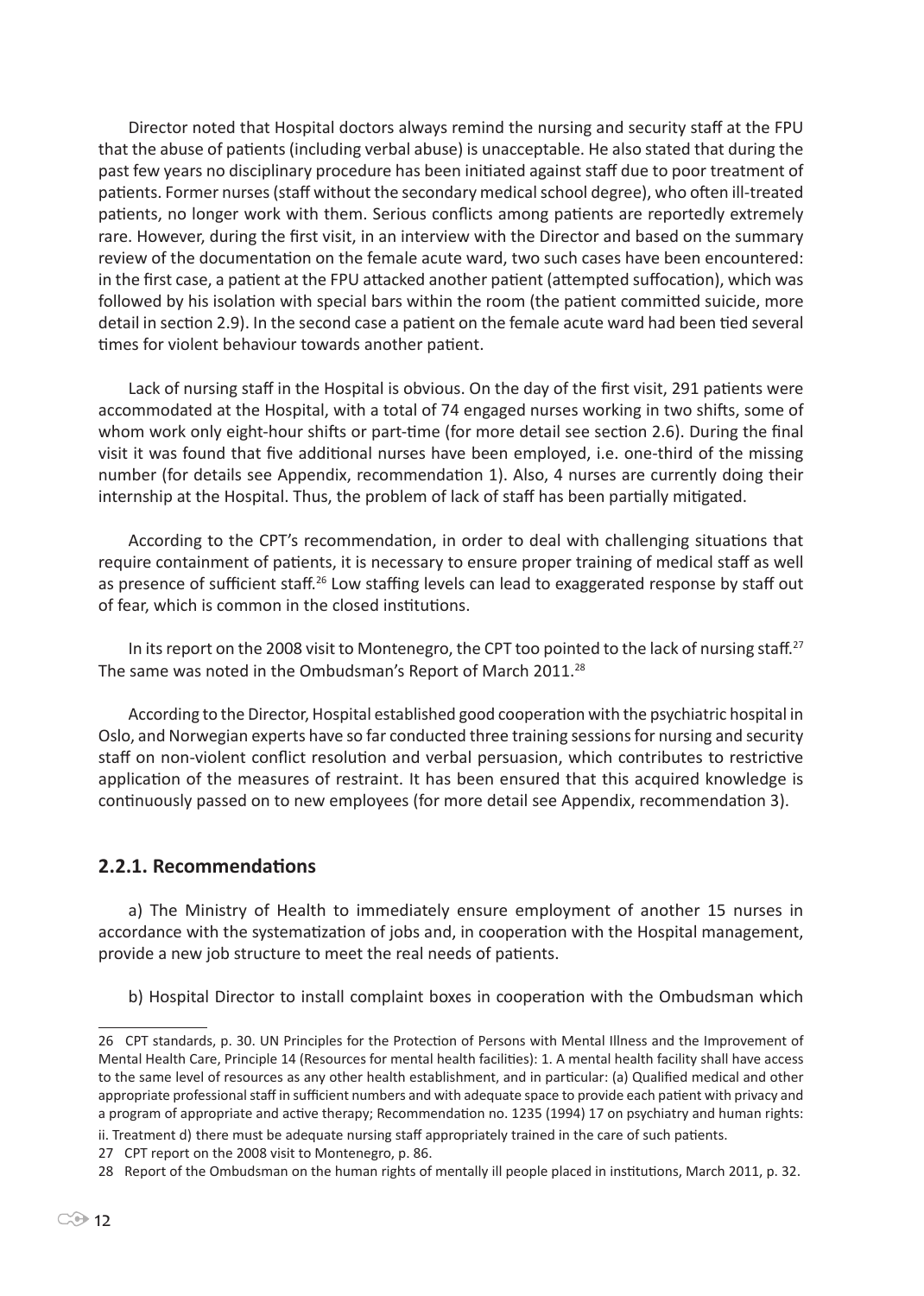Director noted that Hospital doctors always remind the nursing and security staff at the FPU that the abuse of patients (including verbal abuse) is unacceptable. He also stated that during the past few years no disciplinary procedure has been initiated against staff due to poor treatment of patients. Former nurses (staff without the secondary medical school degree), who often ill-treated patients, no longer work with them. Serious conflicts among patients are reportedly extremely rare. However, during the first visit, in an interview with the Director and based on the summary review of the documentation on the female acute ward, two such cases have been encountered: in the first case, a patient at the FPU attacked another patient (attempted suffocation), which was followed by his isolation with special bars within the room (the patient committed suicide, more detail in section 2.9). In the second case a patient on the female acute ward had been tied several times for violent behaviour towards another patient.

Lack of nursing staff in the Hospital is obvious. On the day of the first visit, 291 patients were accommodated at the Hospital, with a total of 74 engaged nurses working in two shifts, some of whom work only eight-hour shifts or part-time (for more detail see section 2.6). During the final visit it was found that five additional nurses have been employed, i.e. one-third of the missing number (for details see Appendix, recommendation 1). Also, 4 nurses are currently doing their internship at the Hospital. Thus, the problem of lack of staff has been partially mitigated.

According to the CPT's recommendation, in order to deal with challenging situations that require containment of patients, it is necessary to ensure proper training of medical staff as well as presence of sufficient staff.[26] Low staffing levels can lead to exaggerated response by staff out of fear, which is common in the closed institutions.

In its report on the 2008 visit to Montenegro, the CPT too pointed to the lack of nursing staff.[27] The same was noted in the Ombudsman's Report of March 2011.[28]

According to the Director, Hospital established good cooperation with the psychiatric hospital in Oslo, and Norwegian experts have so far conducted three training sessions for nursing and security staff on non-violent conflict resolution and verbal persuasion, which contributes to restrictive application of the measures of restraint. It has been ensured that this acquired knowledge is continuously passed on to new employees (for more detail see Appendix, recommendation 3).

### 2.2.1. Recommendations

a) The Ministry of Health to immediately ensure employment of another 15 nurses in accordance with the systematization of jobs and, in cooperation with the Hospital management, provide a new job structure to meet the real needs of patients.

b) Hospital Director to install complaint boxes in cooperation with the Ombudsman which

---

26 CPT standards, p. 30. UN Principles for the Protection of Persons with Mental Illness and the Improvement of Mental Health Care, Principle 14 (Resources for mental health facilities): 1. A mental health facility shall have access to the same level of resources as any other health establishment, and in particular: (a) Qualified medical and other appropriate professional staff in sufficient numbers and with adequate space to provide each patient with privacy and a program of appropriate and active therapy; Recommendation no. 1235 (1994) 17 on psychiatry and human rights: ii. Treatment d) there must be adequate nursing staff appropriately trained in the care of such patients.

27 CPT report on the 2008 visit to Montenegro, p. 86.

28 Report of the Ombudsman on the human rights of mentally ill people placed in institutions, March 2011, p. 32.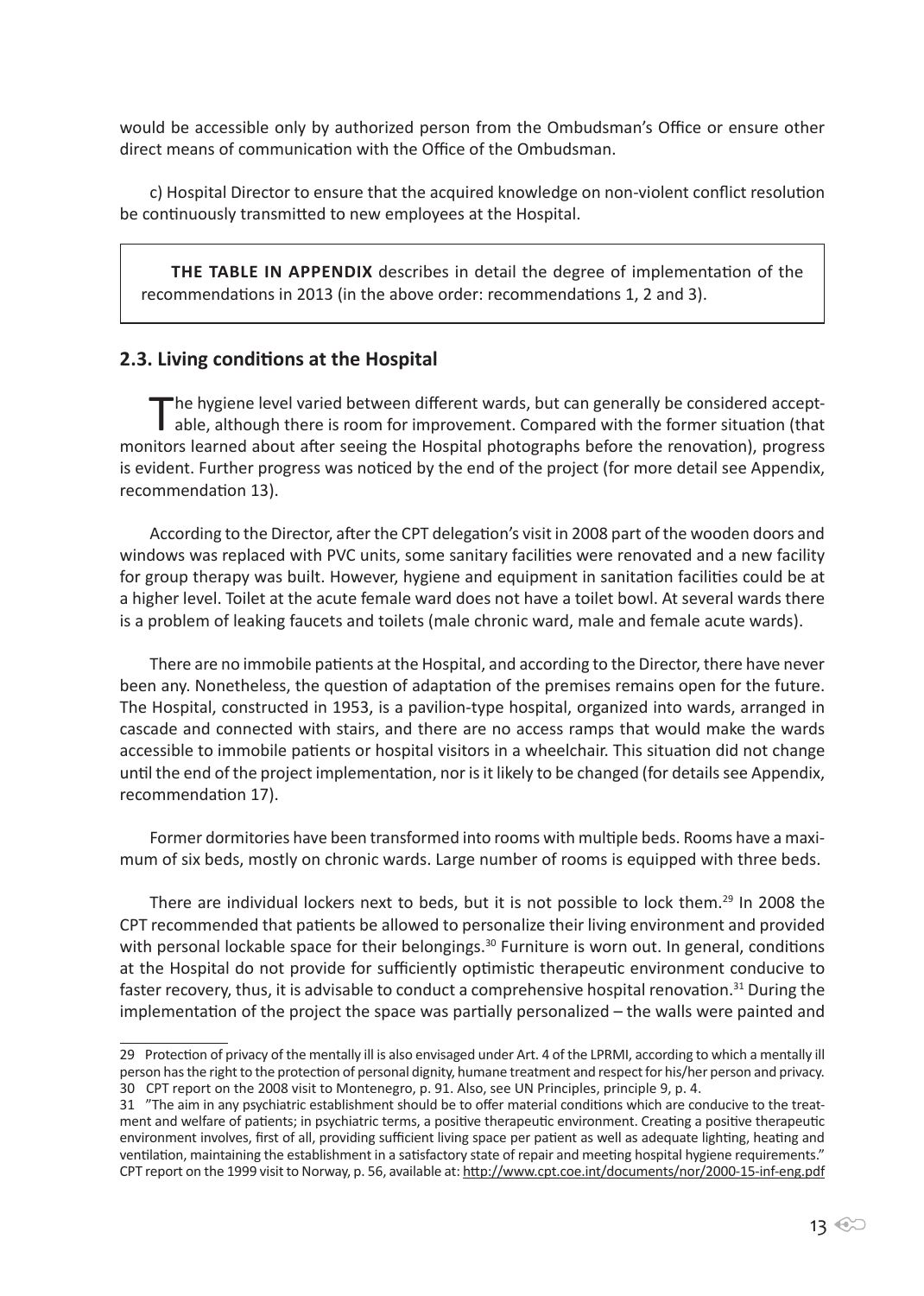would be accessible only by authorized person from the Ombudsman's Office or ensure other direct means of communication with the Office of the Ombudsman.

c) Hospital Director to ensure that the acquired knowledge on non-violent conflict resolution be continuously transmitted to new employees at the Hospital.

> **THE TABLE IN APPENDIX** describes in detail the degree of implementation of the recommendations in 2013 (in the above order: recommendations 1, 2 and 3).

## 2.3. Living conditions at the Hospital

The hygiene level varied between different wards, but can generally be considered acceptable, although there is room for improvement. Compared with the former situation (that monitors learned about after seeing the Hospital photographs before the renovation), progress is evident. Further progress was noticed by the end of the project (for more detail see Appendix, recommendation 13).

According to the Director, after the CPT delegation's visit in 2008 part of the wooden doors and windows was replaced with PVC units, some sanitary facilities were renovated and a new facility for group therapy was built. However, hygiene and equipment in sanitation facilities could be at a higher level. Toilet at the acute female ward does not have a toilet bowl. At several wards there is a problem of leaking faucets and toilets (male chronic ward, male and female acute wards).

There are no immobile patients at the Hospital, and according to the Director, there have never been any. Nonetheless, the question of adaptation of the premises remains open for the future. The Hospital, constructed in 1953, is a pavilion-type hospital, organized into wards, arranged in cascade and connected with stairs, and there are no access ramps that would make the wards accessible to immobile patients or hospital visitors in a wheelchair. This situation did not change until the end of the project implementation, nor is it likely to be changed (for details see Appendix, recommendation 17).

Former dormitories have been transformed into rooms with multiple beds. Rooms have a maximum of six beds, mostly on chronic wards. Large number of rooms is equipped with three beds.

There are individual lockers next to beds, but it is not possible to lock them.[29] In 2008 the CPT recommended that patients be allowed to personalize their living environment and provided with personal lockable space for their belongings.[30] Furniture is worn out. In general, conditions at the Hospital do not provide for sufficiently optimistic therapeutic environment conducive to faster recovery, thus, it is advisable to conduct a comprehensive hospital renovation.[31] During the implementation of the project the space was partially personalized – the walls were painted and

---

29 Protection of privacy of the mentally ill is also envisaged under Art. 4 of the LPRMI, according to which a mentally ill person has the right to the protection of personal dignity, humane treatment and respect for his/her person and privacy.

30 CPT report on the 2008 visit to Montenegro, p. 91. Also, see UN Principles, principle 9, p. 4.

31 "The aim in any psychiatric establishment should be to offer material conditions which are conducive to the treatment and welfare of patients; in psychiatric terms, a positive therapeutic environment. Creating a positive therapeutic environment involves, first of all, providing sufficient living space per patient as well as adequate lighting, heating and ventilation, maintaining the establishment in a satisfactory state of repair and meeting hospital hygiene requirements." CPT report on the 1999 visit to Norway, p. 56, available at: http://www.cpt.coe.int/documents/nor/2000-15-inf-eng.pdf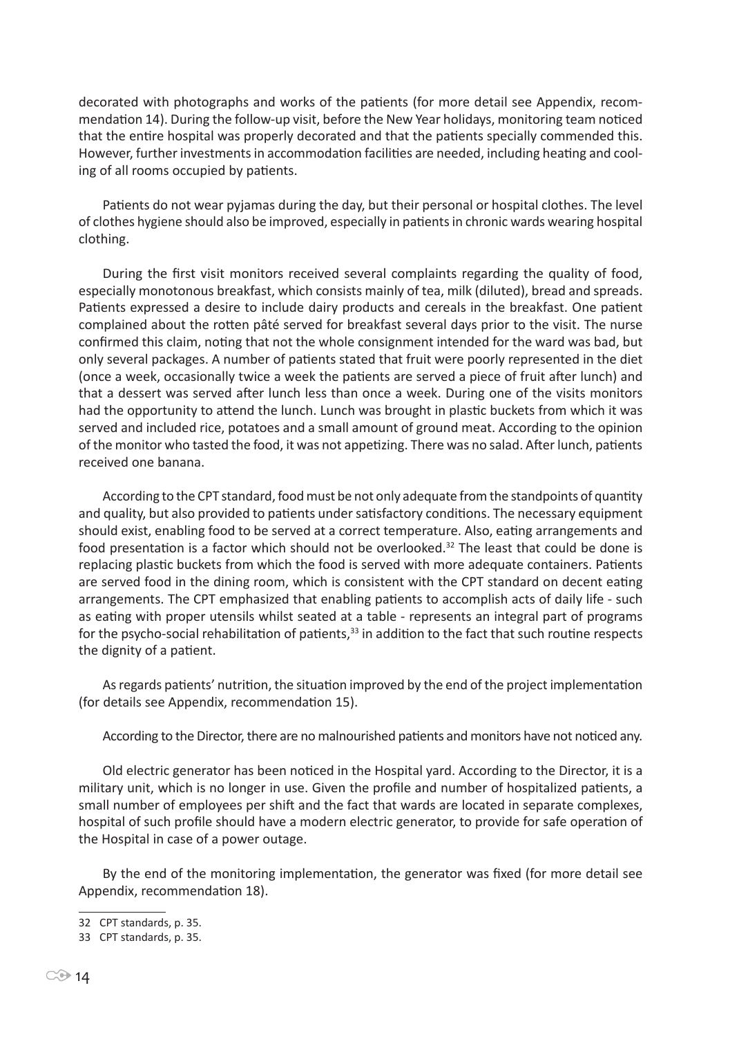decorated with photographs and works of the patients (for more detail see Appendix, recommendation 14). During the follow-up visit, before the New Year holidays, monitoring team noticed that the entire hospital was properly decorated and that the patients specially commended this. However, further investments in accommodation facilities are needed, including heating and cooling of all rooms occupied by patients.

Patients do not wear pyjamas during the day, but their personal or hospital clothes. The level of clothes hygiene should also be improved, especially in patients in chronic wards wearing hospital clothing.

During the first visit monitors received several complaints regarding the quality of food, especially monotonous breakfast, which consists mainly of tea, milk (diluted), bread and spreads. Patients expressed a desire to include dairy products and cereals in the breakfast. One patient complained about the rotten pâté served for breakfast several days prior to the visit. The nurse confirmed this claim, noting that not the whole consignment intended for the ward was bad, but only several packages. A number of patients stated that fruit were poorly represented in the diet (once a week, occasionally twice a week the patients are served a piece of fruit after lunch) and that a dessert was served after lunch less than once a week. During one of the visits monitors had the opportunity to attend the lunch. Lunch was brought in plastic buckets from which it was served and included rice, potatoes and a small amount of ground meat. According to the opinion of the monitor who tasted the food, it was not appetizing. There was no salad. After lunch, patients received one banana.

According to the CPT standard, food must be not only adequate from the standpoints of quantity and quality, but also provided to patients under satisfactory conditions. The necessary equipment should exist, enabling food to be served at a correct temperature. Also, eating arrangements and food presentation is a factor which should not be overlooked.[32] The least that could be done is replacing plastic buckets from which the food is served with more adequate containers. Patients are served food in the dining room, which is consistent with the CPT standard on decent eating arrangements. The CPT emphasized that enabling patients to accomplish acts of daily life - such as eating with proper utensils whilst seated at a table - represents an integral part of programs for the psycho-social rehabilitation of patients,[33] in addition to the fact that such routine respects the dignity of a patient.

As regards patients' nutrition, the situation improved by the end of the project implementation (for details see Appendix, recommendation 15).

According to the Director, there are no malnourished patients and monitors have not noticed any.

Old electric generator has been noticed in the Hospital yard. According to the Director, it is a military unit, which is no longer in use. Given the profile and number of hospitalized patients, a small number of employees per shift and the fact that wards are located in separate complexes, hospital of such profile should have a modern electric generator, to provide for safe operation of the Hospital in case of a power outage.

By the end of the monitoring implementation, the generator was fixed (for more detail see Appendix, recommendation 18).

---

32 CPT standards, p. 35.

33 CPT standards, p. 35.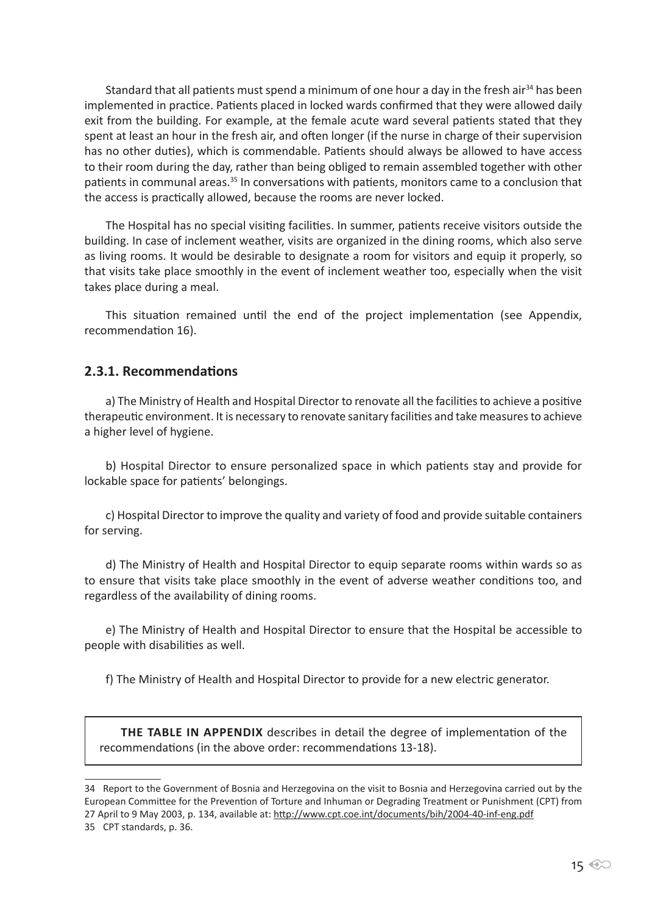Standard that all patients must spend a minimum of one hour a day in the fresh air[34] has been implemented in practice. Patients placed in locked wards confirmed that they were allowed daily exit from the building. For example, at the female acute ward several patients stated that they spent at least an hour in the fresh air, and often longer (if the nurse in charge of their supervision has no other duties), which is commendable. Patients should always be allowed to have access to their room during the day, rather than being obliged to remain assembled together with other patients in communal areas.[35] In conversations with patients, monitors came to a conclusion that the access is practically allowed, because the rooms are never locked.

The Hospital has no special visiting facilities. In summer, patients receive visitors outside the building. In case of inclement weather, visits are organized in the dining rooms, which also serve as living rooms. It would be desirable to designate a room for visitors and equip it properly, so that visits take place smoothly in the event of inclement weather too, especially when the visit takes place during a meal.

This situation remained until the end of the project implementation (see Appendix, recommendation 16).

### 2.3.1. Recommendations

a) The Ministry of Health and Hospital Director to renovate all the facilities to achieve a positive therapeutic environment. It is necessary to renovate sanitary facilities and take measures to achieve a higher level of hygiene.

b) Hospital Director to ensure personalized space in which patients stay and provide for lockable space for patients' belongings.

c) Hospital Director to improve the quality and variety of food and provide suitable containers for serving.

d) The Ministry of Health and Hospital Director to equip separate rooms within wards so as to ensure that visits take place smoothly in the event of adverse weather conditions too, and regardless of the availability of dining rooms.

e) The Ministry of Health and Hospital Director to ensure that the Hospital be accessible to people with disabilities as well.

f) The Ministry of Health and Hospital Director to provide for a new electric generator.

**THE TABLE IN APPENDIX** describes in detail the degree of implementation of the recommendations (in the above order: recommendations 13-18).

---

34 Report to the Government of Bosnia and Herzegovina on the visit to Bosnia and Herzegovina carried out by the European Committee for the Prevention of Torture and Inhuman or Degrading Treatment or Punishment (CPT) from 27 April to 9 May 2003, p. 134, available at: http://www.cpt.coe.int/documents/bih/2004-40-inf-eng.pdf

35 CPT standards, p. 36.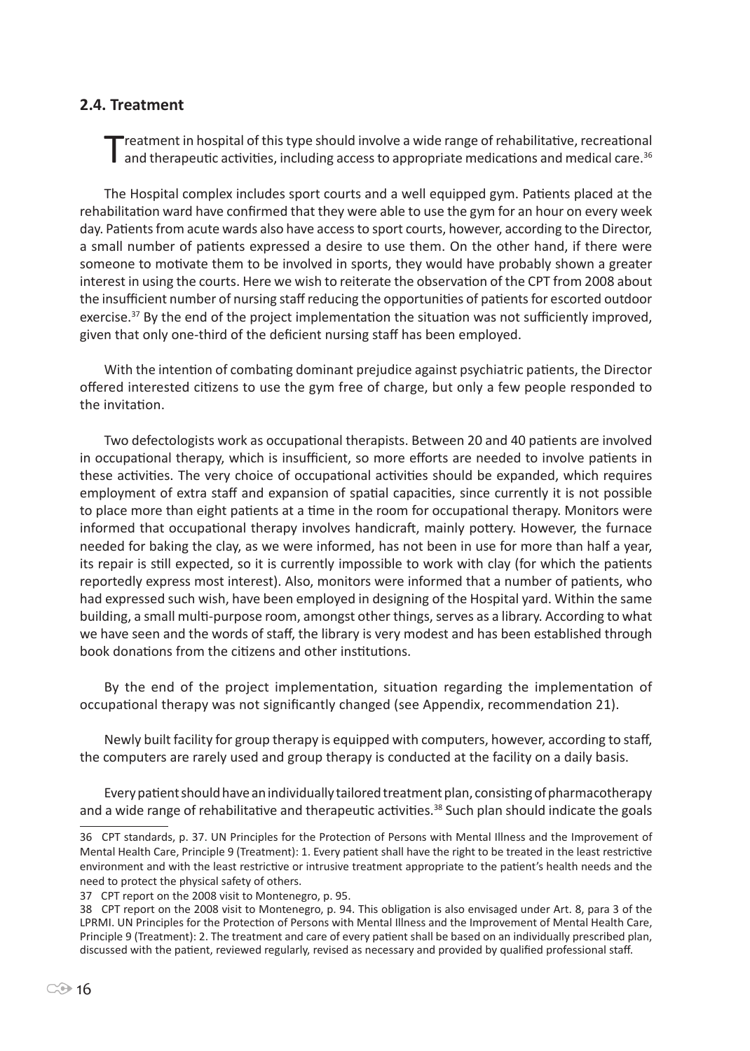## 2.4. Treatment

Treatment in hospital of this type should involve a wide range of rehabilitative, recreational and therapeutic activities, including access to appropriate medications and medical care.[36]

The Hospital complex includes sport courts and a well equipped gym. Patients placed at the rehabilitation ward have confirmed that they were able to use the gym for an hour on every week day. Patients from acute wards also have access to sport courts, however, according to the Director, a small number of patients expressed a desire to use them. On the other hand, if there were someone to motivate them to be involved in sports, they would have probably shown a greater interest in using the courts. Here we wish to reiterate the observation of the CPT from 2008 about the insufficient number of nursing staff reducing the opportunities of patients for escorted outdoor exercise.[37] By the end of the project implementation the situation was not sufficiently improved, given that only one-third of the deficient nursing staff has been employed.

With the intention of combating dominant prejudice against psychiatric patients, the Director offered interested citizens to use the gym free of charge, but only a few people responded to the invitation.

Two defectologists work as occupational therapists. Between 20 and 40 patients are involved in occupational therapy, which is insufficient, so more efforts are needed to involve patients in these activities. The very choice of occupational activities should be expanded, which requires employment of extra staff and expansion of spatial capacities, since currently it is not possible to place more than eight patients at a time in the room for occupational therapy. Monitors were informed that occupational therapy involves handicraft, mainly pottery. However, the furnace needed for baking the clay, as we were informed, has not been in use for more than half a year, its repair is still expected, so it is currently impossible to work with clay (for which the patients reportedly express most interest). Also, monitors were informed that a number of patients, who had expressed such wish, have been employed in designing of the Hospital yard. Within the same building, a small multi-purpose room, amongst other things, serves as a library. According to what we have seen and the words of staff, the library is very modest and has been established through book donations from the citizens and other institutions.

By the end of the project implementation, situation regarding the implementation of occupational therapy was not significantly changed (see Appendix, recommendation 21).

Newly built facility for group therapy is equipped with computers, however, according to staff, the computers are rarely used and group therapy is conducted at the facility on a daily basis.

Every patient should have an individually tailored treatment plan, consisting of pharmacotherapy and a wide range of rehabilitative and therapeutic activities.[38] Such plan should indicate the goals

---

36 CPT standards, p. 37. UN Principles for the Protection of Persons with Mental Illness and the Improvement of Mental Health Care, Principle 9 (Treatment): 1. Every patient shall have the right to be treated in the least restrictive environment and with the least restrictive or intrusive treatment appropriate to the patient's health needs and the need to protect the physical safety of others.

37 CPT report on the 2008 visit to Montenegro, p. 95.

38 CPT report on the 2008 visit to Montenegro, p. 94. This obligation is also envisaged under Art. 8, para 3 of the LPRMI. UN Principles for the Protection of Persons with Mental Illness and the Improvement of Mental Health Care, Principle 9 (Treatment): 2. The treatment and care of every patient shall be based on an individually prescribed plan, discussed with the patient, reviewed regularly, revised as necessary and provided by qualified professional staff.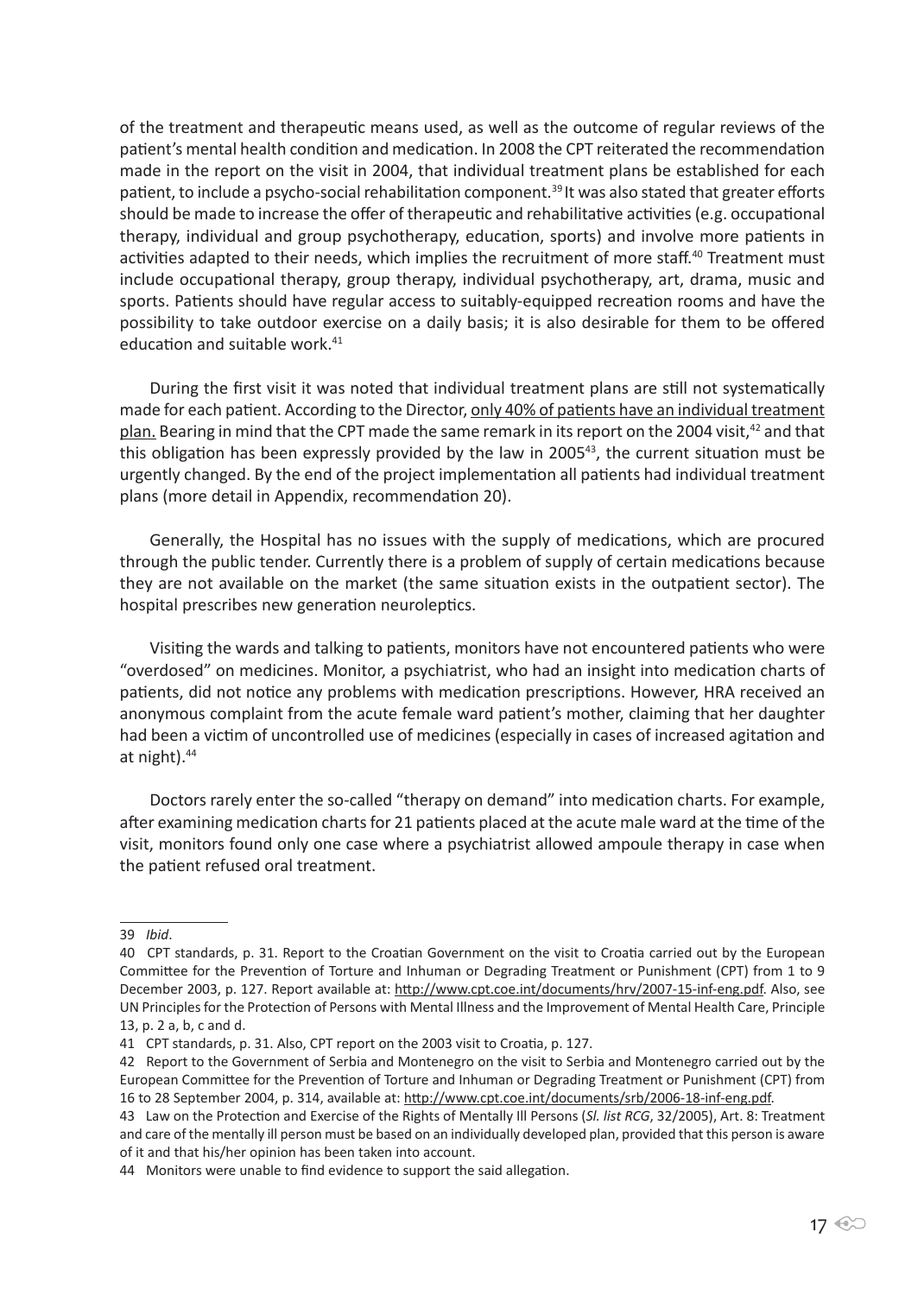of the treatment and therapeutic means used, as well as the outcome of regular reviews of the patient's mental health condition and medication. In 2008 the CPT reiterated the recommendation made in the report on the visit in 2004, that individual treatment plans be established for each patient, to include a psycho-social rehabilitation component.[39] It was also stated that greater efforts should be made to increase the offer of therapeutic and rehabilitative activities (e.g. occupational therapy, individual and group psychotherapy, education, sports) and involve more patients in activities adapted to their needs, which implies the recruitment of more staff.[40] Treatment must include occupational therapy, group therapy, individual psychotherapy, art, drama, music and sports. Patients should have regular access to suitably-equipped recreation rooms and have the possibility to take outdoor exercise on a daily basis; it is also desirable for them to be offered education and suitable work.[41]

During the first visit it was noted that individual treatment plans are still not systematically made for each patient. According to the Director, only 40% of patients have an individual treatment plan. Bearing in mind that the CPT made the same remark in its report on the 2004 visit,[42] and that this obligation has been expressly provided by the law in 2005[43], the current situation must be urgently changed. By the end of the project implementation all patients had individual treatment plans (more detail in Appendix, recommendation 20).

Generally, the Hospital has no issues with the supply of medications, which are procured through the public tender. Currently there is a problem of supply of certain medications because they are not available on the market (the same situation exists in the outpatient sector). The hospital prescribes new generation neuroleptics.

Visiting the wards and talking to patients, monitors have not encountered patients who were "overdosed" on medicines. Monitor, a psychiatrist, who had an insight into medication charts of patients, did not notice any problems with medication prescriptions. However, HRA received an anonymous complaint from the acute female ward patient's mother, claiming that her daughter had been a victim of uncontrolled use of medicines (especially in cases of increased agitation and at night).[44]

Doctors rarely enter the so-called "therapy on demand" into medication charts. For example, after examining medication charts for 21 patients placed at the acute male ward at the time of the visit, monitors found only one case where a psychiatrist allowed ampoule therapy in case when the patient refused oral treatment.

---

39 *Ibid*.

40 CPT standards, p. 31. Report to the Croatian Government on the visit to Croatia carried out by the European Committee for the Prevention of Torture and Inhuman or Degrading Treatment or Punishment (CPT) from 1 to 9 December 2003, p. 127. Report available at: http://www.cpt.coe.int/documents/hrv/2007-15-inf-eng.pdf. Also, see UN Principles for the Protection of Persons with Mental Illness and the Improvement of Mental Health Care, Principle 13, p. 2 a, b, c and d.

41 CPT standards, p. 31. Also, CPT report on the 2003 visit to Croatia, p. 127.

42 Report to the Government of Serbia and Montenegro on the visit to Serbia and Montenegro carried out by the European Committee for the Prevention of Torture and Inhuman or Degrading Treatment or Punishment (CPT) from 16 to 28 September 2004, p. 314, available at: http://www.cpt.coe.int/documents/srb/2006-18-inf-eng.pdf.

43 Law on the Protection and Exercise of the Rights of Mentally Ill Persons (*Sl. list RCG*, 32/2005), Art. 8: Treatment and care of the mentally ill person must be based on an individually developed plan, provided that this person is aware of it and that his/her opinion has been taken into account.

44 Monitors were unable to find evidence to support the said allegation.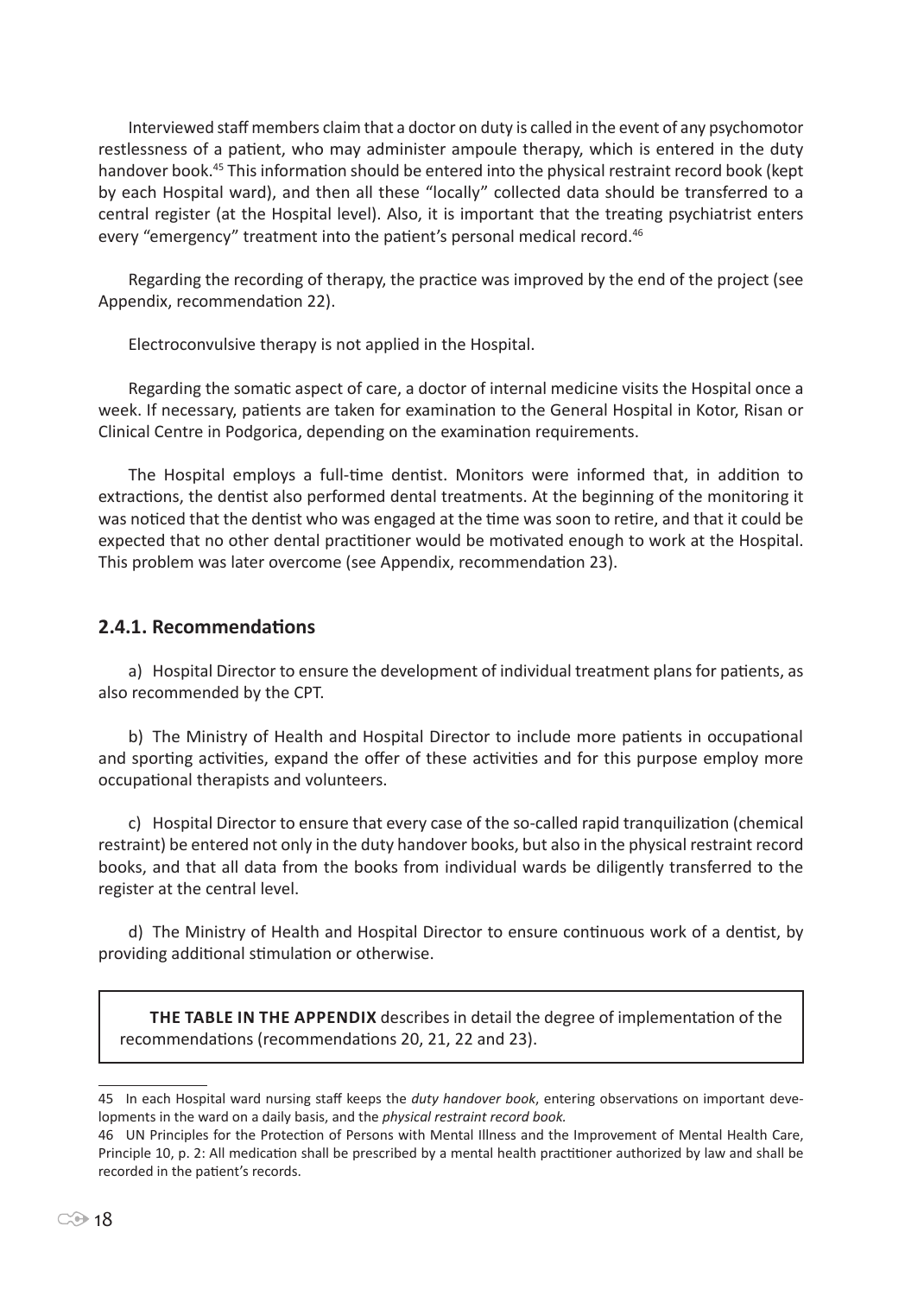Interviewed staff members claim that a doctor on duty is called in the event of any psychomotor restlessness of a patient, who may administer ampoule therapy, which is entered in the duty handover book.[45] This information should be entered into the physical restraint record book (kept by each Hospital ward), and then all these "locally" collected data should be transferred to a central register (at the Hospital level). Also, it is important that the treating psychiatrist enters every "emergency" treatment into the patient's personal medical record.[46]

Regarding the recording of therapy, the practice was improved by the end of the project (see Appendix, recommendation 22).

Electroconvulsive therapy is not applied in the Hospital.

Regarding the somatic aspect of care, a doctor of internal medicine visits the Hospital once a week. If necessary, patients are taken for examination to the General Hospital in Kotor, Risan or Clinical Centre in Podgorica, depending on the examination requirements.

The Hospital employs a full-time dentist. Monitors were informed that, in addition to extractions, the dentist also performed dental treatments. At the beginning of the monitoring it was noticed that the dentist who was engaged at the time was soon to retire, and that it could be expected that no other dental practitioner would be motivated enough to work at the Hospital. This problem was later overcome (see Appendix, recommendation 23).

### 2.4.1. Recommendations

a) Hospital Director to ensure the development of individual treatment plans for patients, as also recommended by the CPT.

b) The Ministry of Health and Hospital Director to include more patients in occupational and sporting activities, expand the offer of these activities and for this purpose employ more occupational therapists and volunteers.

c) Hospital Director to ensure that every case of the so-called rapid tranquilization (chemical restraint) be entered not only in the duty handover books, but also in the physical restraint record books, and that all data from the books from individual wards be diligently transferred to the register at the central level.

d) The Ministry of Health and Hospital Director to ensure continuous work of a dentist, by providing additional stimulation or otherwise.

**THE TABLE IN THE APPENDIX** describes in detail the degree of implementation of the recommendations (recommendations 20, 21, 22 and 23).

---

45 In each Hospital ward nursing staff keeps the *duty handover book*, entering observations on important developments in the ward on a daily basis, and the *physical restraint record book.*

46 UN Principles for the Protection of Persons with Mental Illness and the Improvement of Mental Health Care, Principle 10, p. 2: All medication shall be prescribed by a mental health practitioner authorized by law and shall be recorded in the patient's records.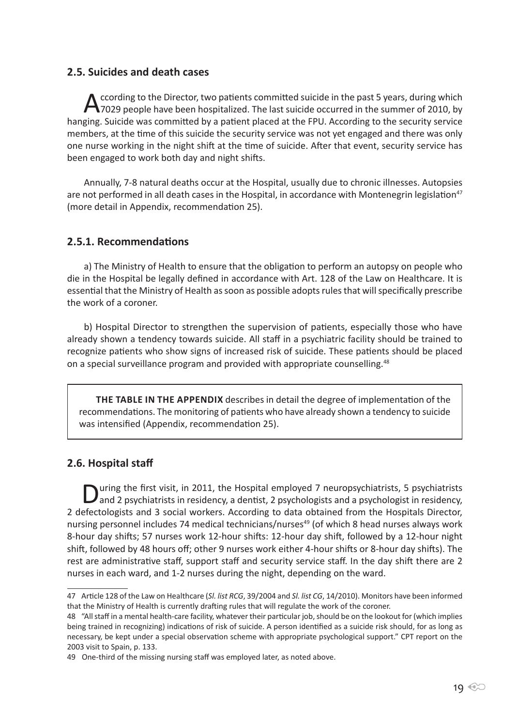## 2.5. Suicides and death cases

According to the Director, two patients committed suicide in the past 5 years, during which 7029 people have been hospitalized. The last suicide occurred in the summer of 2010, by hanging. Suicide was committed by a patient placed at the FPU. According to the security service members, at the time of this suicide the security service was not yet engaged and there was only one nurse working in the night shift at the time of suicide. After that event, security service has been engaged to work both day and night shifts.

Annually, 7-8 natural deaths occur at the Hospital, usually due to chronic illnesses. Autopsies are not performed in all death cases in the Hospital, in accordance with Montenegrin legislation[47] (more detail in Appendix, recommendation 25).

### 2.5.1. Recommendations

a) The Ministry of Health to ensure that the obligation to perform an autopsy on people who die in the Hospital be legally defined in accordance with Art. 128 of the Law on Healthcare. It is essential that the Ministry of Health as soon as possible adopts rules that will specifically prescribe the work of a coroner.

b) Hospital Director to strengthen the supervision of patients, especially those who have already shown a tendency towards suicide. All staff in a psychiatric facility should be trained to recognize patients who show signs of increased risk of suicide. These patients should be placed on a special surveillance program and provided with appropriate counselling.[48]

**THE TABLE IN THE APPENDIX** describes in detail the degree of implementation of the recommendations. The monitoring of patients who have already shown a tendency to suicide was intensified (Appendix, recommendation 25).

## 2.6. Hospital staff

During the first visit, in 2011, the Hospital employed 7 neuropsychiatrists, 5 psychiatrists and 2 psychiatrists in residency, a dentist, 2 psychologists and a psychologist in residency, 2 defectologists and 3 social workers. According to data obtained from the Hospitals Director, nursing personnel includes 74 medical technicians/nurses[49] (of which 8 head nurses always work 8-hour day shifts; 57 nurses work 12-hour shifts: 12-hour day shift, followed by a 12-hour night shift, followed by 48 hours off; other 9 nurses work either 4-hour shifts or 8-hour day shifts). The rest are administrative staff, support staff and security service staff. In the day shift there are 2 nurses in each ward, and 1-2 nurses during the night, depending on the ward.

---

47 Article 128 of the Law on Healthcare (*Sl. list RCG*, 39/2004 and *Sl. list CG*, 14/2010). Monitors have been informed that the Ministry of Health is currently drafting rules that will regulate the work of the coroner.

48 "All staff in a mental health-care facility, whatever their particular job, should be on the lookout for (which implies being trained in recognizing) indications of risk of suicide. A person identified as a suicide risk should, for as long as necessary, be kept under a special observation scheme with appropriate psychological support." CPT report on the 2003 visit to Spain, p. 133.

49 One-third of the missing nursing staff was employed later, as noted above.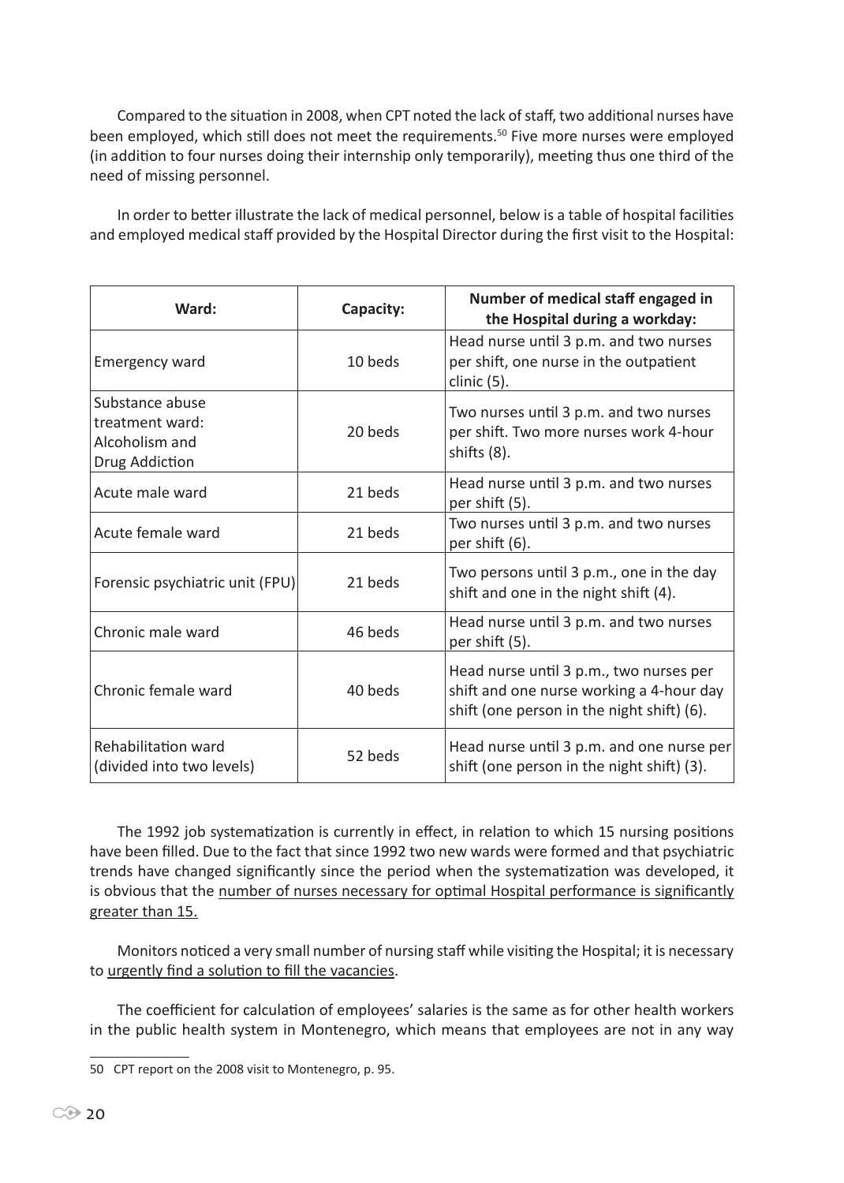Compared to the situation in 2008, when CPT noted the lack of staff, two additional nurses have been employed, which still does not meet the requirements.[50] Five more nurses were employed (in addition to four nurses doing their internship only temporarily), meeting thus one third of the need of missing personnel.

In order to better illustrate the lack of medical personnel, below is a table of hospital facilities and employed medical staff provided by the Hospital Director during the first visit to the Hospital:

| Ward: | Capacity: | Number of medical staff engaged in the Hospital during a workday: |
|---|---|---|
| Emergency ward | 10 beds | Head nurse until 3 p.m. and two nurses per shift, one nurse in the outpatient clinic (5). |
| Substance abuse treatment ward: Alcoholism and Drug Addiction | 20 beds | Two nurses until 3 p.m. and two nurses per shift. Two more nurses work 4-hour shifts (8). |
| Acute male ward | 21 beds | Head nurse until 3 p.m. and two nurses per shift (5). |
| Acute female ward | 21 beds | Two nurses until 3 p.m. and two nurses per shift (6). |
| Forensic psychiatric unit (FPU) | 21 beds | Two persons until 3 p.m., one in the day shift and one in the night shift (4). |
| Chronic male ward | 46 beds | Head nurse until 3 p.m. and two nurses per shift (5). |
| Chronic female ward | 40 beds | Head nurse until 3 p.m., two nurses per shift and one nurse working a 4-hour day shift (one person in the night shift) (6). |
| Rehabilitation ward (divided into two levels) | 52 beds | Head nurse until 3 p.m. and one nurse per shift (one person in the night shift) (3). |

The 1992 job systematization is currently in effect, in relation to which 15 nursing positions have been filled. Due to the fact that since 1992 two new wards were formed and that psychiatric trends have changed significantly since the period when the systematization was developed, it is obvious that the number of nurses necessary for optimal Hospital performance is significantly greater than 15.

Monitors noticed a very small number of nursing staff while visiting the Hospital; it is necessary to urgently find a solution to fill the vacancies.

The coefficient for calculation of employees' salaries is the same as for other health workers in the public health system in Montenegro, which means that employees are not in any way

---

50 CPT report on the 2008 visit to Montenegro, p. 95.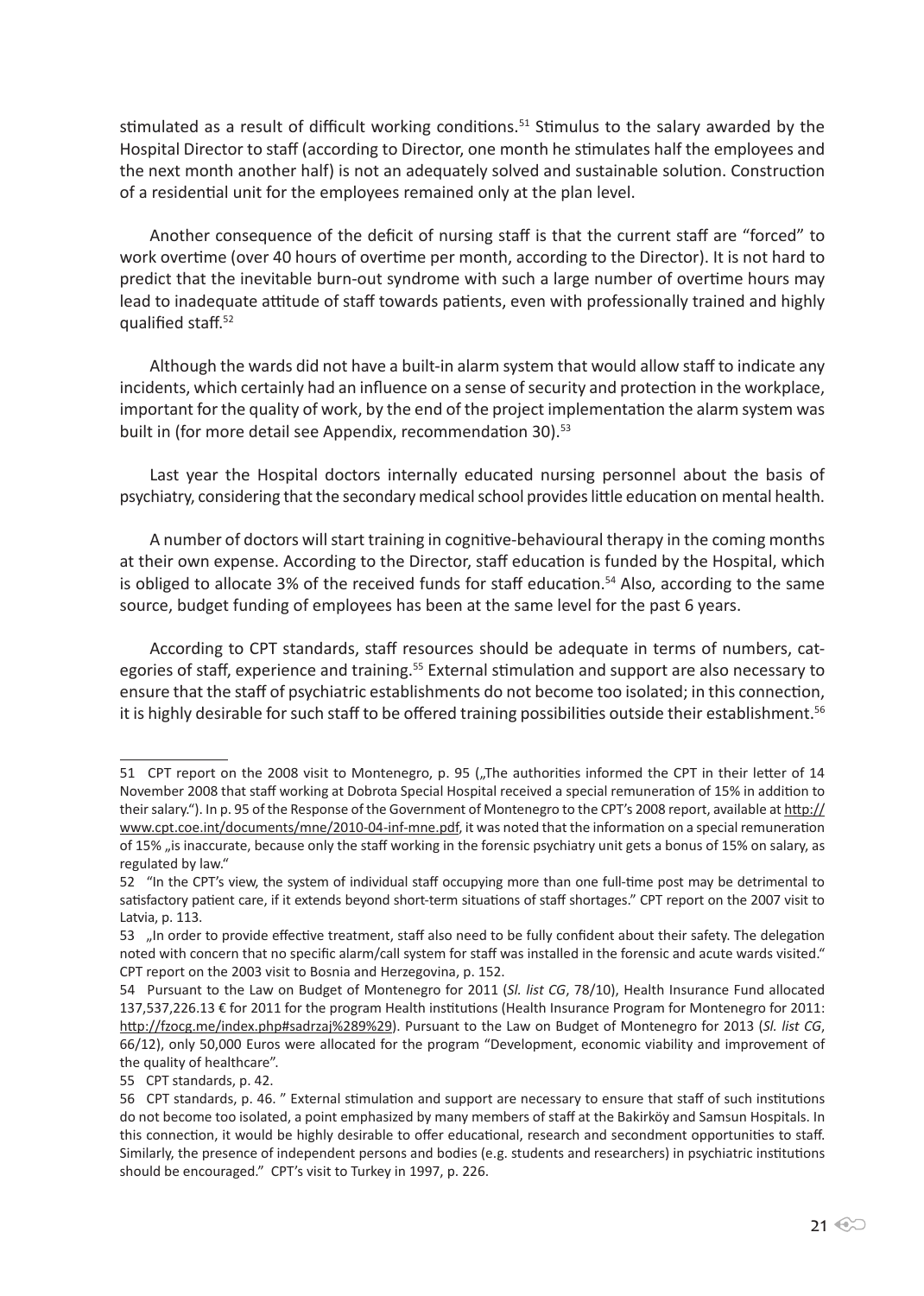stimulated as a result of difficult working conditions.[51] Stimulus to the salary awarded by the Hospital Director to staff (according to Director, one month he stimulates half the employees and the next month another half) is not an adequately solved and sustainable solution. Construction of a residential unit for the employees remained only at the plan level.

Another consequence of the deficit of nursing staff is that the current staff are "forced" to work overtime (over 40 hours of overtime per month, according to the Director). It is not hard to predict that the inevitable burn-out syndrome with such a large number of overtime hours may lead to inadequate attitude of staff towards patients, even with professionally trained and highly qualified staff.[52]

Although the wards did not have a built-in alarm system that would allow staff to indicate any incidents, which certainly had an influence on a sense of security and protection in the workplace, important for the quality of work, by the end of the project implementation the alarm system was built in (for more detail see Appendix, recommendation 30).[53]

Last year the Hospital doctors internally educated nursing personnel about the basis of psychiatry, considering that the secondary medical school provides little education on mental health.

A number of doctors will start training in cognitive-behavioural therapy in the coming months at their own expense. According to the Director, staff education is funded by the Hospital, which is obliged to allocate 3% of the received funds for staff education.[54] Also, according to the same source, budget funding of employees has been at the same level for the past 6 years.

According to CPT standards, staff resources should be adequate in terms of numbers, categories of staff, experience and training.[55] External stimulation and support are also necessary to ensure that the staff of psychiatric establishments do not become too isolated; in this connection, it is highly desirable for such staff to be offered training possibilities outside their establishment.[56]

---

51 CPT report on the 2008 visit to Montenegro, p. 95 („The authorities informed the CPT in their letter of 14 November 2008 that staff working at Dobrota Special Hospital received a special remuneration of 15% in addition to their salary."). In p. 95 of the Response of the Government of Montenegro to the CPT's 2008 report, available at http://www.cpt.coe.int/documents/mne/2010-04-inf-mne.pdf, it was noted that the information on a special remuneration of 15% „is inaccurate, because only the staff working in the forensic psychiatry unit gets a bonus of 15% on salary, as regulated by law."

52 "In the CPT's view, the system of individual staff occupying more than one full-time post may be detrimental to satisfactory patient care, if it extends beyond short-term situations of staff shortages." CPT report on the 2007 visit to Latvia, p. 113.

53 „In order to provide effective treatment, staff also need to be fully confident about their safety. The delegation noted with concern that no specific alarm/call system for staff was installed in the forensic and acute wards visited." CPT report on the 2003 visit to Bosnia and Herzegovina, p. 152.

54 Pursuant to the Law on Budget of Montenegro for 2011 (*Sl. list CG*, 78/10), Health Insurance Fund allocated 137,537,226.13 € for 2011 for the program Health institutions (Health Insurance Program for Montenegro for 2011: http://fzocg.me/index.php#sadrzaj%289%29). Pursuant to the Law on Budget of Montenegro for 2013 (*Sl. list CG*, 66/12), only 50,000 Euros were allocated for the program "Development, economic viability and improvement of the quality of healthcare".

55 CPT standards, p. 42.

56 CPT standards, p. 46. " External stimulation and support are necessary to ensure that staff of such institutions do not become too isolated, a point emphasized by many members of staff at the Bakirköy and Samsun Hospitals. In this connection, it would be highly desirable to offer educational, research and secondment opportunities to staff. Similarly, the presence of independent persons and bodies (e.g. students and researchers) in psychiatric institutions should be encouraged." CPT's visit to Turkey in 1997, p. 226.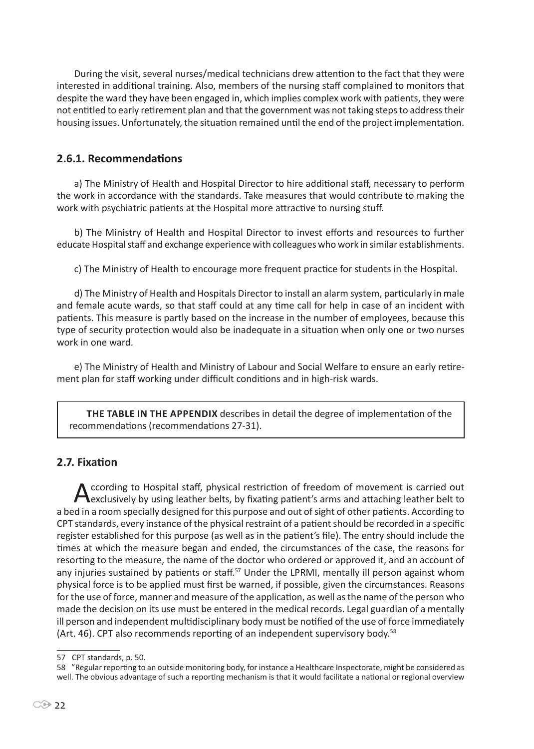During the visit, several nurses/medical technicians drew attention to the fact that they were interested in additional training. Also, members of the nursing staff complained to monitors that despite the ward they have been engaged in, which implies complex work with patients, they were not entitled to early retirement plan and that the government was not taking steps to address their housing issues. Unfortunately, the situation remained until the end of the project implementation.

### 2.6.1. Recommendations

a) The Ministry of Health and Hospital Director to hire additional staff, necessary to perform the work in accordance with the standards. Take measures that would contribute to making the work with psychiatric patients at the Hospital more attractive to nursing stuff.

b) The Ministry of Health and Hospital Director to invest efforts and resources to further educate Hospital staff and exchange experience with colleagues who work in similar establishments.

c) The Ministry of Health to encourage more frequent practice for students in the Hospital.

d) The Ministry of Health and Hospitals Director to install an alarm system, particularly in male and female acute wards, so that staff could at any time call for help in case of an incident with patients. This measure is partly based on the increase in the number of employees, because this type of security protection would also be inadequate in a situation when only one or two nurses work in one ward.

e) The Ministry of Health and Ministry of Labour and Social Welfare to ensure an early retirement plan for staff working under difficult conditions and in high-risk wards.

**THE TABLE IN THE APPENDIX** describes in detail the degree of implementation of the recommendations (recommendations 27-31).

## 2.7. Fixation

According to Hospital staff, physical restriction of freedom of movement is carried out exclusively by using leather belts, by fixating patient's arms and attaching leather belt to a bed in a room specially designed for this purpose and out of sight of other patients. According to CPT standards, every instance of the physical restraint of a patient should be recorded in a specific register established for this purpose (as well as in the patient's file). The entry should include the times at which the measure began and ended, the circumstances of the case, the reasons for resorting to the measure, the name of the doctor who ordered or approved it, and an account of any injuries sustained by patients or staff.[57] Under the LPRMI, mentally ill person against whom physical force is to be applied must first be warned, if possible, given the circumstances. Reasons for the use of force, manner and measure of the application, as well as the name of the person who made the decision on its use must be entered in the medical records. Legal guardian of a mentally ill person and independent multidisciplinary body must be notified of the use of force immediately (Art. 46). CPT also recommends reporting of an independent supervisory body.[58]

---

57 CPT standards, p. 50.

58 "Regular reporting to an outside monitoring body, for instance a Healthcare Inspectorate, might be considered as well. The obvious advantage of such a reporting mechanism is that it would facilitate a national or regional overview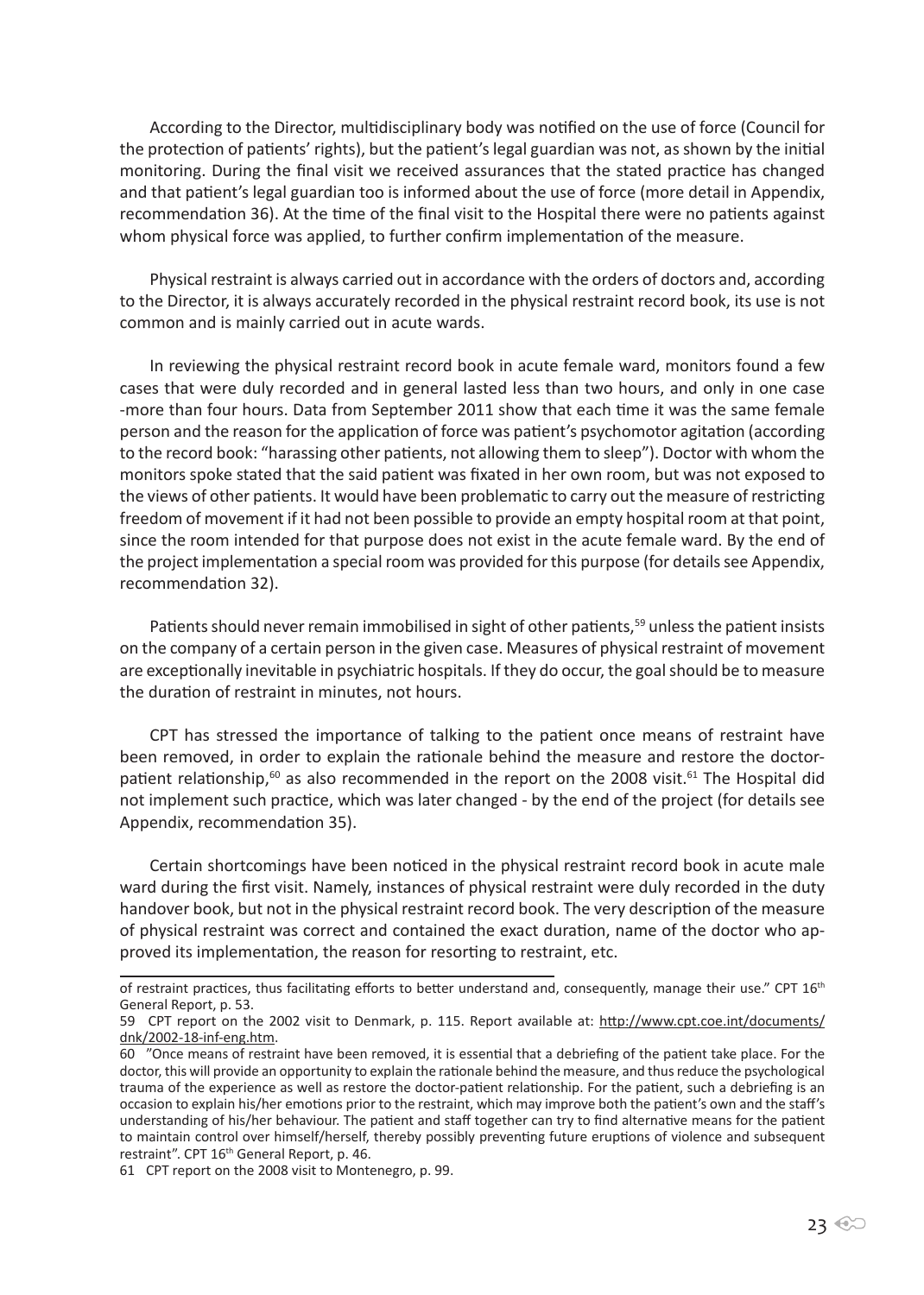According to the Director, multidisciplinary body was notified on the use of force (Council for the protection of patients' rights), but the patient's legal guardian was not, as shown by the initial monitoring. During the final visit we received assurances that the stated practice has changed and that patient's legal guardian too is informed about the use of force (more detail in Appendix, recommendation 36). At the time of the final visit to the Hospital there were no patients against whom physical force was applied, to further confirm implementation of the measure.

Physical restraint is always carried out in accordance with the orders of doctors and, according to the Director, it is always accurately recorded in the physical restraint record book, its use is not common and is mainly carried out in acute wards.

In reviewing the physical restraint record book in acute female ward, monitors found a few cases that were duly recorded and in general lasted less than two hours, and only in one case -more than four hours. Data from September 2011 show that each time it was the same female person and the reason for the application of force was patient's psychomotor agitation (according to the record book: "harassing other patients, not allowing them to sleep"). Doctor with whom the monitors spoke stated that the said patient was fixated in her own room, but was not exposed to the views of other patients. It would have been problematic to carry out the measure of restricting freedom of movement if it had not been possible to provide an empty hospital room at that point, since the room intended for that purpose does not exist in the acute female ward. By the end of the project implementation a special room was provided for this purpose (for details see Appendix, recommendation 32).

Patients should never remain immobilised in sight of other patients,[59] unless the patient insists on the company of a certain person in the given case. Measures of physical restraint of movement are exceptionally inevitable in psychiatric hospitals. If they do occur, the goal should be to measure the duration of restraint in minutes, not hours.

CPT has stressed the importance of talking to the patient once means of restraint have been removed, in order to explain the rationale behind the measure and restore the doctor-patient relationship,[60] as also recommended in the report on the 2008 visit.[61] The Hospital did not implement such practice, which was later changed - by the end of the project (for details see Appendix, recommendation 35).

Certain shortcomings have been noticed in the physical restraint record book in acute male ward during the first visit. Namely, instances of physical restraint were duly recorded in the duty handover book, but not in the physical restraint record book. The very description of the measure of physical restraint was correct and contained the exact duration, name of the doctor who approved its implementation, the reason for resorting to restraint, etc.

---

of restraint practices, thus facilitating efforts to better understand and, consequently, manage their use." CPT 16th General Report, p. 53.

59 CPT report on the 2002 visit to Denmark, p. 115. Report available at: http://www.cpt.coe.int/documents/dnk/2002-18-inf-eng.htm.

60 "Once means of restraint have been removed, it is essential that a debriefing of the patient take place. For the doctor, this will provide an opportunity to explain the rationale behind the measure, and thus reduce the psychological trauma of the experience as well as restore the doctor-patient relationship. For the patient, such a debriefing is an occasion to explain his/her emotions prior to the restraint, which may improve both the patient's own and the staff's understanding of his/her behaviour. The patient and staff together can try to find alternative means for the patient to maintain control over himself/herself, thereby possibly preventing future eruptions of violence and subsequent restraint". CPT 16th General Report, p. 46.

61 CPT report on the 2008 visit to Montenegro, p. 99.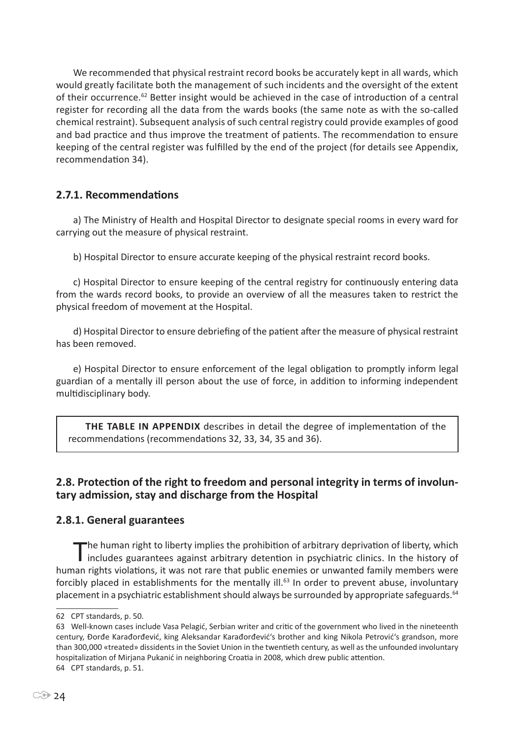We recommended that physical restraint record books be accurately kept in all wards, which would greatly facilitate both the management of such incidents and the oversight of the extent of their occurrence.[62] Better insight would be achieved in the case of introduction of a central register for recording all the data from the wards books (the same note as with the so-called chemical restraint). Subsequent analysis of such central registry could provide examples of good and bad practice and thus improve the treatment of patients. The recommendation to ensure keeping of the central register was fulfilled by the end of the project (for details see Appendix, recommendation 34).

### 2.7.1. Recommendations

a) The Ministry of Health and Hospital Director to designate special rooms in every ward for carrying out the measure of physical restraint.

b) Hospital Director to ensure accurate keeping of the physical restraint record books.

c) Hospital Director to ensure keeping of the central registry for continuously entering data from the wards record books, to provide an overview of all the measures taken to restrict the physical freedom of movement at the Hospital.

d) Hospital Director to ensure debriefing of the patient after the measure of physical restraint has been removed.

e) Hospital Director to ensure enforcement of the legal obligation to promptly inform legal guardian of a mentally ill person about the use of force, in addition to informing independent multidisciplinary body.

> **THE TABLE IN APPENDIX** describes in detail the degree of implementation of the recommendations (recommendations 32, 33, 34, 35 and 36).

## 2.8. Protection of the right to freedom and personal integrity in terms of involuntary admission, stay and discharge from the Hospital

### 2.8.1. General guarantees

The human right to liberty implies the prohibition of arbitrary deprivation of liberty, which includes guarantees against arbitrary detention in psychiatric clinics. In the history of human rights violations, it was not rare that public enemies or unwanted family members were forcibly placed in establishments for the mentally ill.[63] In order to prevent abuse, involuntary placement in a psychiatric establishment should always be surrounded by appropriate safeguards.[64]

---

62 CPT standards, p. 50.

63 Well-known cases include Vasa Pelagić, Serbian writer and critic of the government who lived in the nineteenth century, Đorđe Karađorđević, king Aleksandar Karađorđević's brother and king Nikola Petrović's grandson, more than 300,000 «treated» dissidents in the Soviet Union in the twentieth century, as well as the unfounded involuntary hospitalization of Mirjana Pukanić in neighboring Croatia in 2008, which drew public attention.

64 CPT standards, p. 51.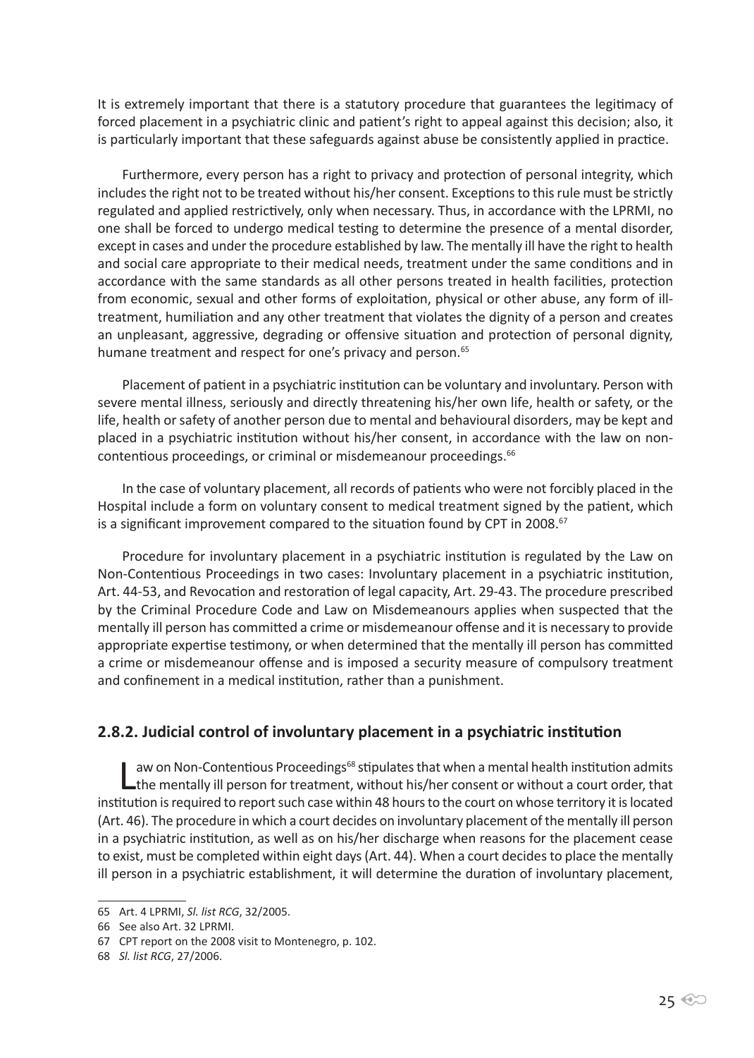It is extremely important that there is a statutory procedure that guarantees the legitimacy of forced placement in a psychiatric clinic and patient's right to appeal against this decision; also, it is particularly important that these safeguards against abuse be consistently applied in practice.

Furthermore, every person has a right to privacy and protection of personal integrity, which includes the right not to be treated without his/her consent. Exceptions to this rule must be strictly regulated and applied restrictively, only when necessary. Thus, in accordance with the LPRMI, no one shall be forced to undergo medical testing to determine the presence of a mental disorder, except in cases and under the procedure established by law. The mentally ill have the right to health and social care appropriate to their medical needs, treatment under the same conditions and in accordance with the same standards as all other persons treated in health facilities, protection from economic, sexual and other forms of exploitation, physical or other abuse, any form of ill-treatment, humiliation and any other treatment that violates the dignity of a person and creates an unpleasant, aggressive, degrading or offensive situation and protection of personal dignity, humane treatment and respect for one's privacy and person.[65]

Placement of patient in a psychiatric institution can be voluntary and involuntary. Person with severe mental illness, seriously and directly threatening his/her own life, health or safety, or the life, health or safety of another person due to mental and behavioural disorders, may be kept and placed in a psychiatric institution without his/her consent, in accordance with the law on non-contentious proceedings, or criminal or misdemeanour proceedings.[66]

In the case of voluntary placement, all records of patients who were not forcibly placed in the Hospital include a form on voluntary consent to medical treatment signed by the patient, which is a significant improvement compared to the situation found by CPT in 2008.[67]

Procedure for involuntary placement in a psychiatric institution is regulated by the Law on Non-Contentious Proceedings in two cases: Involuntary placement in a psychiatric institution, Art. 44-53, and Revocation and restoration of legal capacity, Art. 29-43. The procedure prescribed by the Criminal Procedure Code and Law on Misdemeanours applies when suspected that the mentally ill person has committed a crime or misdemeanour offense and it is necessary to provide appropriate expertise testimony, or when determined that the mentally ill person has committed a crime or misdemeanour offense and is imposed a security measure of compulsory treatment and confinement in a medical institution, rather than a punishment.

### 2.8.2. Judicial control of involuntary placement in a psychiatric institution

Law on Non-Contentious Proceedings[68] stipulates that when a mental health institution admits the mentally ill person for treatment, without his/her consent or without a court order, that institution is required to report such case within 48 hours to the court on whose territory it is located (Art. 46). The procedure in which a court decides on involuntary placement of the mentally ill person in a psychiatric institution, as well as on his/her discharge when reasons for the placement cease to exist, must be completed within eight days (Art. 44). When a court decides to place the mentally ill person in a psychiatric establishment, it will determine the duration of involuntary placement,

---

65 Art. 4 LPRMI, *Sl. list RCG*, 32/2005.

66 See also Art. 32 LPRMI.

67 CPT report on the 2008 visit to Montenegro, p. 102.

68 *Sl. list RCG*, 27/2006.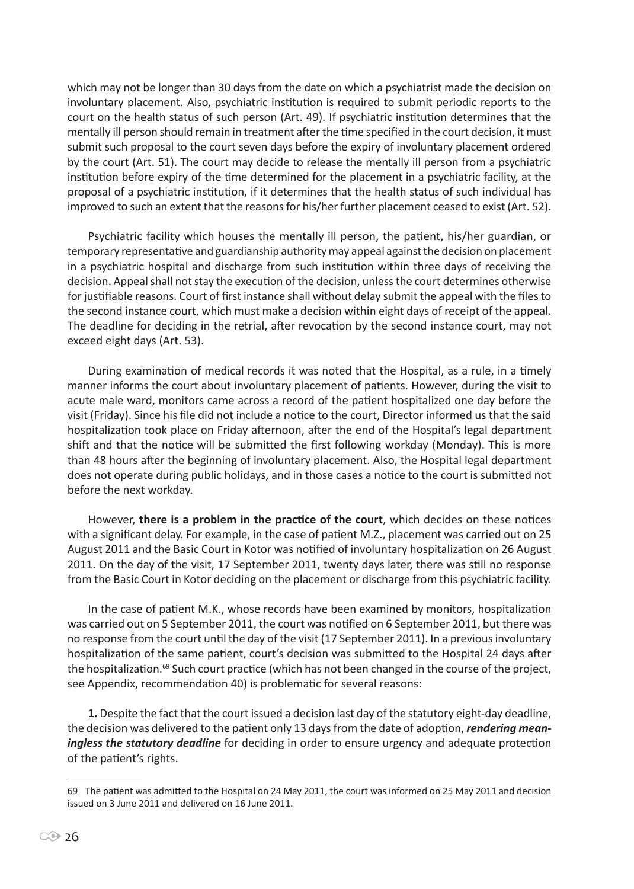which may not be longer than 30 days from the date on which a psychiatrist made the decision on involuntary placement. Also, psychiatric institution is required to submit periodic reports to the court on the health status of such person (Art. 49). If psychiatric institution determines that the mentally ill person should remain in treatment after the time specified in the court decision, it must submit such proposal to the court seven days before the expiry of involuntary placement ordered by the court (Art. 51). The court may decide to release the mentally ill person from a psychiatric institution before expiry of the time determined for the placement in a psychiatric facility, at the proposal of a psychiatric institution, if it determines that the health status of such individual has improved to such an extent that the reasons for his/her further placement ceased to exist (Art. 52).

Psychiatric facility which houses the mentally ill person, the patient, his/her guardian, or temporary representative and guardianship authority may appeal against the decision on placement in a psychiatric hospital and discharge from such institution within three days of receiving the decision. Appeal shall not stay the execution of the decision, unless the court determines otherwise for justifiable reasons. Court of first instance shall without delay submit the appeal with the files to the second instance court, which must make a decision within eight days of receipt of the appeal. The deadline for deciding in the retrial, after revocation by the second instance court, may not exceed eight days (Art. 53).

During examination of medical records it was noted that the Hospital, as a rule, in a timely manner informs the court about involuntary placement of patients. However, during the visit to acute male ward, monitors came across a record of the patient hospitalized one day before the visit (Friday). Since his file did not include a notice to the court, Director informed us that the said hospitalization took place on Friday afternoon, after the end of the Hospital's legal department shift and that the notice will be submitted the first following workday (Monday). This is more than 48 hours after the beginning of involuntary placement. Also, the Hospital legal department does not operate during public holidays, and in those cases a notice to the court is submitted not before the next workday.

However, **there is a problem in the practice of the court**, which decides on these notices with a significant delay. For example, in the case of patient M.Z., placement was carried out on 25 August 2011 and the Basic Court in Kotor was notified of involuntary hospitalization on 26 August 2011. On the day of the visit, 17 September 2011, twenty days later, there was still no response from the Basic Court in Kotor deciding on the placement or discharge from this psychiatric facility.

In the case of patient M.K., whose records have been examined by monitors, hospitalization was carried out on 5 September 2011, the court was notified on 6 September 2011, but there was no response from the court until the day of the visit (17 September 2011). In a previous involuntary hospitalization of the same patient, court's decision was submitted to the Hospital 24 days after the hospitalization.[69] Such court practice (which has not been changed in the course of the project, see Appendix, recommendation 40) is problematic for several reasons:

**1.** Despite the fact that the court issued a decision last day of the statutory eight-day deadline, the decision was delivered to the patient only 13 days from the date of adoption, ***rendering meaningless the statutory deadline*** for deciding in order to ensure urgency and adequate protection of the patient's rights.

---

69 The patient was admitted to the Hospital on 24 May 2011, the court was informed on 25 May 2011 and decision issued on 3 June 2011 and delivered on 16 June 2011.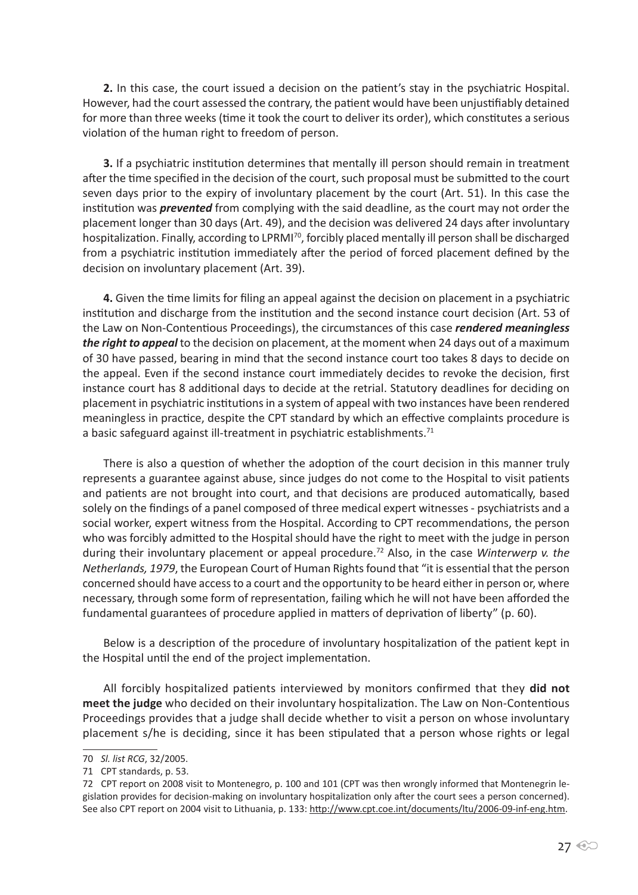**2.** In this case, the court issued a decision on the patient's stay in the psychiatric Hospital. However, had the court assessed the contrary, the patient would have been unjustifiably detained for more than three weeks (time it took the court to deliver its order), which constitutes a serious violation of the human right to freedom of person.

**3.** If a psychiatric institution determines that mentally ill person should remain in treatment after the time specified in the decision of the court, such proposal must be submitted to the court seven days prior to the expiry of involuntary placement by the court (Art. 51). In this case the institution was ***prevented*** from complying with the said deadline, as the court may not order the placement longer than 30 days (Art. 49), and the decision was delivered 24 days after involuntary hospitalization. Finally, according to LPRMI[70], forcibly placed mentally ill person shall be discharged from a psychiatric institution immediately after the period of forced placement defined by the decision on involuntary placement (Art. 39).

**4.** Given the time limits for filing an appeal against the decision on placement in a psychiatric institution and discharge from the institution and the second instance court decision (Art. 53 of the Law on Non-Contentious Proceedings), the circumstances of this case ***rendered meaningless the right to appeal*** to the decision on placement, at the moment when 24 days out of a maximum of 30 have passed, bearing in mind that the second instance court too takes 8 days to decide on the appeal. Even if the second instance court immediately decides to revoke the decision, first instance court has 8 additional days to decide at the retrial. Statutory deadlines for deciding on placement in psychiatric institutions in a system of appeal with two instances have been rendered meaningless in practice, despite the CPT standard by which an effective complaints procedure is a basic safeguard against ill-treatment in psychiatric establishments.[71]

There is also a question of whether the adoption of the court decision in this manner truly represents a guarantee against abuse, since judges do not come to the Hospital to visit patients and patients are not brought into court, and that decisions are produced automatically, based solely on the findings of a panel composed of three medical expert witnesses - psychiatrists and a social worker, expert witness from the Hospital. According to CPT recommendations, the person who was forcibly admitted to the Hospital should have the right to meet with the judge in person during their involuntary placement or appeal procedure.[72] Also, in the case *Winterwerp v. the Netherlands, 1979*, the European Court of Human Rights found that "it is essential that the person concerned should have access to a court and the opportunity to be heard either in person or, where necessary, through some form of representation, failing which he will not have been afforded the fundamental guarantees of procedure applied in matters of deprivation of liberty" (p. 60).

Below is a description of the procedure of involuntary hospitalization of the patient kept in the Hospital until the end of the project implementation.

All forcibly hospitalized patients interviewed by monitors confirmed that they **did not meet the judge** who decided on their involuntary hospitalization. The Law on Non-Contentious Proceedings provides that a judge shall decide whether to visit a person on whose involuntary placement s/he is deciding, since it has been stipulated that a person whose rights or legal

---

70 *Sl. list RCG*, 32/2005.

71 CPT standards, p. 53.

72 CPT report on 2008 visit to Montenegro, p. 100 and 101 (CPT was then wrongly informed that Montenegrin legislation provides for decision-making on involuntary hospitalization only after the court sees a person concerned). See also CPT report on 2004 visit to Lithuania, p. 133: http://www.cpt.coe.int/documents/ltu/2006-09-inf-eng.htm.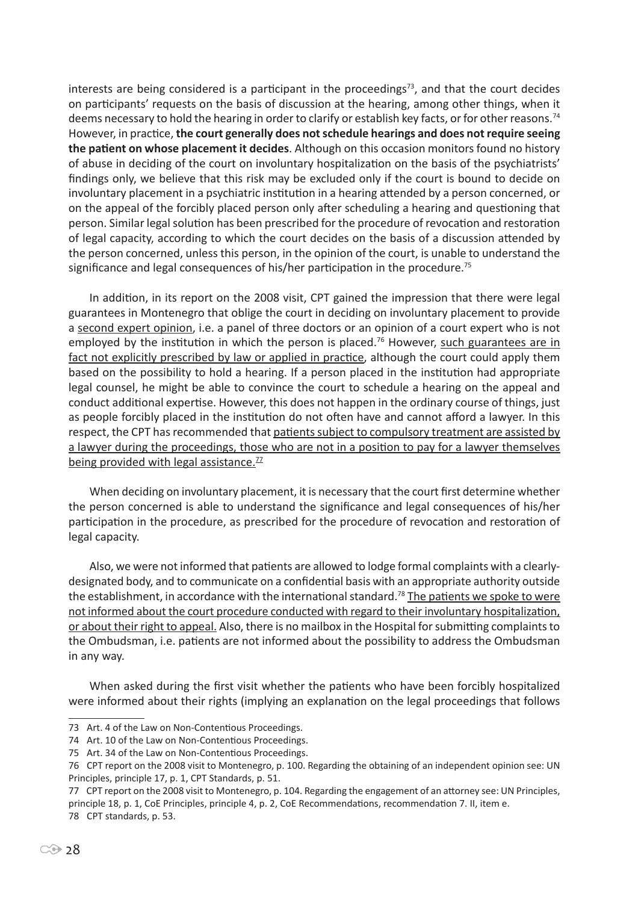interests are being considered is a participant in the proceedings[73], and that the court decides on participants' requests on the basis of discussion at the hearing, among other things, when it deems necessary to hold the hearing in order to clarify or establish key facts, or for other reasons.[74] However, in practice, **the court generally does not schedule hearings and does not require seeing the patient on whose placement it decides**. Although on this occasion monitors found no history of abuse in deciding of the court on involuntary hospitalization on the basis of the psychiatrists' findings only, we believe that this risk may be excluded only if the court is bound to decide on involuntary placement in a psychiatric institution in a hearing attended by a person concerned, or on the appeal of the forcibly placed person only after scheduling a hearing and questioning that person. Similar legal solution has been prescribed for the procedure of revocation and restoration of legal capacity, according to which the court decides on the basis of a discussion attended by the person concerned, unless this person, in the opinion of the court, is unable to understand the significance and legal consequences of his/her participation in the procedure.[75]

In addition, in its report on the 2008 visit, CPT gained the impression that there were legal guarantees in Montenegro that oblige the court in deciding on involuntary placement to provide a second expert opinion, i.e. a panel of three doctors or an opinion of a court expert who is not employed by the institution in which the person is placed.[76] However, such guarantees are in fact not explicitly prescribed by law or applied in practice, although the court could apply them based on the possibility to hold a hearing. If a person placed in the institution had appropriate legal counsel, he might be able to convince the court to schedule a hearing on the appeal and conduct additional expertise. However, this does not happen in the ordinary course of things, just as people forcibly placed in the institution do not often have and cannot afford a lawyer. In this respect, the CPT has recommended that patients subject to compulsory treatment are assisted by a lawyer during the proceedings, those who are not in a position to pay for a lawyer themselves being provided with legal assistance.[77]

When deciding on involuntary placement, it is necessary that the court first determine whether the person concerned is able to understand the significance and legal consequences of his/her participation in the procedure, as prescribed for the procedure of revocation and restoration of legal capacity.

Also, we were not informed that patients are allowed to lodge formal complaints with a clearly-designated body, and to communicate on a confidential basis with an appropriate authority outside the establishment, in accordance with the international standard.[78] The patients we spoke to were not informed about the court procedure conducted with regard to their involuntary hospitalization, or about their right to appeal. Also, there is no mailbox in the Hospital for submitting complaints to the Ombudsman, i.e. patients are not informed about the possibility to address the Ombudsman in any way.

When asked during the first visit whether the patients who have been forcibly hospitalized were informed about their rights (implying an explanation on the legal proceedings that follows

---

73 Art. 4 of the Law on Non-Contentious Proceedings.

74 Art. 10 of the Law on Non-Contentious Proceedings.

75 Art. 34 of the Law on Non-Contentious Proceedings.

76 CPT report on the 2008 visit to Montenegro, p. 100. Regarding the obtaining of an independent opinion see: UN Principles, principle 17, p. 1, CPT Standards, p. 51.

77 CPT report on the 2008 visit to Montenegro, p. 104. Regarding the engagement of an attorney see: UN Principles, principle 18, p. 1, CoE Principles, principle 4, p. 2, CoE Recommendations, recommendation 7. II, item e.

78 CPT standards, p. 53.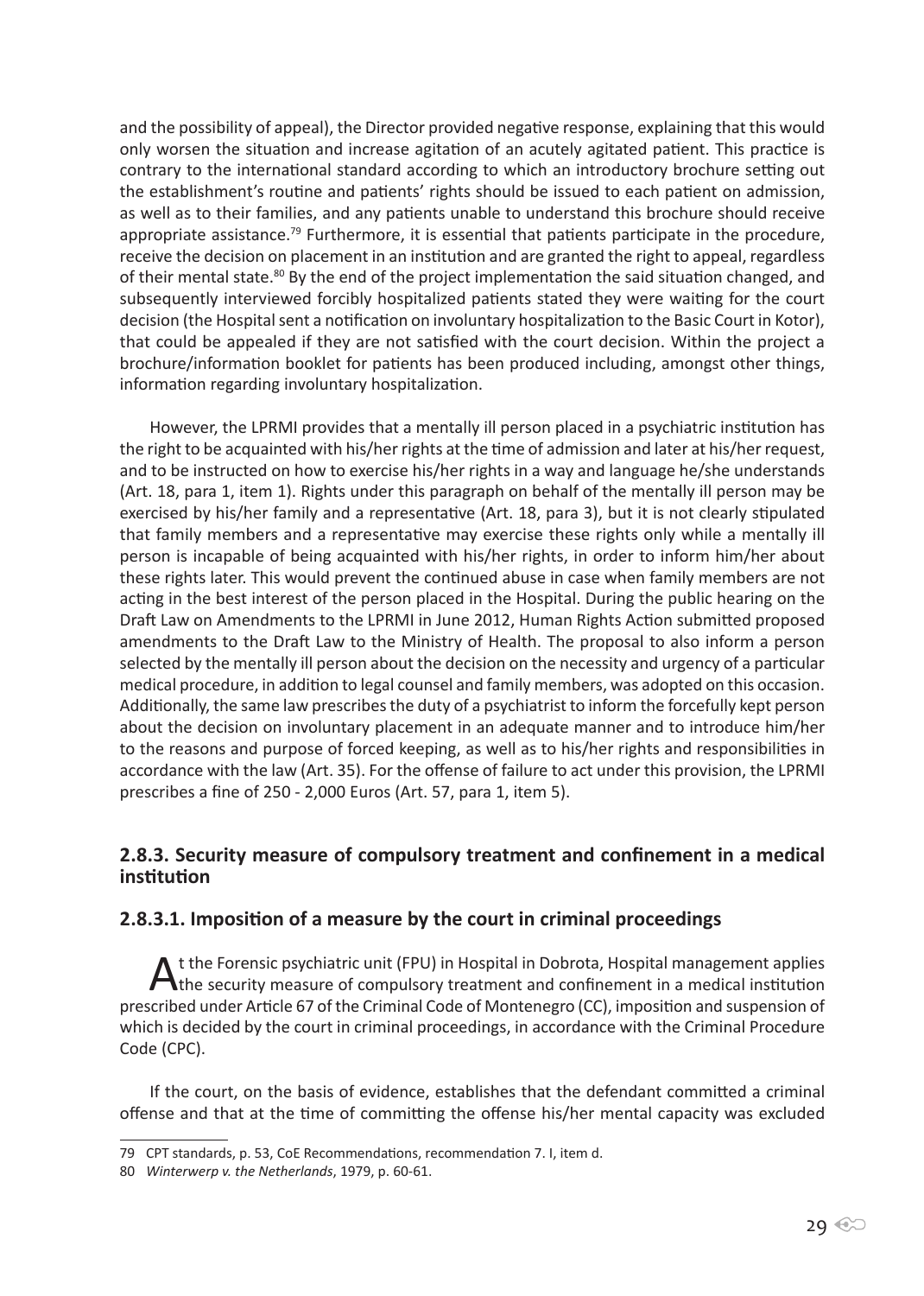and the possibility of appeal), the Director provided negative response, explaining that this would only worsen the situation and increase agitation of an acutely agitated patient. This practice is contrary to the international standard according to which an introductory brochure setting out the establishment's routine and patients' rights should be issued to each patient on admission, as well as to their families, and any patients unable to understand this brochure should receive appropriate assistance.[79] Furthermore, it is essential that patients participate in the procedure, receive the decision on placement in an institution and are granted the right to appeal, regardless of their mental state.[80] By the end of the project implementation the said situation changed, and subsequently interviewed forcibly hospitalized patients stated they were waiting for the court decision (the Hospital sent a notification on involuntary hospitalization to the Basic Court in Kotor), that could be appealed if they are not satisfied with the court decision. Within the project a brochure/information booklet for patients has been produced including, amongst other things, information regarding involuntary hospitalization.

However, the LPRMI provides that a mentally ill person placed in a psychiatric institution has the right to be acquainted with his/her rights at the time of admission and later at his/her request, and to be instructed on how to exercise his/her rights in a way and language he/she understands (Art. 18, para 1, item 1). Rights under this paragraph on behalf of the mentally ill person may be exercised by his/her family and a representative (Art. 18, para 3), but it is not clearly stipulated that family members and a representative may exercise these rights only while a mentally ill person is incapable of being acquainted with his/her rights, in order to inform him/her about these rights later. This would prevent the continued abuse in case when family members are not acting in the best interest of the person placed in the Hospital. During the public hearing on the Draft Law on Amendments to the LPRMI in June 2012, Human Rights Action submitted proposed amendments to the Draft Law to the Ministry of Health. The proposal to also inform a person selected by the mentally ill person about the decision on the necessity and urgency of a particular medical procedure, in addition to legal counsel and family members, was adopted on this occasion. Additionally, the same law prescribes the duty of a psychiatrist to inform the forcefully kept person about the decision on involuntary placement in an adequate manner and to introduce him/her to the reasons and purpose of forced keeping, as well as to his/her rights and responsibilities in accordance with the law (Art. 35). For the offense of failure to act under this provision, the LPRMI prescribes a fine of 250 - 2,000 Euros (Art. 57, para 1, item 5).

### 2.8.3. Security measure of compulsory treatment and confinement in a medical institution

#### 2.8.3.1. Imposition of a measure by the court in criminal proceedings

At the Forensic psychiatric unit (FPU) in Hospital in Dobrota, Hospital management applies the security measure of compulsory treatment and confinement in a medical institution prescribed under Article 67 of the Criminal Code of Montenegro (CC), imposition and suspension of which is decided by the court in criminal proceedings, in accordance with the Criminal Procedure Code (CPC).

If the court, on the basis of evidence, establishes that the defendant committed a criminal offense and that at the time of committing the offense his/her mental capacity was excluded

---

79 CPT standards, p. 53, CoE Recommendations, recommendation 7. I, item d.

80 *Winterwerp v. the Netherlands*, 1979, p. 60-61.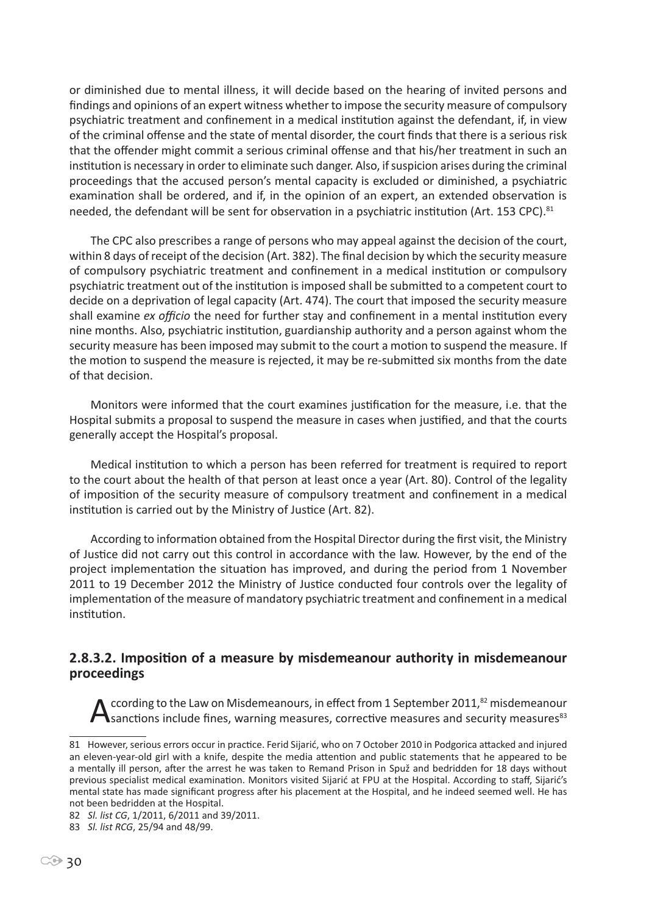or diminished due to mental illness, it will decide based on the hearing of invited persons and findings and opinions of an expert witness whether to impose the security measure of compulsory psychiatric treatment and confinement in a medical institution against the defendant, if, in view of the criminal offense and the state of mental disorder, the court finds that there is a serious risk that the offender might commit a serious criminal offense and that his/her treatment in such an institution is necessary in order to eliminate such danger. Also, if suspicion arises during the criminal proceedings that the accused person's mental capacity is excluded or diminished, a psychiatric examination shall be ordered, and if, in the opinion of an expert, an extended observation is needed, the defendant will be sent for observation in a psychiatric institution (Art. 153 CPC).[81]

The CPC also prescribes a range of persons who may appeal against the decision of the court, within 8 days of receipt of the decision (Art. 382). The final decision by which the security measure of compulsory psychiatric treatment and confinement in a medical institution or compulsory psychiatric treatment out of the institution is imposed shall be submitted to a competent court to decide on a deprivation of legal capacity (Art. 474). The court that imposed the security measure shall examine *ex officio* the need for further stay and confinement in a mental institution every nine months. Also, psychiatric institution, guardianship authority and a person against whom the security measure has been imposed may submit to the court a motion to suspend the measure. If the motion to suspend the measure is rejected, it may be re-submitted six months from the date of that decision.

Monitors were informed that the court examines justification for the measure, i.e. that the Hospital submits a proposal to suspend the measure in cases when justified, and that the courts generally accept the Hospital's proposal.

Medical institution to which a person has been referred for treatment is required to report to the court about the health of that person at least once a year (Art. 80). Control of the legality of imposition of the security measure of compulsory treatment and confinement in a medical institution is carried out by the Ministry of Justice (Art. 82).

According to information obtained from the Hospital Director during the first visit, the Ministry of Justice did not carry out this control in accordance with the law. However, by the end of the project implementation the situation has improved, and during the period from 1 November 2011 to 19 December 2012 the Ministry of Justice conducted four controls over the legality of implementation of the measure of mandatory psychiatric treatment and confinement in a medical institution.

### 2.8.3.2. Imposition of a measure by misdemeanour authority in misdemeanour proceedings

According to the Law on Misdemeanours, in effect from 1 September 2011,[82] misdemeanour sanctions include fines, warning measures, corrective measures and security measures[83]

---

81 However, serious errors occur in practice. Ferid Sijarić, who on 7 October 2010 in Podgorica attacked and injured an eleven-year-old girl with a knife, despite the media attention and public statements that he appeared to be a mentally ill person, after the arrest he was taken to Remand Prison in Spuž and bedridden for 18 days without previous specialist medical examination. Monitors visited Sijarić at FPU at the Hospital. According to staff, Sijarić's mental state has made significant progress after his placement at the Hospital, and he indeed seemed well. He has not been bedridden at the Hospital.

82 *Sl. list CG*, 1/2011, 6/2011 and 39/2011.

83 *Sl. list RCG*, 25/94 and 48/99.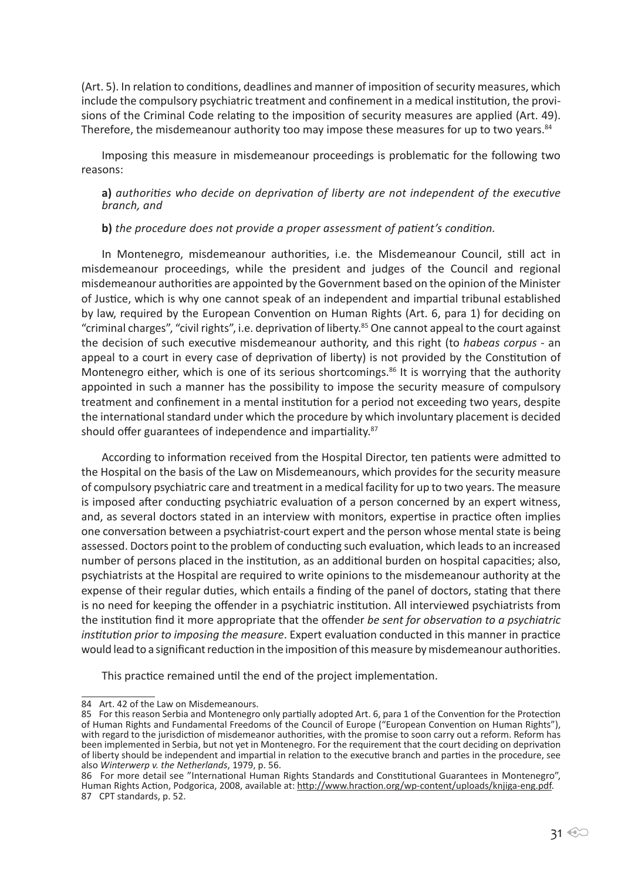(Art. 5). In relation to conditions, deadlines and manner of imposition of security measures, which include the compulsory psychiatric treatment and confinement in a medical institution, the provisions of the Criminal Code relating to the imposition of security measures are applied (Art. 49). Therefore, the misdemeanour authority too may impose these measures for up to two years.[84]

Imposing this measure in misdemeanour proceedings is problematic for the following two reasons:

**a)** *authorities who decide on deprivation of liberty are not independent of the executive branch, and*

**b)** *the procedure does not provide a proper assessment of patient's condition.*

In Montenegro, misdemeanour authorities, i.e. the Misdemeanour Council, still act in misdemeanour proceedings, while the president and judges of the Council and regional misdemeanour authorities are appointed by the Government based on the opinion of the Minister of Justice, which is why one cannot speak of an independent and impartial tribunal established by law, required by the European Convention on Human Rights (Art. 6, para 1) for deciding on "criminal charges", "civil rights", i.e. deprivation of liberty.[85] One cannot appeal to the court against the decision of such executive misdemeanour authority, and this right (to *habeas corpus* - an appeal to a court in every case of deprivation of liberty) is not provided by the Constitution of Montenegro either, which is one of its serious shortcomings.[86] It is worrying that the authority appointed in such a manner has the possibility to impose the security measure of compulsory treatment and confinement in a mental institution for a period not exceeding two years, despite the international standard under which the procedure by which involuntary placement is decided should offer guarantees of independence and impartiality.[87]

According to information received from the Hospital Director, ten patients were admitted to the Hospital on the basis of the Law on Misdemeanours, which provides for the security measure of compulsory psychiatric care and treatment in a medical facility for up to two years. The measure is imposed after conducting psychiatric evaluation of a person concerned by an expert witness, and, as several doctors stated in an interview with monitors, expertise in practice often implies one conversation between a psychiatrist-court expert and the person whose mental state is being assessed. Doctors point to the problem of conducting such evaluation, which leads to an increased number of persons placed in the institution, as an additional burden on hospital capacities; also, psychiatrists at the Hospital are required to write opinions to the misdemeanour authority at the expense of their regular duties, which entails a finding of the panel of doctors, stating that there is no need for keeping the offender in a psychiatric institution. All interviewed psychiatrists from the institution find it more appropriate that the offender *be sent for observation to a psychiatric institution prior to imposing the measure*. Expert evaluation conducted in this manner in practice would lead to a significant reduction in the imposition of this measure by misdemeanour authorities.

This practice remained until the end of the project implementation.

---

84 Art. 42 of the Law on Misdemeanours.

85 For this reason Serbia and Montenegro only partially adopted Art. 6, para 1 of the Convention for the Protection of Human Rights and Fundamental Freedoms of the Council of Europe ("European Convention on Human Rights"), with regard to the jurisdiction of misdemeanor authorities, with the promise to soon carry out a reform. Reform has been implemented in Serbia, but not yet in Montenegro. For the requirement that the court deciding on deprivation of liberty should be independent and impartial in relation to the executive branch and parties in the procedure, see also *Winterwerp v. the Netherlands*, 1979, p. 56.

86 For more detail see "International Human Rights Standards and Constitutional Guarantees in Montenegro", Human Rights Action, Podgorica, 2008, available at: http://www.hraction.org/wp-content/uploads/knjiga-eng.pdf.

87 CPT standards, p. 52.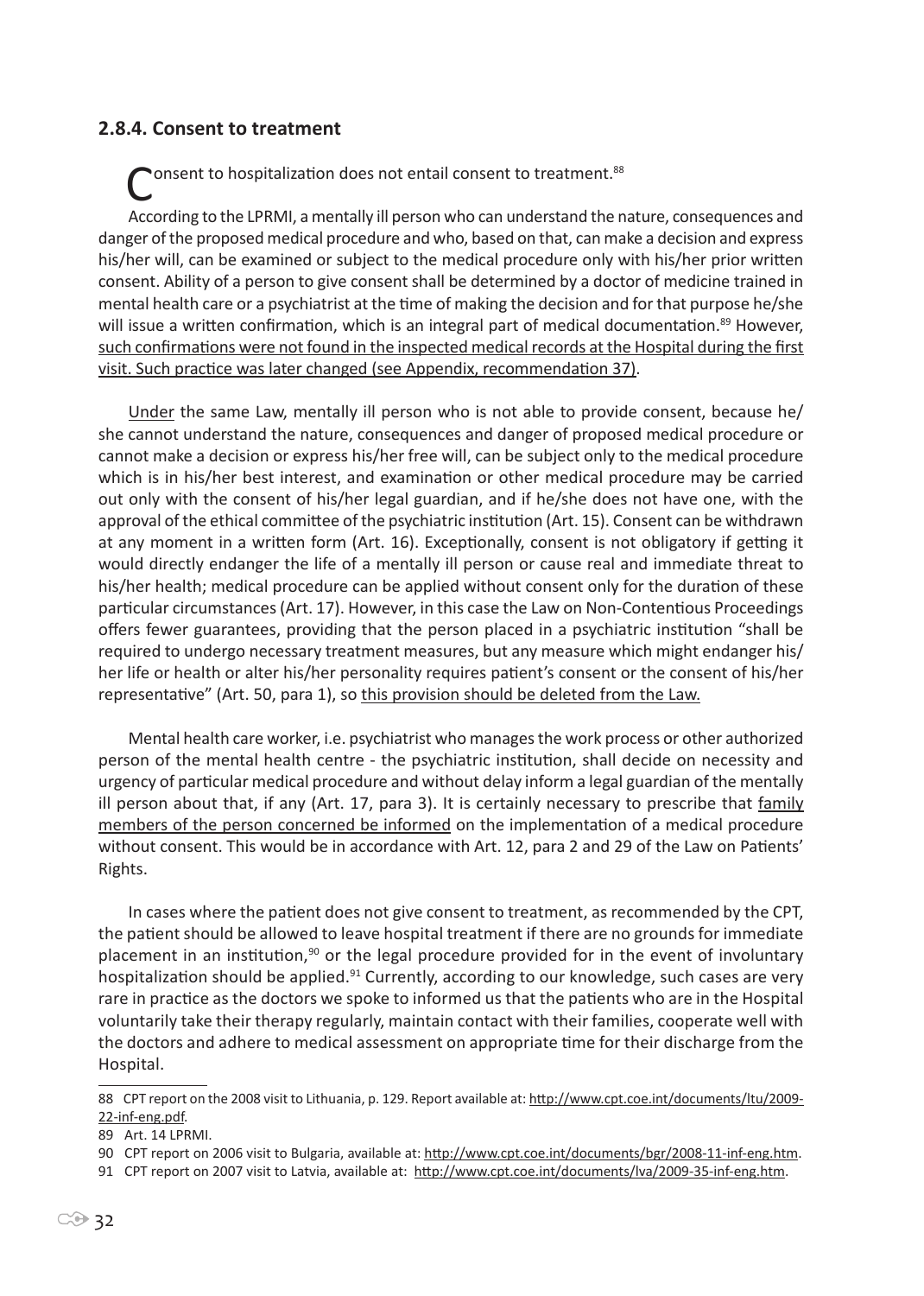### 2.8.4. Consent to treatment

Consent to hospitalization does not entail consent to treatment.[88]

According to the LPRMI, a mentally ill person who can understand the nature, consequences and danger of the proposed medical procedure and who, based on that, can make a decision and express his/her will, can be examined or subject to the medical procedure only with his/her prior written consent. Ability of a person to give consent shall be determined by a doctor of medicine trained in mental health care or a psychiatrist at the time of making the decision and for that purpose he/she will issue a written confirmation, which is an integral part of medical documentation.[89] However, such confirmations were not found in the inspected medical records at the Hospital during the first visit. Such practice was later changed (see Appendix, recommendation 37).

Under the same Law, mentally ill person who is not able to provide consent, because he/she cannot understand the nature, consequences and danger of proposed medical procedure or cannot make a decision or express his/her free will, can be subject only to the medical procedure which is in his/her best interest, and examination or other medical procedure may be carried out only with the consent of his/her legal guardian, and if he/she does not have one, with the approval of the ethical committee of the psychiatric institution (Art. 15). Consent can be withdrawn at any moment in a written form (Art. 16). Exceptionally, consent is not obligatory if getting it would directly endanger the life of a mentally ill person or cause real and immediate threat to his/her health; medical procedure can be applied without consent only for the duration of these particular circumstances (Art. 17). However, in this case the Law on Non-Contentious Proceedings offers fewer guarantees, providing that the person placed in a psychiatric institution "shall be required to undergo necessary treatment measures, but any measure which might endanger his/her life or health or alter his/her personality requires patient's consent or the consent of his/her representative" (Art. 50, para 1), so this provision should be deleted from the Law.

Mental health care worker, i.e. psychiatrist who manages the work process or other authorized person of the mental health centre - the psychiatric institution, shall decide on necessity and urgency of particular medical procedure and without delay inform a legal guardian of the mentally ill person about that, if any (Art. 17, para 3). It is certainly necessary to prescribe that family members of the person concerned be informed on the implementation of a medical procedure without consent. This would be in accordance with Art. 12, para 2 and 29 of the Law on Patients' Rights.

In cases where the patient does not give consent to treatment, as recommended by the CPT, the patient should be allowed to leave hospital treatment if there are no grounds for immediate placement in an institution,[90] or the legal procedure provided for in the event of involuntary hospitalization should be applied.[91] Currently, according to our knowledge, such cases are very rare in practice as the doctors we spoke to informed us that the patients who are in the Hospital voluntarily take their therapy regularly, maintain contact with their families, cooperate well with the doctors and adhere to medical assessment on appropriate time for their discharge from the Hospital.

---

88 CPT report on the 2008 visit to Lithuania, p. 129. Report available at: http://www.cpt.coe.int/documents/ltu/2009-22-inf-eng.pdf.

89 Art. 14 LPRMI.

90 CPT report on 2006 visit to Bulgaria, available at: http://www.cpt.coe.int/documents/bgr/2008-11-inf-eng.htm.

91 CPT report on 2007 visit to Latvia, available at: http://www.cpt.coe.int/documents/lva/2009-35-inf-eng.htm.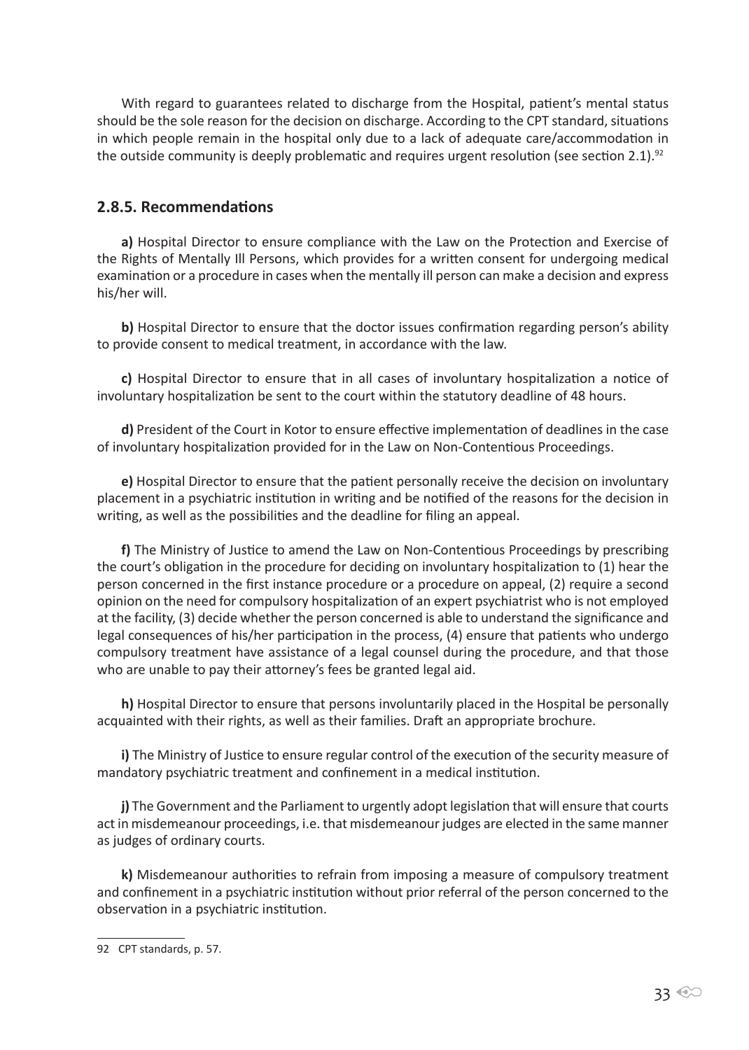With regard to guarantees related to discharge from the Hospital, patient's mental status should be the sole reason for the decision on discharge. According to the CPT standard, situations in which people remain in the hospital only due to a lack of adequate care/accommodation in the outside community is deeply problematic and requires urgent resolution (see section 2.1).[92]

### 2.8.5. Recommendations

**a)** Hospital Director to ensure compliance with the Law on the Protection and Exercise of the Rights of Mentally Ill Persons, which provides for a written consent for undergoing medical examination or a procedure in cases when the mentally ill person can make a decision and express his/her will.

**b)** Hospital Director to ensure that the doctor issues confirmation regarding person's ability to provide consent to medical treatment, in accordance with the law.

**c)** Hospital Director to ensure that in all cases of involuntary hospitalization a notice of involuntary hospitalization be sent to the court within the statutory deadline of 48 hours.

**d)** President of the Court in Kotor to ensure effective implementation of deadlines in the case of involuntary hospitalization provided for in the Law on Non-Contentious Proceedings.

**e)** Hospital Director to ensure that the patient personally receive the decision on involuntary placement in a psychiatric institution in writing and be notified of the reasons for the decision in writing, as well as the possibilities and the deadline for filing an appeal.

**f)** The Ministry of Justice to amend the Law on Non-Contentious Proceedings by prescribing the court's obligation in the procedure for deciding on involuntary hospitalization to (1) hear the person concerned in the first instance procedure or a procedure on appeal, (2) require a second opinion on the need for compulsory hospitalization of an expert psychiatrist who is not employed at the facility, (3) decide whether the person concerned is able to understand the significance and legal consequences of his/her participation in the process, (4) ensure that patients who undergo compulsory treatment have assistance of a legal counsel during the procedure, and that those who are unable to pay their attorney's fees be granted legal aid.

**h)** Hospital Director to ensure that persons involuntarily placed in the Hospital be personally acquainted with their rights, as well as their families. Draft an appropriate brochure.

**i)** The Ministry of Justice to ensure regular control of the execution of the security measure of mandatory psychiatric treatment and confinement in a medical institution.

**j)** The Government and the Parliament to urgently adopt legislation that will ensure that courts act in misdemeanour proceedings, i.e. that misdemeanour judges are elected in the same manner as judges of ordinary courts.

**k)** Misdemeanour authorities to refrain from imposing a measure of compulsory treatment and confinement in a psychiatric institution without prior referral of the person concerned to the observation in a psychiatric institution.

---

92 CPT standards, p. 57.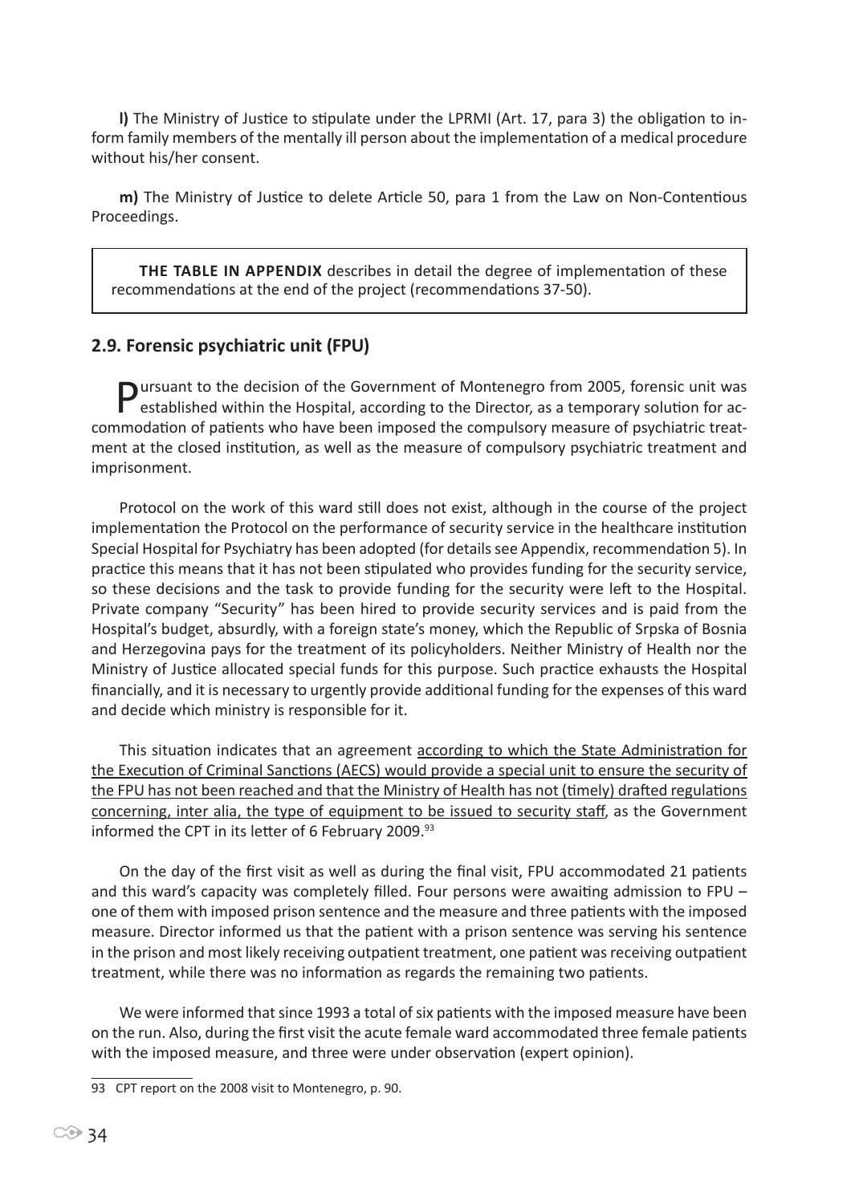**l)** The Ministry of Justice to stipulate under the LPRMI (Art. 17, para 3) the obligation to inform family members of the mentally ill person about the implementation of a medical procedure without his/her consent.

**m)** The Ministry of Justice to delete Article 50, para 1 from the Law on Non-Contentious Proceedings.

> **THE TABLE IN APPENDIX** describes in detail the degree of implementation of these recommendations at the end of the project (recommendations 37-50).

## 2.9. Forensic psychiatric unit (FPU)

Pursuant to the decision of the Government of Montenegro from 2005, forensic unit was established within the Hospital, according to the Director, as a temporary solution for accommodation of patients who have been imposed the compulsory measure of psychiatric treatment at the closed institution, as well as the measure of compulsory psychiatric treatment and imprisonment.

Protocol on the work of this ward still does not exist, although in the course of the project implementation the Protocol on the performance of security service in the healthcare institution Special Hospital for Psychiatry has been adopted (for details see Appendix, recommendation 5). In practice this means that it has not been stipulated who provides funding for the security service, so these decisions and the task to provide funding for the security were left to the Hospital. Private company "Security" has been hired to provide security services and is paid from the Hospital's budget, absurdly, with a foreign state's money, which the Republic of Srpska of Bosnia and Herzegovina pays for the treatment of its policyholders. Neither Ministry of Health nor the Ministry of Justice allocated special funds for this purpose. Such practice exhausts the Hospital financially, and it is necessary to urgently provide additional funding for the expenses of this ward and decide which ministry is responsible for it.

This situation indicates that an agreement according to which the State Administration for the Execution of Criminal Sanctions (AECS) would provide a special unit to ensure the security of the FPU has not been reached and that the Ministry of Health has not (timely) drafted regulations concerning, inter alia, the type of equipment to be issued to security staff, as the Government informed the CPT in its letter of 6 February 2009.[93]

On the day of the first visit as well as during the final visit, FPU accommodated 21 patients and this ward's capacity was completely filled. Four persons were awaiting admission to FPU – one of them with imposed prison sentence and the measure and three patients with the imposed measure. Director informed us that the patient with a prison sentence was serving his sentence in the prison and most likely receiving outpatient treatment, one patient was receiving outpatient treatment, while there was no information as regards the remaining two patients.

We were informed that since 1993 a total of six patients with the imposed measure have been on the run. Also, during the first visit the acute female ward accommodated three female patients with the imposed measure, and three were under observation (expert opinion).

---

93 CPT report on the 2008 visit to Montenegro, p. 90.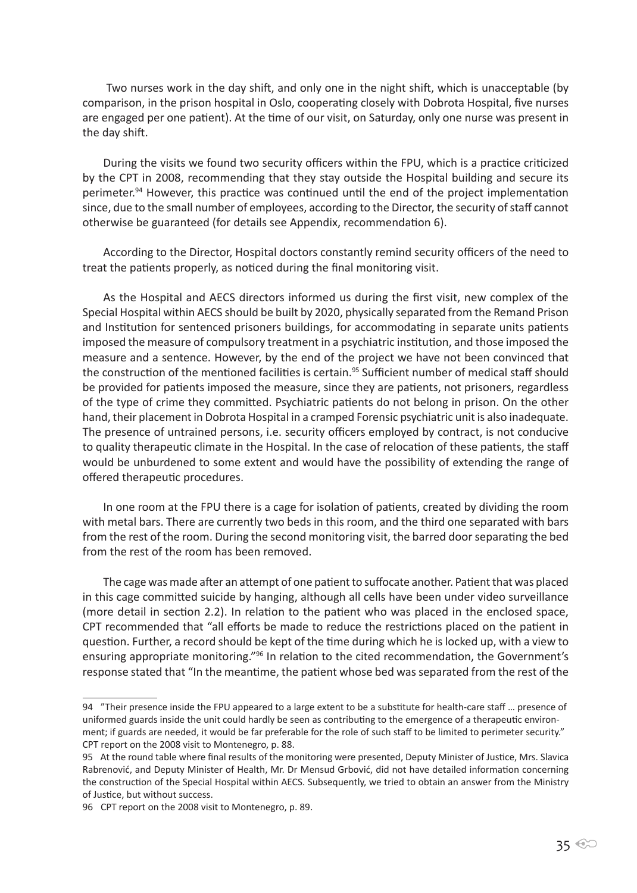Two nurses work in the day shift, and only one in the night shift, which is unacceptable (by comparison, in the prison hospital in Oslo, cooperating closely with Dobrota Hospital, five nurses are engaged per one patient). At the time of our visit, on Saturday, only one nurse was present in the day shift.

During the visits we found two security officers within the FPU, which is a practice criticized by the CPT in 2008, recommending that they stay outside the Hospital building and secure its perimeter.[94] However, this practice was continued until the end of the project implementation since, due to the small number of employees, according to the Director, the security of staff cannot otherwise be guaranteed (for details see Appendix, recommendation 6).

According to the Director, Hospital doctors constantly remind security officers of the need to treat the patients properly, as noticed during the final monitoring visit.

As the Hospital and AECS directors informed us during the first visit, new complex of the Special Hospital within AECS should be built by 2020, physically separated from the Remand Prison and Institution for sentenced prisoners buildings, for accommodating in separate units patients imposed the measure of compulsory treatment in a psychiatric institution, and those imposed the measure and a sentence. However, by the end of the project we have not been convinced that the construction of the mentioned facilities is certain.[95] Sufficient number of medical staff should be provided for patients imposed the measure, since they are patients, not prisoners, regardless of the type of crime they committed. Psychiatric patients do not belong in prison. On the other hand, their placement in Dobrota Hospital in a cramped Forensic psychiatric unit is also inadequate. The presence of untrained persons, i.e. security officers employed by contract, is not conducive to quality therapeutic climate in the Hospital. In the case of relocation of these patients, the staff would be unburdened to some extent and would have the possibility of extending the range of offered therapeutic procedures.

In one room at the FPU there is a cage for isolation of patients, created by dividing the room with metal bars. There are currently two beds in this room, and the third one separated with bars from the rest of the room. During the second monitoring visit, the barred door separating the bed from the rest of the room has been removed.

The cage was made after an attempt of one patient to suffocate another. Patient that was placed in this cage committed suicide by hanging, although all cells have been under video surveillance (more detail in section 2.2). In relation to the patient who was placed in the enclosed space, CPT recommended that "all efforts be made to reduce the restrictions placed on the patient in question. Further, a record should be kept of the time during which he is locked up, with a view to ensuring appropriate monitoring."[96] In relation to the cited recommendation, the Government's response stated that "In the meantime, the patient whose bed was separated from the rest of the

---

94 "Their presence inside the FPU appeared to a large extent to be a substitute for health-care staff … presence of uniformed guards inside the unit could hardly be seen as contributing to the emergence of a therapeutic environment; if guards are needed, it would be far preferable for the role of such staff to be limited to perimeter security." CPT report on the 2008 visit to Montenegro, p. 88.

95 At the round table where final results of the monitoring were presented, Deputy Minister of Justice, Mrs. Slavica Rabrenović, and Deputy Minister of Health, Mr. Dr Mensud Grbović, did not have detailed information concerning the construction of the Special Hospital within AECS. Subsequently, we tried to obtain an answer from the Ministry of Justice, but without success.

96 CPT report on the 2008 visit to Montenegro, p. 89.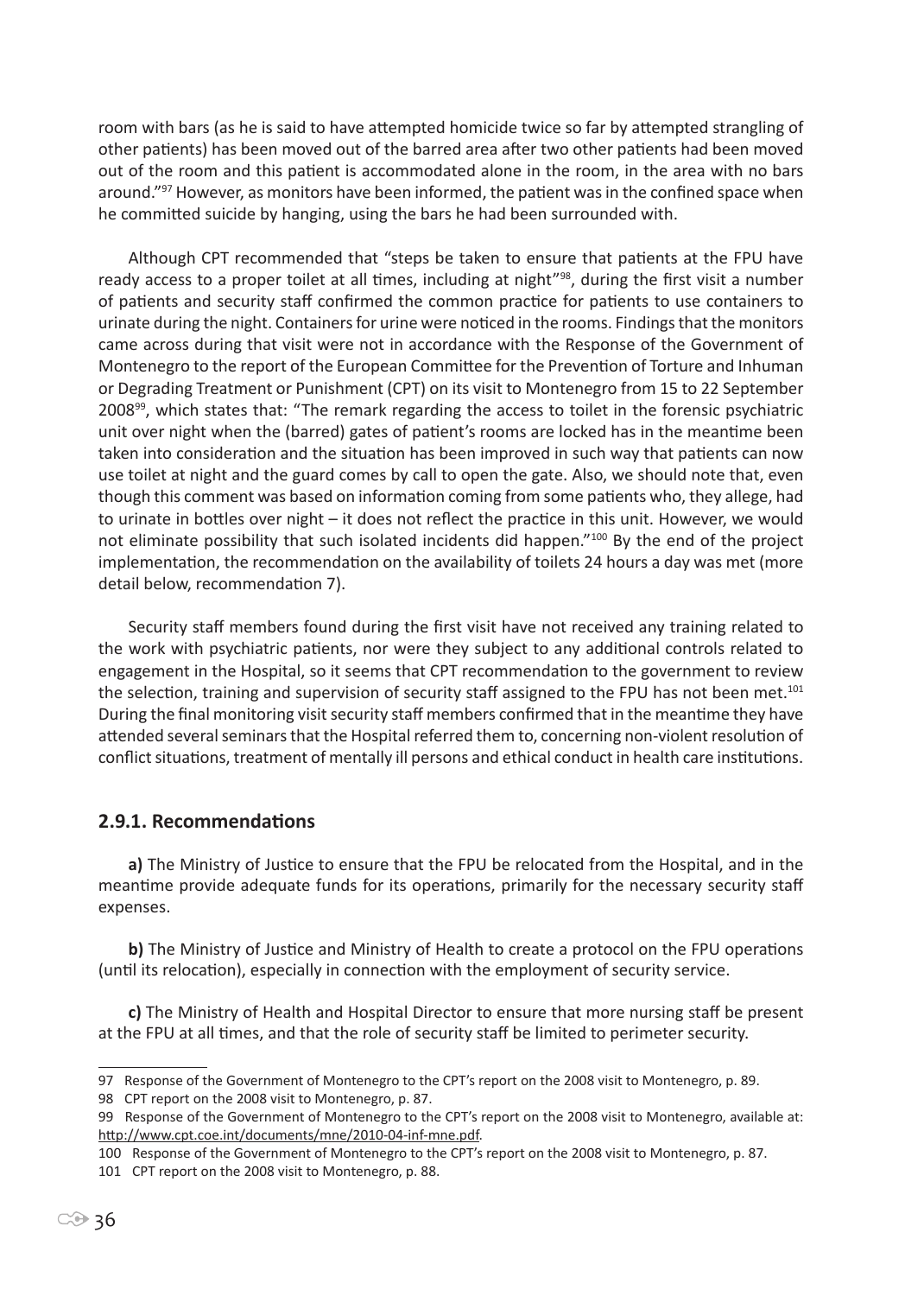room with bars (as he is said to have attempted homicide twice so far by attempted strangling of other patients) has been moved out of the barred area after two other patients had been moved out of the room and this patient is accommodated alone in the room, in the area with no bars around."[97] However, as monitors have been informed, the patient was in the confined space when he committed suicide by hanging, using the bars he had been surrounded with.

Although CPT recommended that "steps be taken to ensure that patients at the FPU have ready access to a proper toilet at all times, including at night"[98], during the first visit a number of patients and security staff confirmed the common practice for patients to use containers to urinate during the night. Containers for urine were noticed in the rooms. Findings that the monitors came across during that visit were not in accordance with the Response of the Government of Montenegro to the report of the European Committee for the Prevention of Torture and Inhuman or Degrading Treatment or Punishment (CPT) on its visit to Montenegro from 15 to 22 September 2008[99], which states that: "The remark regarding the access to toilet in the forensic psychiatric unit over night when the (barred) gates of patient's rooms are locked has in the meantime been taken into consideration and the situation has been improved in such way that patients can now use toilet at night and the guard comes by call to open the gate. Also, we should note that, even though this comment was based on information coming from some patients who, they allege, had to urinate in bottles over night – it does not reflect the practice in this unit. However, we would not eliminate possibility that such isolated incidents did happen."[100] By the end of the project implementation, the recommendation on the availability of toilets 24 hours a day was met (more detail below, recommendation 7).

Security staff members found during the first visit have not received any training related to the work with psychiatric patients, nor were they subject to any additional controls related to engagement in the Hospital, so it seems that CPT recommendation to the government to review the selection, training and supervision of security staff assigned to the FPU has not been met.[101] During the final monitoring visit security staff members confirmed that in the meantime they have attended several seminars that the Hospital referred them to, concerning non-violent resolution of conflict situations, treatment of mentally ill persons and ethical conduct in health care institutions.

### 2.9.1. Recommendations

**a)** The Ministry of Justice to ensure that the FPU be relocated from the Hospital, and in the meantime provide adequate funds for its operations, primarily for the necessary security staff expenses.

**b)** The Ministry of Justice and Ministry of Health to create a protocol on the FPU operations (until its relocation), especially in connection with the employment of security service.

**c)** The Ministry of Health and Hospital Director to ensure that more nursing staff be present at the FPU at all times, and that the role of security staff be limited to perimeter security.

---

97 Response of the Government of Montenegro to the CPT's report on the 2008 visit to Montenegro, p. 89.

98 CPT report on the 2008 visit to Montenegro, p. 87.

99 Response of the Government of Montenegro to the CPT's report on the 2008 visit to Montenegro, available at: http://www.cpt.coe.int/documents/mne/2010-04-inf-mne.pdf.

100 Response of the Government of Montenegro to the CPT's report on the 2008 visit to Montenegro, p. 87.

101 CPT report on the 2008 visit to Montenegro, p. 88.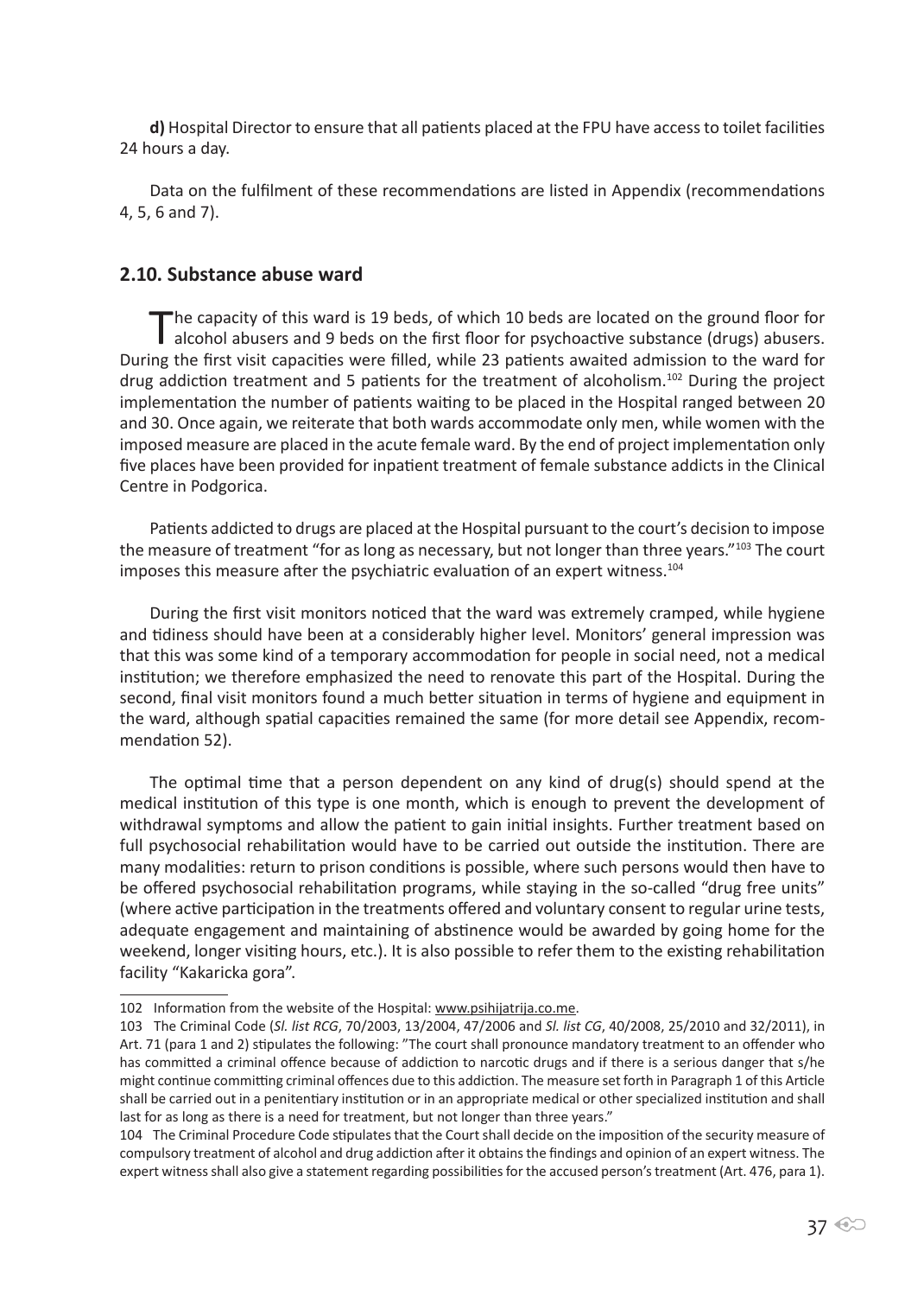**d)** Hospital Director to ensure that all patients placed at the FPU have access to toilet facilities 24 hours a day.

Data on the fulfilment of these recommendations are listed in Appendix (recommendations 4, 5, 6 and 7).

## 2.10. Substance abuse ward

The capacity of this ward is 19 beds, of which 10 beds are located on the ground floor for alcohol abusers and 9 beds on the first floor for psychoactive substance (drugs) abusers. During the first visit capacities were filled, while 23 patients awaited admission to the ward for drug addiction treatment and 5 patients for the treatment of alcoholism.[102] During the project implementation the number of patients waiting to be placed in the Hospital ranged between 20 and 30. Once again, we reiterate that both wards accommodate only men, while women with the imposed measure are placed in the acute female ward. By the end of project implementation only five places have been provided for inpatient treatment of female substance addicts in the Clinical Centre in Podgorica.

Patients addicted to drugs are placed at the Hospital pursuant to the court's decision to impose the measure of treatment "for as long as necessary, but not longer than three years."[103] The court imposes this measure after the psychiatric evaluation of an expert witness.[104]

During the first visit monitors noticed that the ward was extremely cramped, while hygiene and tidiness should have been at a considerably higher level. Monitors' general impression was that this was some kind of a temporary accommodation for people in social need, not a medical institution; we therefore emphasized the need to renovate this part of the Hospital. During the second, final visit monitors found a much better situation in terms of hygiene and equipment in the ward, although spatial capacities remained the same (for more detail see Appendix, recommendation 52).

The optimal time that a person dependent on any kind of drug(s) should spend at the medical institution of this type is one month, which is enough to prevent the development of withdrawal symptoms and allow the patient to gain initial insights. Further treatment based on full psychosocial rehabilitation would have to be carried out outside the institution. There are many modalities: return to prison conditions is possible, where such persons would then have to be offered psychosocial rehabilitation programs, while staying in the so-called "drug free units" (where active participation in the treatments offered and voluntary consent to regular urine tests, adequate engagement and maintaining of abstinence would be awarded by going home for the weekend, longer visiting hours, etc.). It is also possible to refer them to the existing rehabilitation facility "Kakaricka gora".

---

102 Information from the website of the Hospital: www.psihijatrija.co.me.

103 The Criminal Code (*Sl. list RCG*, 70/2003, 13/2004, 47/2006 and *Sl. list CG*, 40/2008, 25/2010 and 32/2011), in Art. 71 (para 1 and 2) stipulates the following: "The court shall pronounce mandatory treatment to an offender who has committed a criminal offence because of addiction to narcotic drugs and if there is a serious danger that s/he might continue committing criminal offences due to this addiction. The measure set forth in Paragraph 1 of this Article shall be carried out in a penitentiary institution or in an appropriate medical or other specialized institution and shall last for as long as there is a need for treatment, but not longer than three years."

104 The Criminal Procedure Code stipulates that the Court shall decide on the imposition of the security measure of compulsory treatment of alcohol and drug addiction after it obtains the findings and opinion of an expert witness. The expert witness shall also give a statement regarding possibilities for the accused person's treatment (Art. 476, para 1).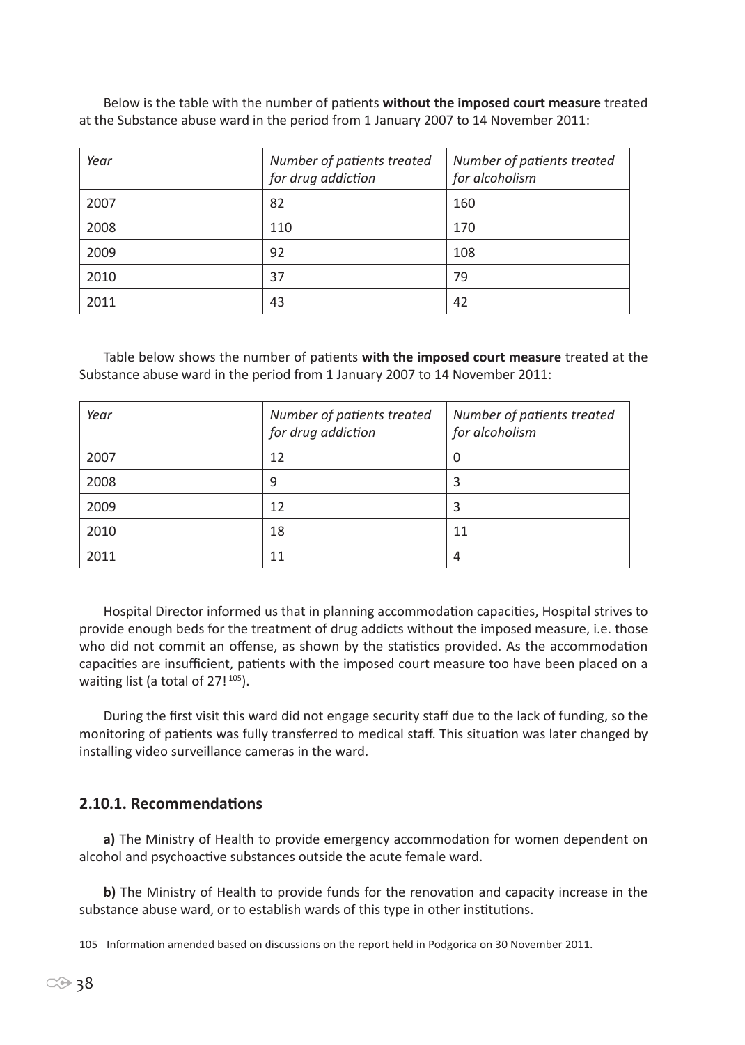Below is the table with the number of patients **without the imposed court measure** treated at the Substance abuse ward in the period from 1 January 2007 to 14 November 2011:

| *Year* | *Number of patients treated for drug addiction* | *Number of patients treated for alcoholism* |
|---|---|---|
| 2007 | 82 | 160 |
| 2008 | 110 | 170 |
| 2009 | 92 | 108 |
| 2010 | 37 | 79 |
| 2011 | 43 | 42 |

Table below shows the number of patients **with the imposed court measure** treated at the Substance abuse ward in the period from 1 January 2007 to 14 November 2011:

| *Year* | *Number of patients treated for drug addiction* | *Number of patients treated for alcoholism* |
|---|---|---|
| 2007 | 12 | 0 |
| 2008 | 9 | 3 |
| 2009 | 12 | 3 |
| 2010 | 18 | 11 |
| 2011 | 11 | 4 |

Hospital Director informed us that in planning accommodation capacities, Hospital strives to provide enough beds for the treatment of drug addicts without the imposed measure, i.e. those who did not commit an offense, as shown by the statistics provided. As the accommodation capacities are insufficient, patients with the imposed court measure too have been placed on a waiting list (a total of 27![105]).

During the first visit this ward did not engage security staff due to the lack of funding, so the monitoring of patients was fully transferred to medical staff. This situation was later changed by installing video surveillance cameras in the ward.

### 2.10.1. Recommendations

**a)** The Ministry of Health to provide emergency accommodation for women dependent on alcohol and psychoactive substances outside the acute female ward.

**b)** The Ministry of Health to provide funds for the renovation and capacity increase in the substance abuse ward, or to establish wards of this type in other institutions.

105 Information amended based on discussions on the report held in Podgorica on 30 November 2011.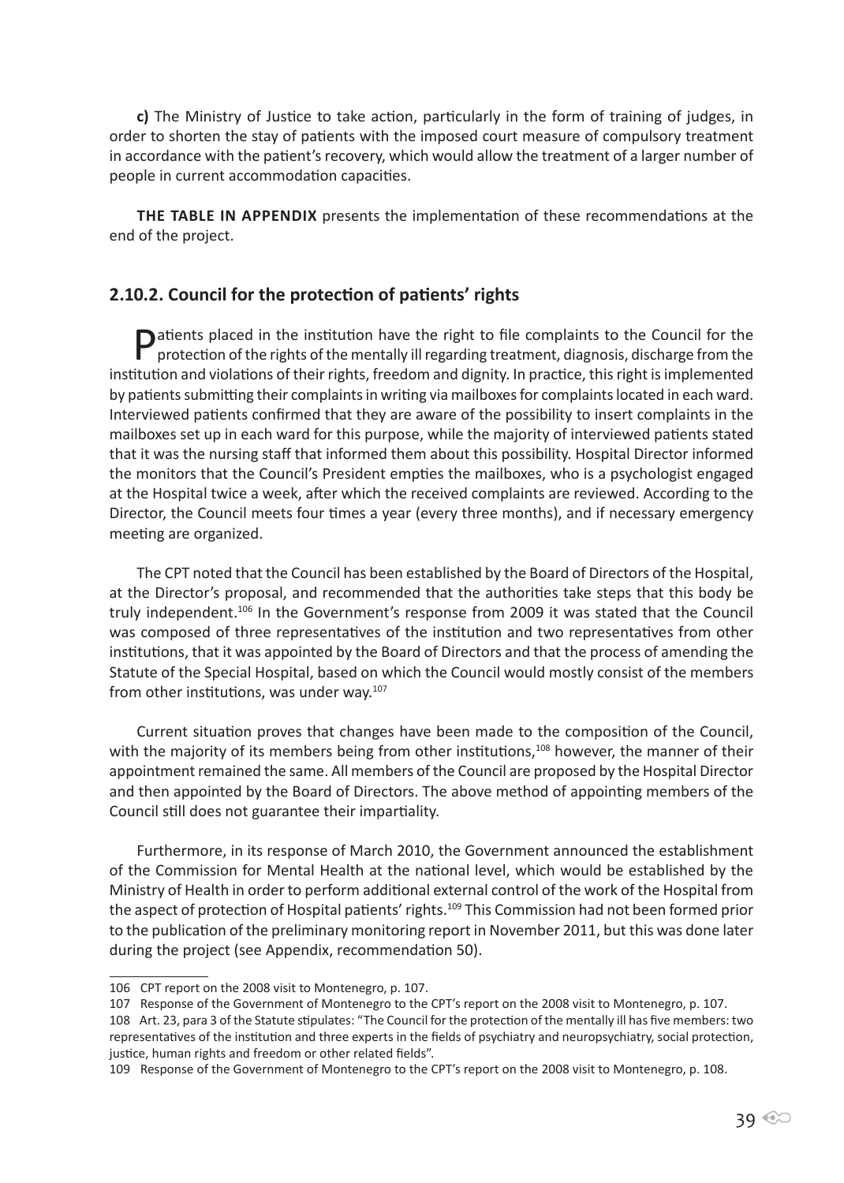**c)** The Ministry of Justice to take action, particularly in the form of training of judges, in order to shorten the stay of patients with the imposed court measure of compulsory treatment in accordance with the patient's recovery, which would allow the treatment of a larger number of people in current accommodation capacities.

**THE TABLE IN APPENDIX** presents the implementation of these recommendations at the end of the project.

### 2.10.2. Council for the protection of patients' rights

Patients placed in the institution have the right to file complaints to the Council for the protection of the rights of the mentally ill regarding treatment, diagnosis, discharge from the institution and violations of their rights, freedom and dignity. In practice, this right is implemented by patients submitting their complaints in writing via mailboxes for complaints located in each ward. Interviewed patients confirmed that they are aware of the possibility to insert complaints in the mailboxes set up in each ward for this purpose, while the majority of interviewed patients stated that it was the nursing staff that informed them about this possibility. Hospital Director informed the monitors that the Council's President empties the mailboxes, who is a psychologist engaged at the Hospital twice a week, after which the received complaints are reviewed. According to the Director, the Council meets four times a year (every three months), and if necessary emergency meeting are organized.

The CPT noted that the Council has been established by the Board of Directors of the Hospital, at the Director's proposal, and recommended that the authorities take steps that this body be truly independent.[106] In the Government's response from 2009 it was stated that the Council was composed of three representatives of the institution and two representatives from other institutions, that it was appointed by the Board of Directors and that the process of amending the Statute of the Special Hospital, based on which the Council would mostly consist of the members from other institutions, was under way.[107]

Current situation proves that changes have been made to the composition of the Council, with the majority of its members being from other institutions,[108] however, the manner of their appointment remained the same. All members of the Council are proposed by the Hospital Director and then appointed by the Board of Directors. The above method of appointing members of the Council still does not guarantee their impartiality.

Furthermore, in its response of March 2010, the Government announced the establishment of the Commission for Mental Health at the national level, which would be established by the Ministry of Health in order to perform additional external control of the work of the Hospital from the aspect of protection of Hospital patients' rights.[109] This Commission had not been formed prior to the publication of the preliminary monitoring report in November 2011, but this was done later during the project (see Appendix, recommendation 50).

---

106 CPT report on the 2008 visit to Montenegro, p. 107.

107 Response of the Government of Montenegro to the CPT's report on the 2008 visit to Montenegro, p. 107.

108 Art. 23, para 3 of the Statute stipulates: "The Council for the protection of the mentally ill has five members: two representatives of the institution and three experts in the fields of psychiatry and neuropsychiatry, social protection, justice, human rights and freedom or other related fields".

109 Response of the Government of Montenegro to the CPT's report on the 2008 visit to Montenegro, p. 108.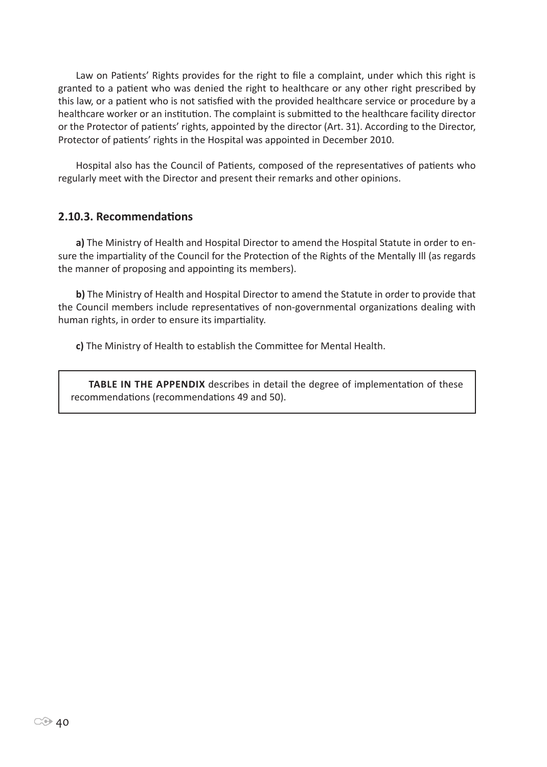Law on Patients' Rights provides for the right to file a complaint, under which this right is granted to a patient who was denied the right to healthcare or any other right prescribed by this law, or a patient who is not satisfied with the provided healthcare service or procedure by a healthcare worker or an institution. The complaint is submitted to the healthcare facility director or the Protector of patients' rights, appointed by the director (Art. 31). According to the Director, Protector of patients' rights in the Hospital was appointed in December 2010.

Hospital also has the Council of Patients, composed of the representatives of patients who regularly meet with the Director and present their remarks and other opinions.

### 2.10.3. Recommendations

**a)** The Ministry of Health and Hospital Director to amend the Hospital Statute in order to ensure the impartiality of the Council for the Protection of the Rights of the Mentally Ill (as regards the manner of proposing and appointing its members).

**b)** The Ministry of Health and Hospital Director to amend the Statute in order to provide that the Council members include representatives of non-governmental organizations dealing with human rights, in order to ensure its impartiality.

**c)** The Ministry of Health to establish the Committee for Mental Health.

> **TABLE IN THE APPENDIX** describes in detail the degree of implementation of these recommendations (recommendations 49 and 50).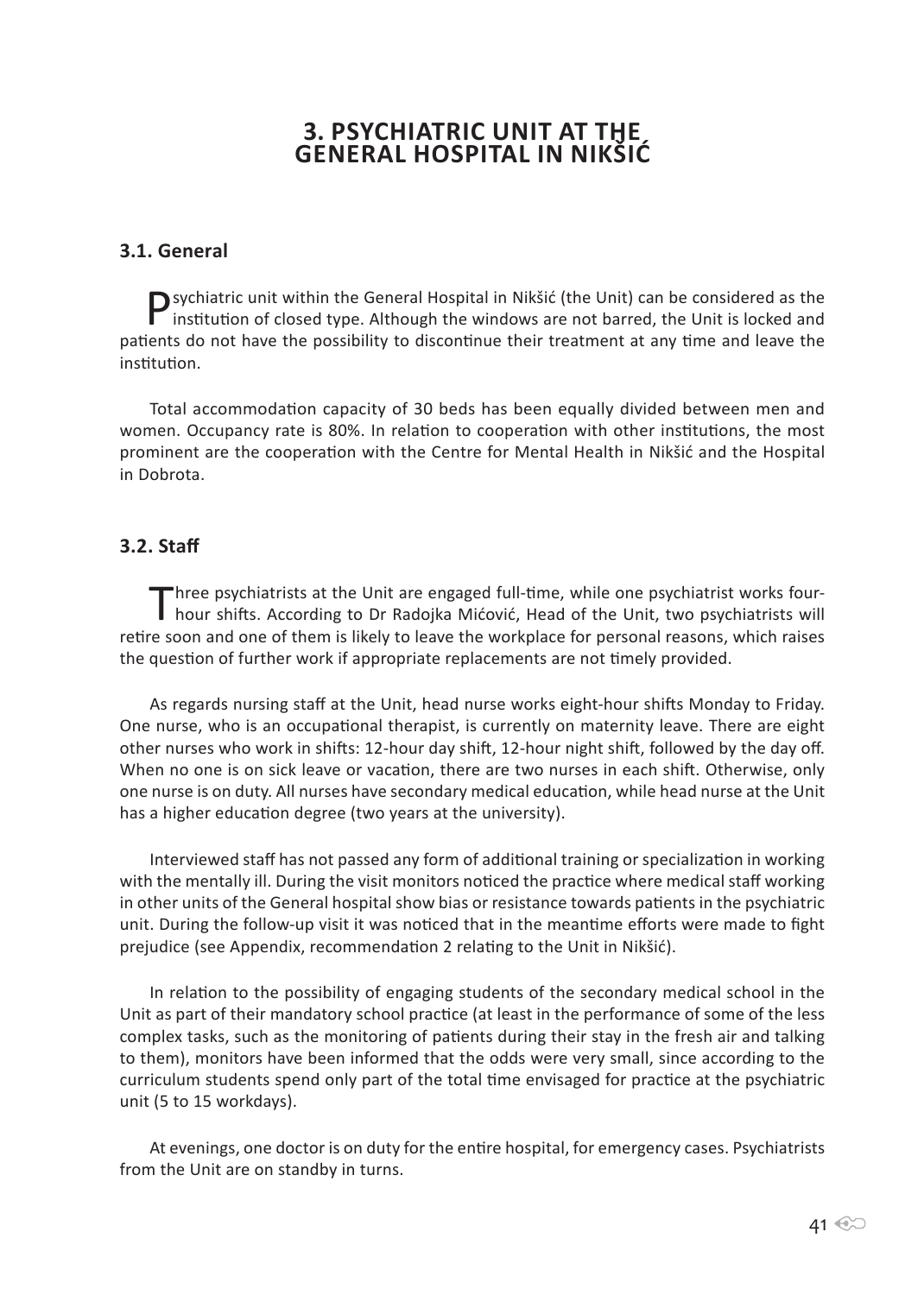# 3. PSYCHIATRIC UNIT AT THE GENERAL HOSPITAL IN NIKŠIĆ

## 3.1. General

Psychiatric unit within the General Hospital in Nikšić (the Unit) can be considered as the institution of closed type. Although the windows are not barred, the Unit is locked and patients do not have the possibility to discontinue their treatment at any time and leave the institution.

Total accommodation capacity of 30 beds has been equally divided between men and women. Occupancy rate is 80%. In relation to cooperation with other institutions, the most prominent are the cooperation with the Centre for Mental Health in Nikšić and the Hospital in Dobrota.

## 3.2. Staff

Three psychiatrists at the Unit are engaged full-time, while one psychiatrist works four-hour shifts. According to Dr Radojka Mićović, Head of the Unit, two psychiatrists will retire soon and one of them is likely to leave the workplace for personal reasons, which raises the question of further work if appropriate replacements are not timely provided.

As regards nursing staff at the Unit, head nurse works eight-hour shifts Monday to Friday. One nurse, who is an occupational therapist, is currently on maternity leave. There are eight other nurses who work in shifts: 12-hour day shift, 12-hour night shift, followed by the day off. When no one is on sick leave or vacation, there are two nurses in each shift. Otherwise, only one nurse is on duty. All nurses have secondary medical education, while head nurse at the Unit has a higher education degree (two years at the university).

Interviewed staff has not passed any form of additional training or specialization in working with the mentally ill. During the visit monitors noticed the practice where medical staff working in other units of the General hospital show bias or resistance towards patients in the psychiatric unit. During the follow-up visit it was noticed that in the meantime efforts were made to fight prejudice (see Appendix, recommendation 2 relating to the Unit in Nikšić).

In relation to the possibility of engaging students of the secondary medical school in the Unit as part of their mandatory school practice (at least in the performance of some of the less complex tasks, such as the monitoring of patients during their stay in the fresh air and talking to them), monitors have been informed that the odds were very small, since according to the curriculum students spend only part of the total time envisaged for practice at the psychiatric unit (5 to 15 workdays).

At evenings, one doctor is on duty for the entire hospital, for emergency cases. Psychiatrists from the Unit are on standby in turns.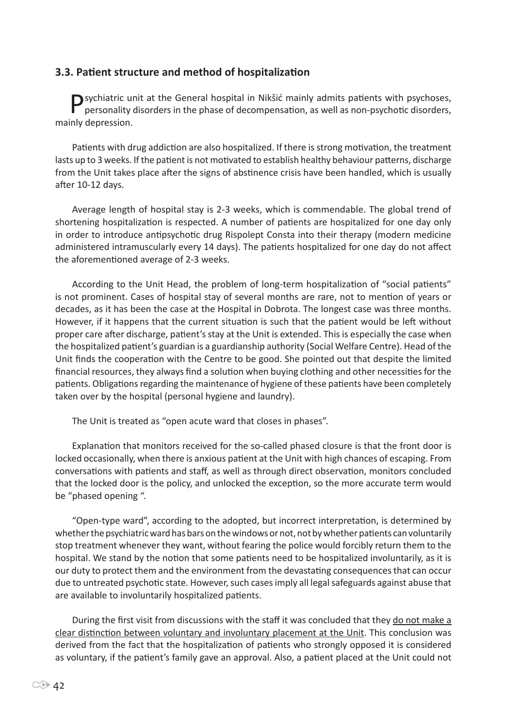### 3.3. Patient structure and method of hospitalization

Psychiatric unit at the General hospital in Nikšić mainly admits patients with psychoses, personality disorders in the phase of decompensation, as well as non-psychotic disorders, mainly depression.

Patients with drug addiction are also hospitalized. If there is strong motivation, the treatment lasts up to 3 weeks. If the patient is not motivated to establish healthy behaviour patterns, discharge from the Unit takes place after the signs of abstinence crisis have been handled, which is usually after 10-12 days.

Average length of hospital stay is 2-3 weeks, which is commendable. The global trend of shortening hospitalization is respected. A number of patients are hospitalized for one day only in order to introduce antipsychotic drug Rispolept Consta into their therapy (modern medicine administered intramuscularly every 14 days). The patients hospitalized for one day do not affect the aforementioned average of 2-3 weeks.

According to the Unit Head, the problem of long-term hospitalization of "social patients" is not prominent. Cases of hospital stay of several months are rare, not to mention of years or decades, as it has been the case at the Hospital in Dobrota. The longest case was three months. However, if it happens that the current situation is such that the patient would be left without proper care after discharge, patient's stay at the Unit is extended. This is especially the case when the hospitalized patient's guardian is a guardianship authority (Social Welfare Centre). Head of the Unit finds the cooperation with the Centre to be good. She pointed out that despite the limited financial resources, they always find a solution when buying clothing and other necessities for the patients. Obligations regarding the maintenance of hygiene of these patients have been completely taken over by the hospital (personal hygiene and laundry).

The Unit is treated as "open acute ward that closes in phases".

Explanation that monitors received for the so-called phased closure is that the front door is locked occasionally, when there is anxious patient at the Unit with high chances of escaping. From conversations with patients and staff, as well as through direct observation, monitors concluded that the locked door is the policy, and unlocked the exception, so the more accurate term would be "phased opening ".

"Open-type ward", according to the adopted, but incorrect interpretation, is determined by whether the psychiatric ward has bars on the windows or not, not by whether patients can voluntarily stop treatment whenever they want, without fearing the police would forcibly return them to the hospital. We stand by the notion that some patients need to be hospitalized involuntarily, as it is our duty to protect them and the environment from the devastating consequences that can occur due to untreated psychotic state. However, such cases imply all legal safeguards against abuse that are available to involuntarily hospitalized patients.

During the first visit from discussions with the staff it was concluded that they do not make a clear distinction between voluntary and involuntary placement at the Unit. This conclusion was derived from the fact that the hospitalization of patients who strongly opposed it is considered as voluntary, if the patient's family gave an approval. Also, a patient placed at the Unit could not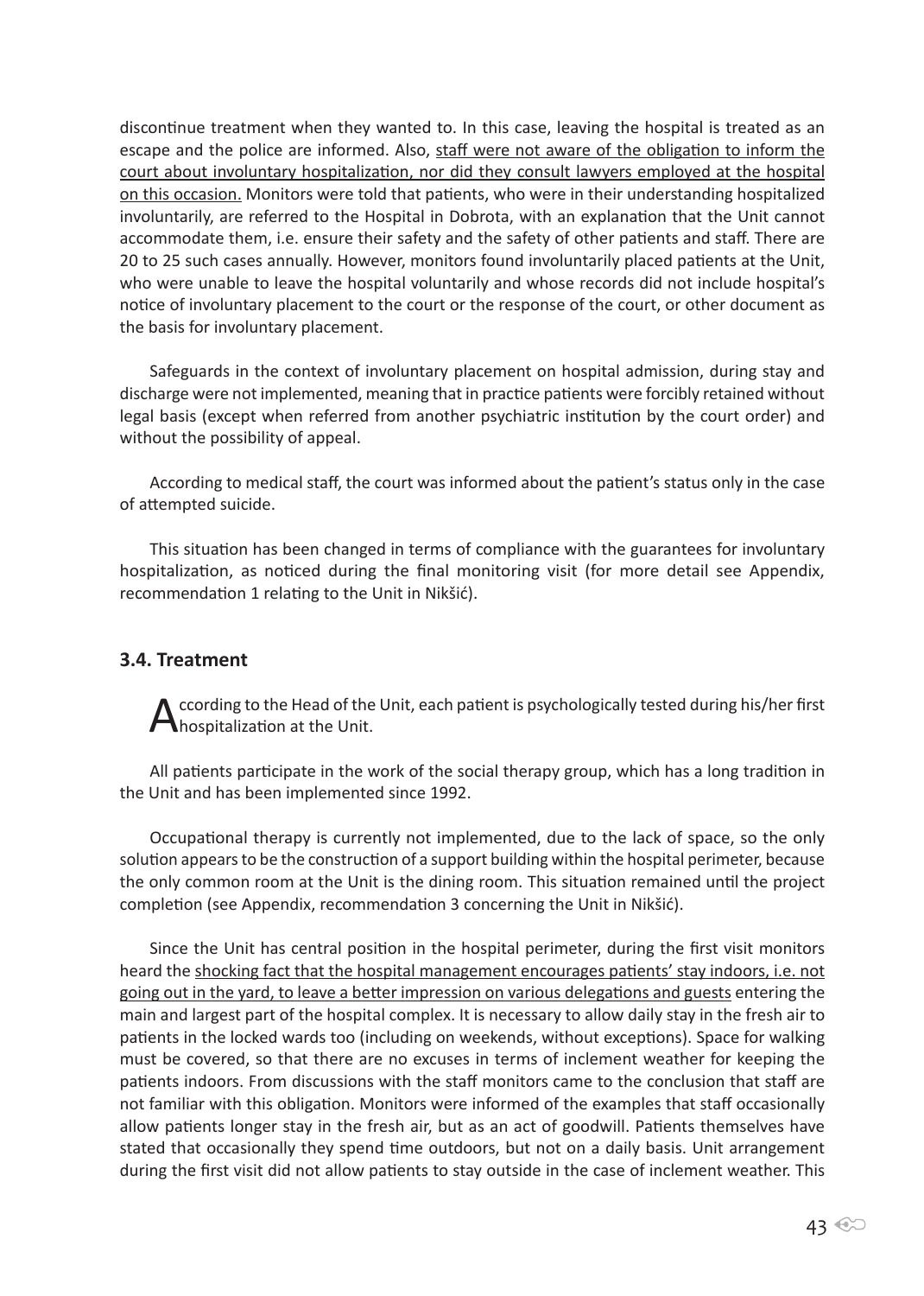discontinue treatment when they wanted to. In this case, leaving the hospital is treated as an escape and the police are informed. Also, staff were not aware of the obligation to inform the court about involuntary hospitalization, nor did they consult lawyers employed at the hospital on this occasion. Monitors were told that patients, who were in their understanding hospitalized involuntarily, are referred to the Hospital in Dobrota, with an explanation that the Unit cannot accommodate them, i.e. ensure their safety and the safety of other patients and staff. There are 20 to 25 such cases annually. However, monitors found involuntarily placed patients at the Unit, who were unable to leave the hospital voluntarily and whose records did not include hospital's notice of involuntary placement to the court or the response of the court, or other document as the basis for involuntary placement.

Safeguards in the context of involuntary placement on hospital admission, during stay and discharge were not implemented, meaning that in practice patients were forcibly retained without legal basis (except when referred from another psychiatric institution by the court order) and without the possibility of appeal.

According to medical staff, the court was informed about the patient's status only in the case of attempted suicide.

This situation has been changed in terms of compliance with the guarantees for involuntary hospitalization, as noticed during the final monitoring visit (for more detail see Appendix, recommendation 1 relating to the Unit in Nikšić).

### 3.4. Treatment

According to the Head of the Unit, each patient is psychologically tested during his/her first hospitalization at the Unit.

All patients participate in the work of the social therapy group, which has a long tradition in the Unit and has been implemented since 1992.

Occupational therapy is currently not implemented, due to the lack of space, so the only solution appears to be the construction of a support building within the hospital perimeter, because the only common room at the Unit is the dining room. This situation remained until the project completion (see Appendix, recommendation 3 concerning the Unit in Nikšić).

Since the Unit has central position in the hospital perimeter, during the first visit monitors heard the shocking fact that the hospital management encourages patients' stay indoors, i.e. not going out in the yard, to leave a better impression on various delegations and guests entering the main and largest part of the hospital complex. It is necessary to allow daily stay in the fresh air to patients in the locked wards too (including on weekends, without exceptions). Space for walking must be covered, so that there are no excuses in terms of inclement weather for keeping the patients indoors. From discussions with the staff monitors came to the conclusion that staff are not familiar with this obligation. Monitors were informed of the examples that staff occasionally allow patients longer stay in the fresh air, but as an act of goodwill. Patients themselves have stated that occasionally they spend time outdoors, but not on a daily basis. Unit arrangement during the first visit did not allow patients to stay outside in the case of inclement weather. This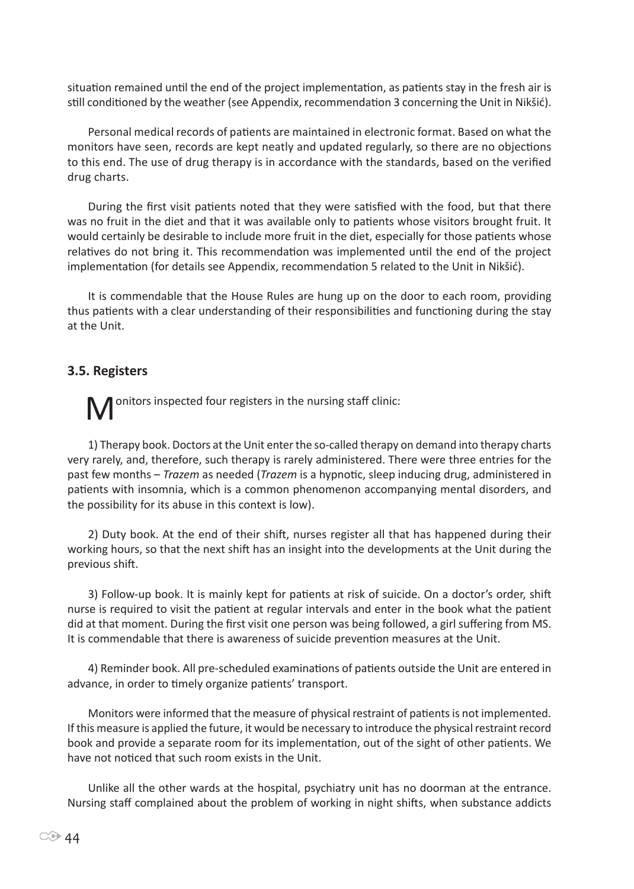situation remained until the end of the project implementation, as patients stay in the fresh air is still conditioned by the weather (see Appendix, recommendation 3 concerning the Unit in Nikšić).

Personal medical records of patients are maintained in electronic format. Based on what the monitors have seen, records are kept neatly and updated regularly, so there are no objections to this end. The use of drug therapy is in accordance with the standards, based on the verified drug charts.

During the first visit patients noted that they were satisfied with the food, but that there was no fruit in the diet and that it was available only to patients whose visitors brought fruit. It would certainly be desirable to include more fruit in the diet, especially for those patients whose relatives do not bring it. This recommendation was implemented until the end of the project implementation (for details see Appendix, recommendation 5 related to the Unit in Nikšić).

It is commendable that the House Rules are hung up on the door to each room, providing thus patients with a clear understanding of their responsibilities and functioning during the stay at the Unit.

### 3.5. Registers

Monitors inspected four registers in the nursing staff clinic:

1) Therapy book. Doctors at the Unit enter the so-called therapy on demand into therapy charts very rarely, and, therefore, such therapy is rarely administered. There were three entries for the past few months – *Trazem* as needed (*Trazem* is a hypnotic, sleep inducing drug, administered in patients with insomnia, which is a common phenomenon accompanying mental disorders, and the possibility for its abuse in this context is low).

2) Duty book. At the end of their shift, nurses register all that has happened during their working hours, so that the next shift has an insight into the developments at the Unit during the previous shift.

3) Follow-up book. It is mainly kept for patients at risk of suicide. On a doctor's order, shift nurse is required to visit the patient at regular intervals and enter in the book what the patient did at that moment. During the first visit one person was being followed, a girl suffering from MS. It is commendable that there is awareness of suicide prevention measures at the Unit.

4) Reminder book. All pre-scheduled examinations of patients outside the Unit are entered in advance, in order to timely organize patients' transport.

Monitors were informed that the measure of physical restraint of patients is not implemented. If this measure is applied the future, it would be necessary to introduce the physical restraint record book and provide a separate room for its implementation, out of the sight of other patients. We have not noticed that such room exists in the Unit.

Unlike all the other wards at the hospital, psychiatry unit has no doorman at the entrance. Nursing staff complained about the problem of working in night shifts, when substance addicts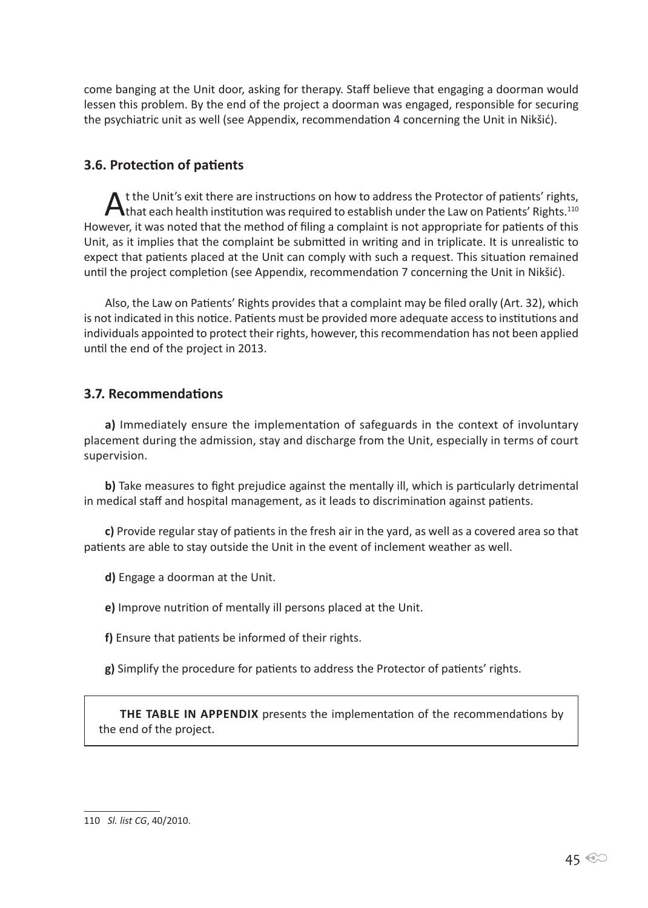come banging at the Unit door, asking for therapy. Staff believe that engaging a doorman would lessen this problem. By the end of the project a doorman was engaged, responsible for securing the psychiatric unit as well (see Appendix, recommendation 4 concerning the Unit in Nikšić).

### 3.6. Protection of patients

At the Unit's exit there are instructions on how to address the Protector of patients' rights, that each health institution was required to establish under the Law on Patients' Rights.[110] However, it was noted that the method of filing a complaint is not appropriate for patients of this Unit, as it implies that the complaint be submitted in writing and in triplicate. It is unrealistic to expect that patients placed at the Unit can comply with such a request. This situation remained until the project completion (see Appendix, recommendation 7 concerning the Unit in Nikšić).

Also, the Law on Patients' Rights provides that a complaint may be filed orally (Art. 32), which is not indicated in this notice. Patients must be provided more adequate access to institutions and individuals appointed to protect their rights, however, this recommendation has not been applied until the end of the project in 2013.

### 3.7. Recommendations

**a)** Immediately ensure the implementation of safeguards in the context of involuntary placement during the admission, stay and discharge from the Unit, especially in terms of court supervision.

**b)** Take measures to fight prejudice against the mentally ill, which is particularly detrimental in medical staff and hospital management, as it leads to discrimination against patients.

**c)** Provide regular stay of patients in the fresh air in the yard, as well as a covered area so that patients are able to stay outside the Unit in the event of inclement weather as well.

**d)** Engage a doorman at the Unit.

**e)** Improve nutrition of mentally ill persons placed at the Unit.

**f)** Ensure that patients be informed of their rights.

**g)** Simplify the procedure for patients to address the Protector of patients' rights.

**THE TABLE IN APPENDIX** presents the implementation of the recommendations by the end of the project.

---

110 *Sl. list CG*, 40/2010.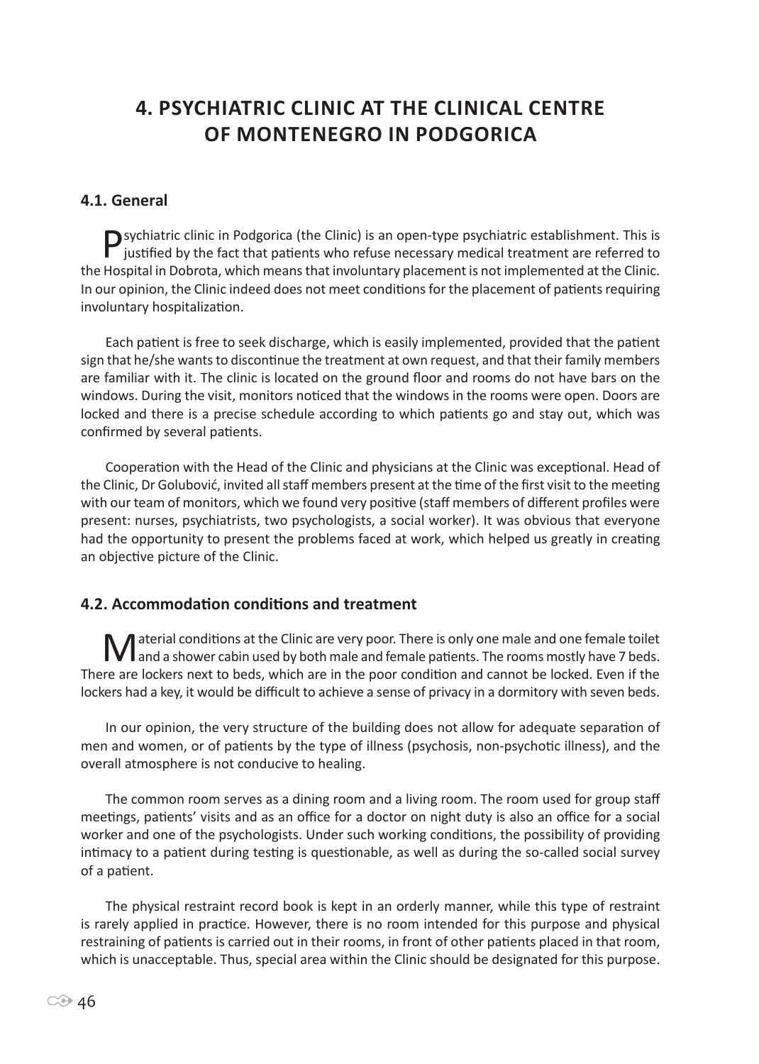# 4. PSYCHIATRIC CLINIC AT THE CLINICAL CENTRE OF MONTENEGRO IN PODGORICA

## 4.1. General

Psychiatric clinic in Podgorica (the Clinic) is an open-type psychiatric establishment. This is justified by the fact that patients who refuse necessary medical treatment are referred to the Hospital in Dobrota, which means that involuntary placement is not implemented at the Clinic. In our opinion, the Clinic indeed does not meet conditions for the placement of patients requiring involuntary hospitalization.

Each patient is free to seek discharge, which is easily implemented, provided that the patient sign that he/she wants to discontinue the treatment at own request, and that their family members are familiar with it. The clinic is located on the ground floor and rooms do not have bars on the windows. During the visit, monitors noticed that the windows in the rooms were open. Doors are locked and there is a precise schedule according to which patients go and stay out, which was confirmed by several patients.

Cooperation with the Head of the Clinic and physicians at the Clinic was exceptional. Head of the Clinic, Dr Golubović, invited all staff members present at the time of the first visit to the meeting with our team of monitors, which we found very positive (staff members of different profiles were present: nurses, psychiatrists, two psychologists, a social worker). It was obvious that everyone had the opportunity to present the problems faced at work, which helped us greatly in creating an objective picture of the Clinic.

## 4.2. Accommodation conditions and treatment

Material conditions at the Clinic are very poor. There is only one male and one female toilet and a shower cabin used by both male and female patients. The rooms mostly have 7 beds. There are lockers next to beds, which are in the poor condition and cannot be locked. Even if the lockers had a key, it would be difficult to achieve a sense of privacy in a dormitory with seven beds.

In our opinion, the very structure of the building does not allow for adequate separation of men and women, or of patients by the type of illness (psychosis, non-psychotic illness), and the overall atmosphere is not conducive to healing.

The common room serves as a dining room and a living room. The room used for group staff meetings, patients' visits and as an office for a doctor on night duty is also an office for a social worker and one of the psychologists. Under such working conditions, the possibility of providing intimacy to a patient during testing is questionable, as well as during the so-called social survey of a patient.

The physical restraint record book is kept in an orderly manner, while this type of restraint is rarely applied in practice. However, there is no room intended for this purpose and physical restraining of patients is carried out in their rooms, in front of other patients placed in that room, which is unacceptable. Thus, special area within the Clinic should be designated for this purpose.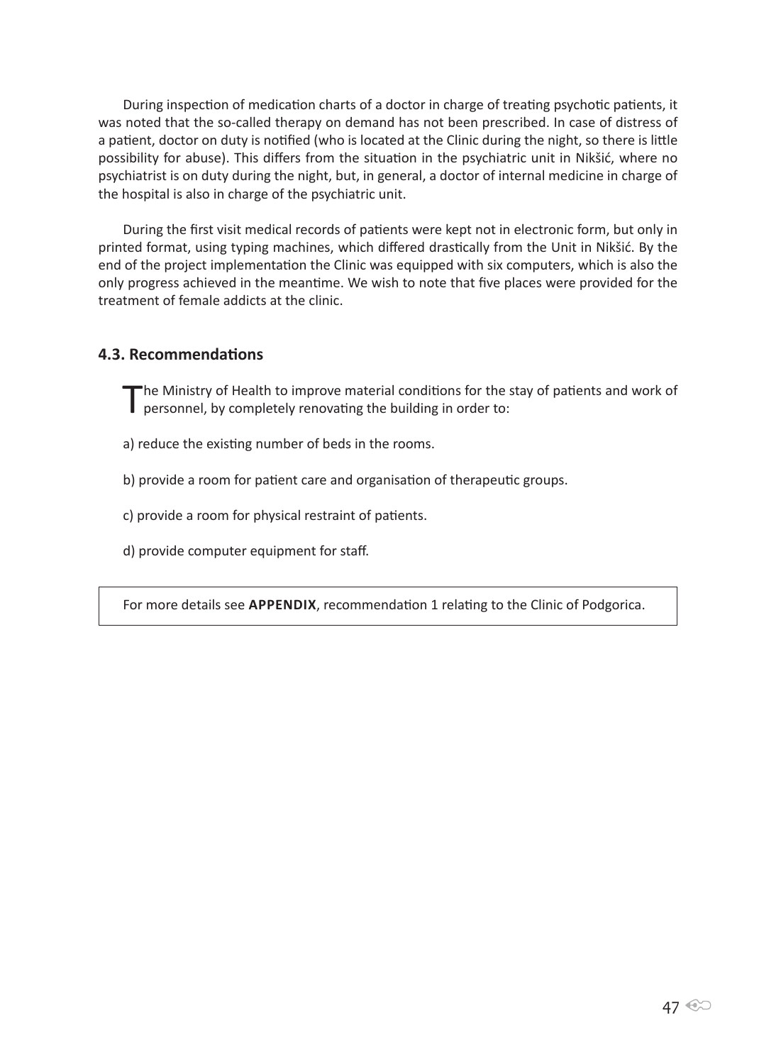During inspection of medication charts of a doctor in charge of treating psychotic patients, it was noted that the so-called therapy on demand has not been prescribed. In case of distress of a patient, doctor on duty is notified (who is located at the Clinic during the night, so there is little possibility for abuse). This differs from the situation in the psychiatric unit in Nikšić, where no psychiatrist is on duty during the night, but, in general, a doctor of internal medicine in charge of the hospital is also in charge of the psychiatric unit.

During the first visit medical records of patients were kept not in electronic form, but only in printed format, using typing machines, which differed drastically from the Unit in Nikšić. By the end of the project implementation the Clinic was equipped with six computers, which is also the only progress achieved in the meantime. We wish to note that five places were provided for the treatment of female addicts at the clinic.

### 4.3. Recommendations

The Ministry of Health to improve material conditions for the stay of patients and work of personnel, by completely renovating the building in order to:

a) reduce the existing number of beds in the rooms.

b) provide a room for patient care and organisation of therapeutic groups.

c) provide a room for physical restraint of patients.

d) provide computer equipment for staff.

For more details see **APPENDIX**, recommendation 1 relating to the Clinic of Podgorica.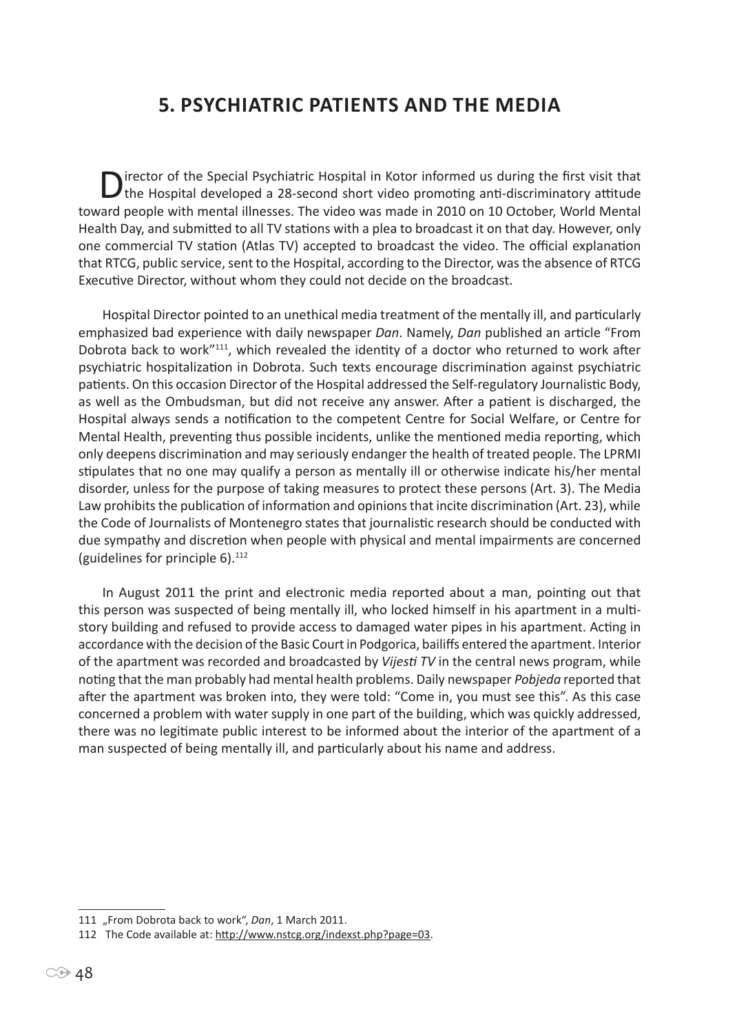## 5. PSYCHIATRIC PATIENTS AND THE MEDIA

Director of the Special Psychiatric Hospital in Kotor informed us during the first visit that the Hospital developed a 28-second short video promoting anti-discriminatory attitude toward people with mental illnesses. The video was made in 2010 on 10 October, World Mental Health Day, and submitted to all TV stations with a plea to broadcast it on that day. However, only one commercial TV station (Atlas TV) accepted to broadcast the video. The official explanation that RTCG, public service, sent to the Hospital, according to the Director, was the absence of RTCG Executive Director, without whom they could not decide on the broadcast.

Hospital Director pointed to an unethical media treatment of the mentally ill, and particularly emphasized bad experience with daily newspaper *Dan*. Namely, *Dan* published an article "From Dobrota back to work"[111], which revealed the identity of a doctor who returned to work after psychiatric hospitalization in Dobrota. Such texts encourage discrimination against psychiatric patients. On this occasion Director of the Hospital addressed the Self-regulatory Journalistic Body, as well as the Ombudsman, but did not receive any answer. After a patient is discharged, the Hospital always sends a notification to the competent Centre for Social Welfare, or Centre for Mental Health, preventing thus possible incidents, unlike the mentioned media reporting, which only deepens discrimination and may seriously endanger the health of treated people. The LPRMI stipulates that no one may qualify a person as mentally ill or otherwise indicate his/her mental disorder, unless for the purpose of taking measures to protect these persons (Art. 3). The Media Law prohibits the publication of information and opinions that incite discrimination (Art. 23), while the Code of Journalists of Montenegro states that journalistic research should be conducted with due sympathy and discretion when people with physical and mental impairments are concerned (guidelines for principle 6).[112]

In August 2011 the print and electronic media reported about a man, pointing out that this person was suspected of being mentally ill, who locked himself in his apartment in a multi-story building and refused to provide access to damaged water pipes in his apartment. Acting in accordance with the decision of the Basic Court in Podgorica, bailiffs entered the apartment. Interior of the apartment was recorded and broadcasted by *Vijesti TV* in the central news program, while noting that the man probably had mental health problems. Daily newspaper *Pobjeda* reported that after the apartment was broken into, they were told: "Come in, you must see this". As this case concerned a problem with water supply in one part of the building, which was quickly addressed, there was no legitimate public interest to be informed about the interior of the apartment of a man suspected of being mentally ill, and particularly about his name and address.

---

111 „From Dobrota back to work", *Dan*, 1 March 2011.

112 The Code available at: http://www.nstcg.org/indexst.php?page=03.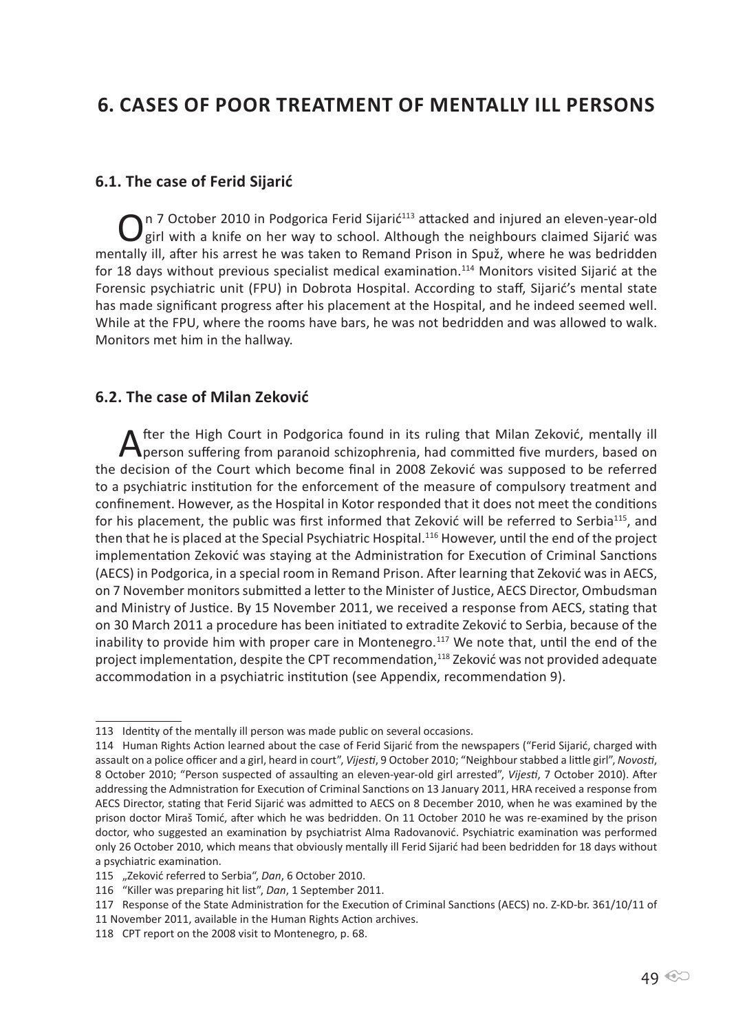# 6. CASES OF POOR TREATMENT OF MENTALLY ILL PERSONS

## 6.1. The case of Ferid Sijarić

On 7 October 2010 in Podgorica Ferid Sijarić[113] attacked and injured an eleven-year-old girl with a knife on her way to school. Although the neighbours claimed Sijarić was mentally ill, after his arrest he was taken to Remand Prison in Spuž, where he was bedridden for 18 days without previous specialist medical examination.[114] Monitors visited Sijarić at the Forensic psychiatric unit (FPU) in Dobrota Hospital. According to staff, Sijarić's mental state has made significant progress after his placement at the Hospital, and he indeed seemed well. While at the FPU, where the rooms have bars, he was not bedridden and was allowed to walk. Monitors met him in the hallway.

## 6.2. The case of Milan Zeković

After the High Court in Podgorica found in its ruling that Milan Zeković, mentally ill person suffering from paranoid schizophrenia, had committed five murders, based on the decision of the Court which become final in 2008 Zeković was supposed to be referred to a psychiatric institution for the enforcement of the measure of compulsory treatment and confinement. However, as the Hospital in Kotor responded that it does not meet the conditions for his placement, the public was first informed that Zeković will be referred to Serbia[115], and then that he is placed at the Special Psychiatric Hospital.[116] However, until the end of the project implementation Zeković was staying at the Administration for Execution of Criminal Sanctions (AECS) in Podgorica, in a special room in Remand Prison. After learning that Zeković was in AECS, on 7 November monitors submitted a letter to the Minister of Justice, AECS Director, Ombudsman and Ministry of Justice. By 15 November 2011, we received a response from AECS, stating that on 30 March 2011 a procedure has been initiated to extradite Zeković to Serbia, because of the inability to provide him with proper care in Montenegro.[117] We note that, until the end of the project implementation, despite the CPT recommendation,[118] Zeković was not provided adequate accommodation in a psychiatric institution (see Appendix, recommendation 9).

---

113 Identity of the mentally ill person was made public on several occasions.

114 Human Rights Action learned about the case of Ferid Sijarić from the newspapers ("Ferid Sijarić, charged with assault on a police officer and a girl, heard in court", *Vijesti*, 9 October 2010; "Neighbour stabbed a little girl", *Novosti*, 8 October 2010; "Person suspected of assaulting an eleven-year-old girl arrested", *Vijesti*, 7 October 2010). After addressing the Admnistration for Execution of Criminal Sanctions on 13 January 2011, HRA received a response from AECS Director, stating that Ferid Sijarić was admitted to AECS on 8 December 2010, when he was examined by the prison doctor Miraš Tomić, after which he was bedridden. On 11 October 2010 he was re-examined by the prison doctor, who suggested an examination by psychiatrist Alma Radovanović. Psychiatric examination was performed only 26 October 2010, which means that obviously mentally ill Ferid Sijarić had been bedridden for 18 days without a psychiatric examination.

115 „Zeković referred to Serbia", *Dan*, 6 October 2010.

116 "Killer was preparing hit list", *Dan*, 1 September 2011.

117 Response of the State Administration for the Execution of Criminal Sanctions (AECS) no. Z-KD-br. 361/10/11 of 11 November 2011, available in the Human Rights Action archives.

118 CPT report on the 2008 visit to Montenegro, p. 68.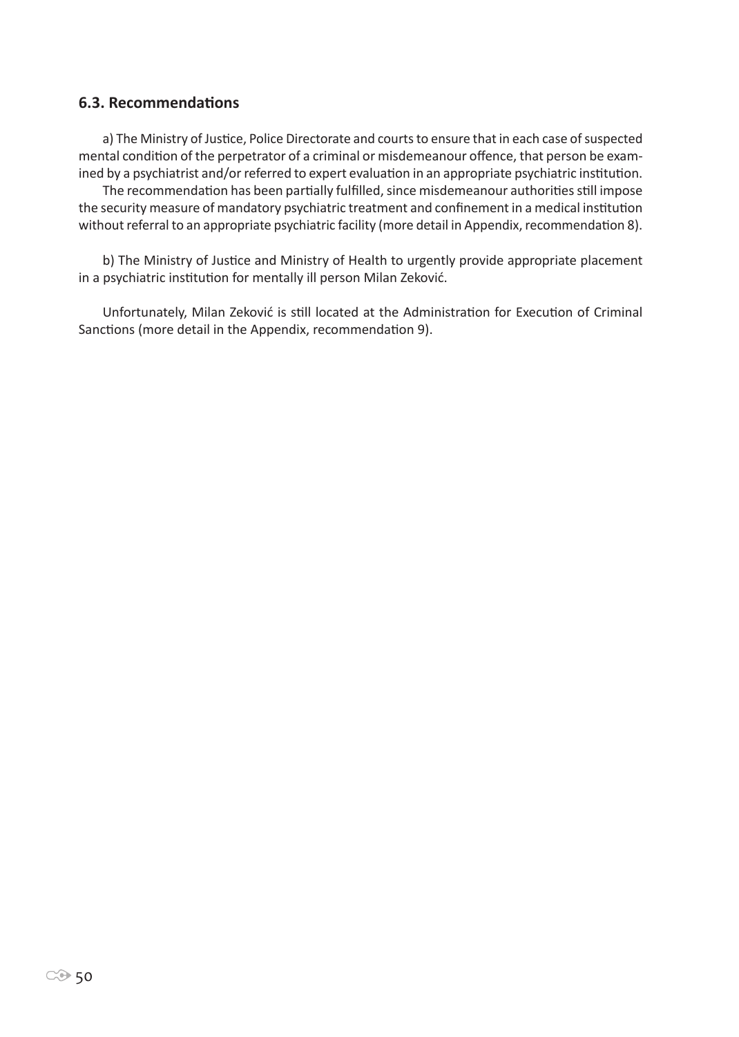### 6.3. Recommendations

a) The Ministry of Justice, Police Directorate and courts to ensure that in each case of suspected mental condition of the perpetrator of a criminal or misdemeanour offence, that person be examined by a psychiatrist and/or referred to expert evaluation in an appropriate psychiatric institution.

The recommendation has been partially fulfilled, since misdemeanour authorities still impose the security measure of mandatory psychiatric treatment and confinement in a medical institution without referral to an appropriate psychiatric facility (more detail in Appendix, recommendation 8).

b) The Ministry of Justice and Ministry of Health to urgently provide appropriate placement in a psychiatric institution for mentally ill person Milan Zeković.

Unfortunately, Milan Zeković is still located at the Administration for Execution of Criminal Sanctions (more detail in the Appendix, recommendation 9).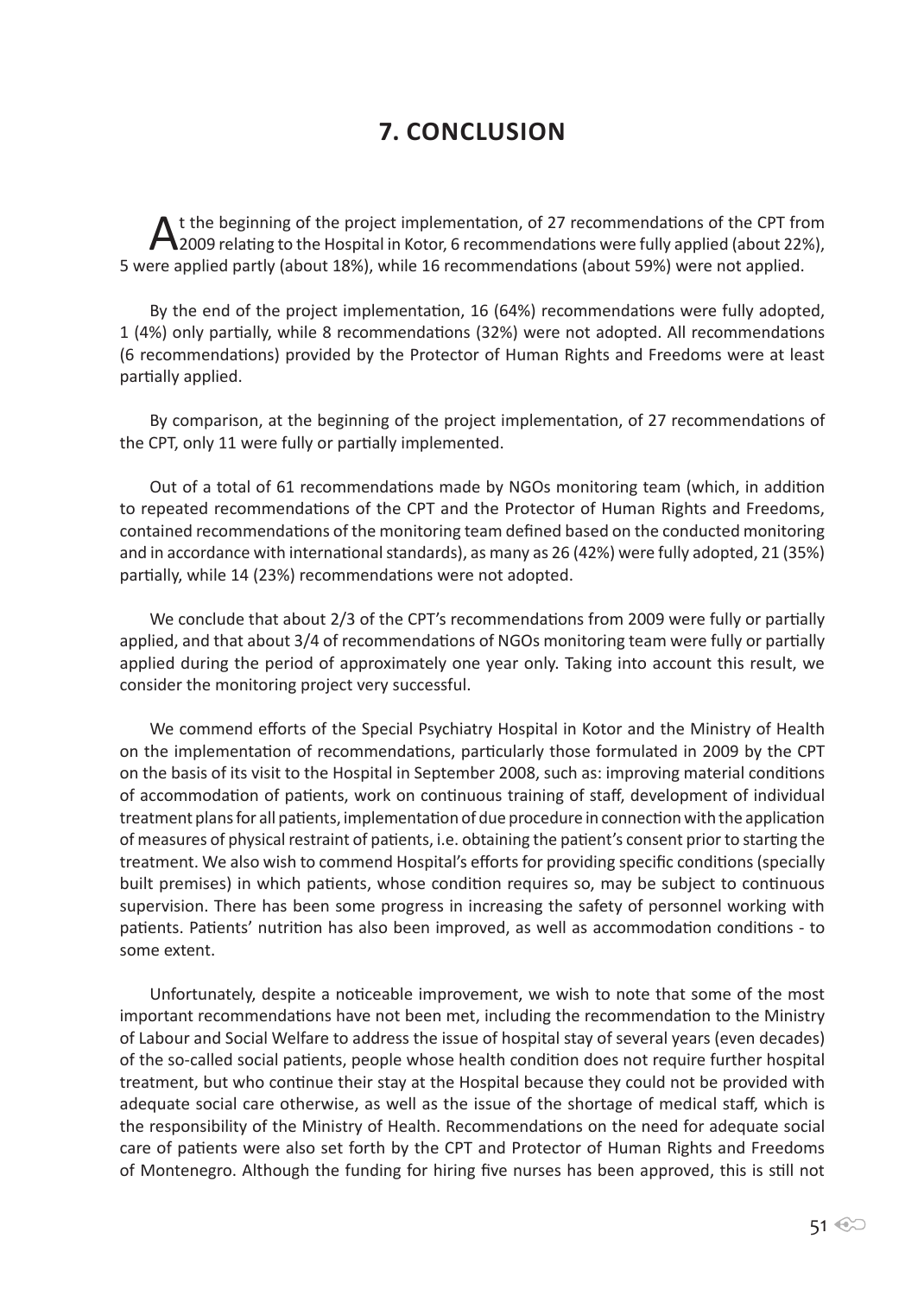# 7. CONCLUSION

At the beginning of the project implementation, of 27 recommendations of the CPT from 2009 relating to the Hospital in Kotor, 6 recommendations were fully applied (about 22%), 5 were applied partly (about 18%), while 16 recommendations (about 59%) were not applied.

By the end of the project implementation, 16 (64%) recommendations were fully adopted, 1 (4%) only partially, while 8 recommendations (32%) were not adopted. All recommendations (6 recommendations) provided by the Protector of Human Rights and Freedoms were at least partially applied.

By comparison, at the beginning of the project implementation, of 27 recommendations of the CPT, only 11 were fully or partially implemented.

Out of a total of 61 recommendations made by NGOs monitoring team (which, in addition to repeated recommendations of the CPT and the Protector of Human Rights and Freedoms, contained recommendations of the monitoring team defined based on the conducted monitoring and in accordance with international standards), as many as 26 (42%) were fully adopted, 21 (35%) partially, while 14 (23%) recommendations were not adopted.

We conclude that about 2/3 of the CPT's recommendations from 2009 were fully or partially applied, and that about 3/4 of recommendations of NGOs monitoring team were fully or partially applied during the period of approximately one year only. Taking into account this result, we consider the monitoring project very successful.

We commend efforts of the Special Psychiatry Hospital in Kotor and the Ministry of Health on the implementation of recommendations, particularly those formulated in 2009 by the CPT on the basis of its visit to the Hospital in September 2008, such as: improving material conditions of accommodation of patients, work on continuous training of staff, development of individual treatment plans for all patients, implementation of due procedure in connection with the application of measures of physical restraint of patients, i.e. obtaining the patient's consent prior to starting the treatment. We also wish to commend Hospital's efforts for providing specific conditions (specially built premises) in which patients, whose condition requires so, may be subject to continuous supervision. There has been some progress in increasing the safety of personnel working with patients. Patients' nutrition has also been improved, as well as accommodation conditions - to some extent.

Unfortunately, despite a noticeable improvement, we wish to note that some of the most important recommendations have not been met, including the recommendation to the Ministry of Labour and Social Welfare to address the issue of hospital stay of several years (even decades) of the so-called social patients, people whose health condition does not require further hospital treatment, but who continue their stay at the Hospital because they could not be provided with adequate social care otherwise, as well as the issue of the shortage of medical staff, which is the responsibility of the Ministry of Health. Recommendations on the need for adequate social care of patients were also set forth by the CPT and Protector of Human Rights and Freedoms of Montenegro. Although the funding for hiring five nurses has been approved, this is still not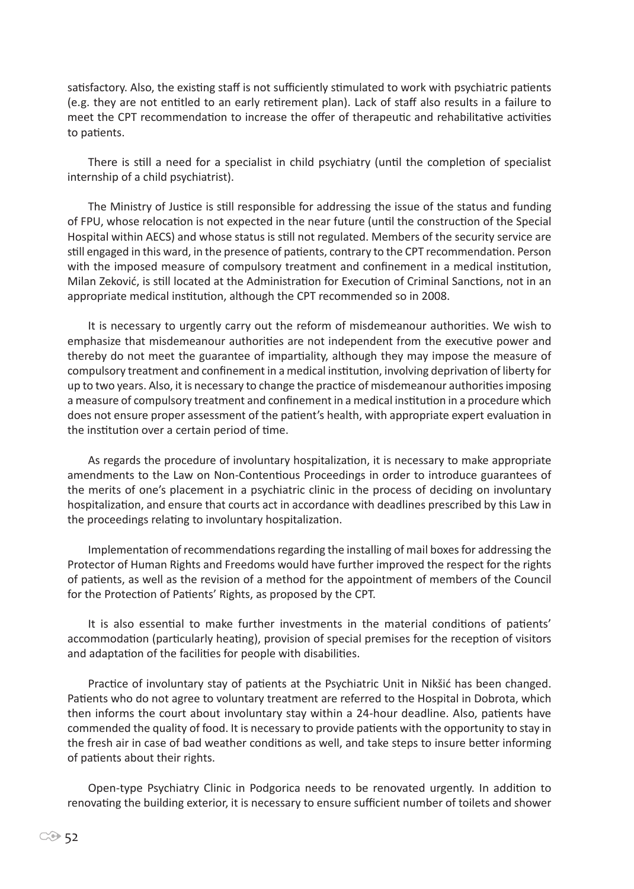satisfactory. Also, the existing staff is not sufficiently stimulated to work with psychiatric patients (e.g. they are not entitled to an early retirement plan). Lack of staff also results in a failure to meet the CPT recommendation to increase the offer of therapeutic and rehabilitative activities to patients.

There is still a need for a specialist in child psychiatry (until the completion of specialist internship of a child psychiatrist).

The Ministry of Justice is still responsible for addressing the issue of the status and funding of FPU, whose relocation is not expected in the near future (until the construction of the Special Hospital within AECS) and whose status is still not regulated. Members of the security service are still engaged in this ward, in the presence of patients, contrary to the CPT recommendation. Person with the imposed measure of compulsory treatment and confinement in a medical institution, Milan Zeković, is still located at the Administration for Execution of Criminal Sanctions, not in an appropriate medical institution, although the CPT recommended so in 2008.

It is necessary to urgently carry out the reform of misdemeanour authorities. We wish to emphasize that misdemeanour authorities are not independent from the executive power and thereby do not meet the guarantee of impartiality, although they may impose the measure of compulsory treatment and confinement in a medical institution, involving deprivation of liberty for up to two years. Also, it is necessary to change the practice of misdemeanour authorities imposing a measure of compulsory treatment and confinement in a medical institution in a procedure which does not ensure proper assessment of the patient's health, with appropriate expert evaluation in the institution over a certain period of time.

As regards the procedure of involuntary hospitalization, it is necessary to make appropriate amendments to the Law on Non-Contentious Proceedings in order to introduce guarantees of the merits of one's placement in a psychiatric clinic in the process of deciding on involuntary hospitalization, and ensure that courts act in accordance with deadlines prescribed by this Law in the proceedings relating to involuntary hospitalization.

Implementation of recommendations regarding the installing of mail boxes for addressing the Protector of Human Rights and Freedoms would have further improved the respect for the rights of patients, as well as the revision of a method for the appointment of members of the Council for the Protection of Patients' Rights, as proposed by the CPT.

It is also essential to make further investments in the material conditions of patients' accommodation (particularly heating), provision of special premises for the reception of visitors and adaptation of the facilities for people with disabilities.

Practice of involuntary stay of patients at the Psychiatric Unit in Nikšić has been changed. Patients who do not agree to voluntary treatment are referred to the Hospital in Dobrota, which then informs the court about involuntary stay within a 24-hour deadline. Also, patients have commended the quality of food. It is necessary to provide patients with the opportunity to stay in the fresh air in case of bad weather conditions as well, and take steps to insure better informing of patients about their rights.

Open-type Psychiatry Clinic in Podgorica needs to be renovated urgently. In addition to renovating the building exterior, it is necessary to ensure sufficient number of toilets and shower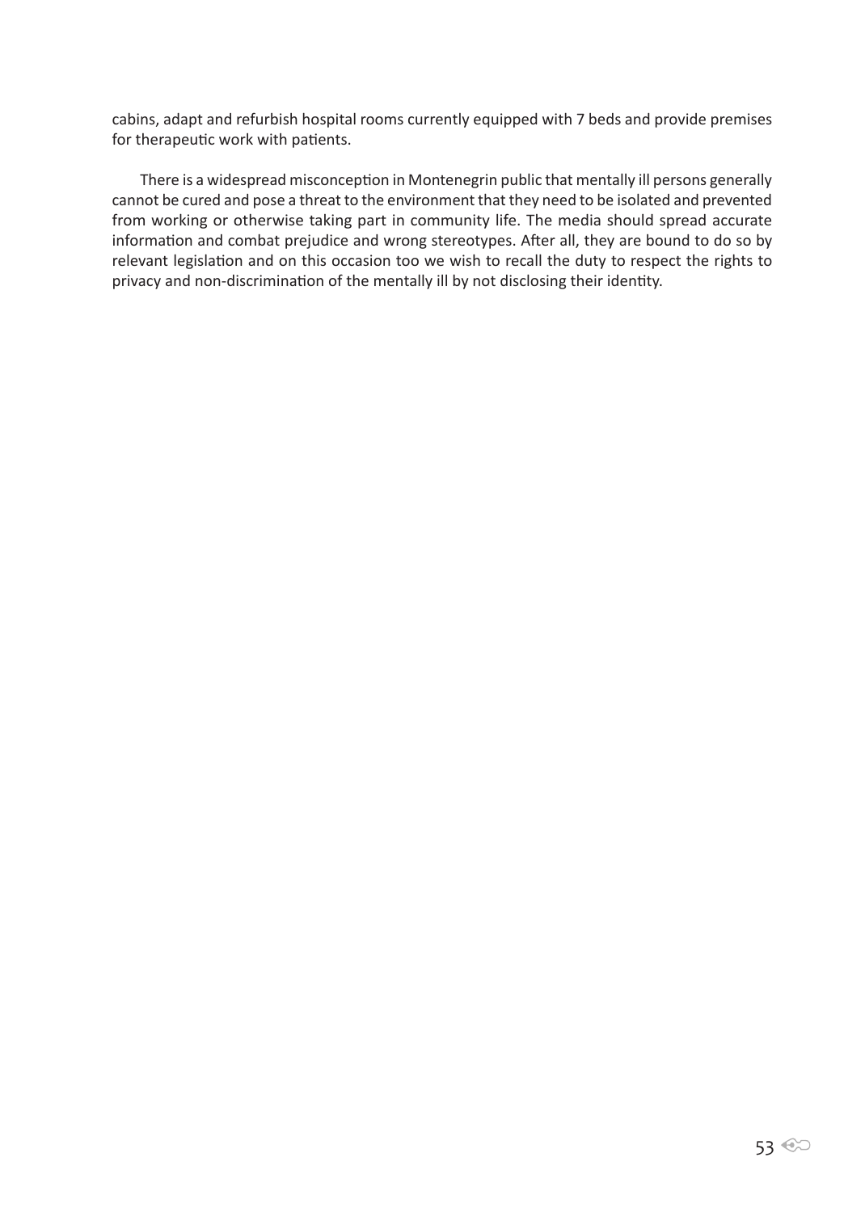cabins, adapt and refurbish hospital rooms currently equipped with 7 beds and provide premises for therapeutic work with patients.

There is a widespread misconception in Montenegrin public that mentally ill persons generally cannot be cured and pose a threat to the environment that they need to be isolated and prevented from working or otherwise taking part in community life. The media should spread accurate information and combat prejudice and wrong stereotypes. After all, they are bound to do so by relevant legislation and on this occasion too we wish to recall the duty to respect the rights to privacy and non-discrimination of the mentally ill by not disclosing their identity.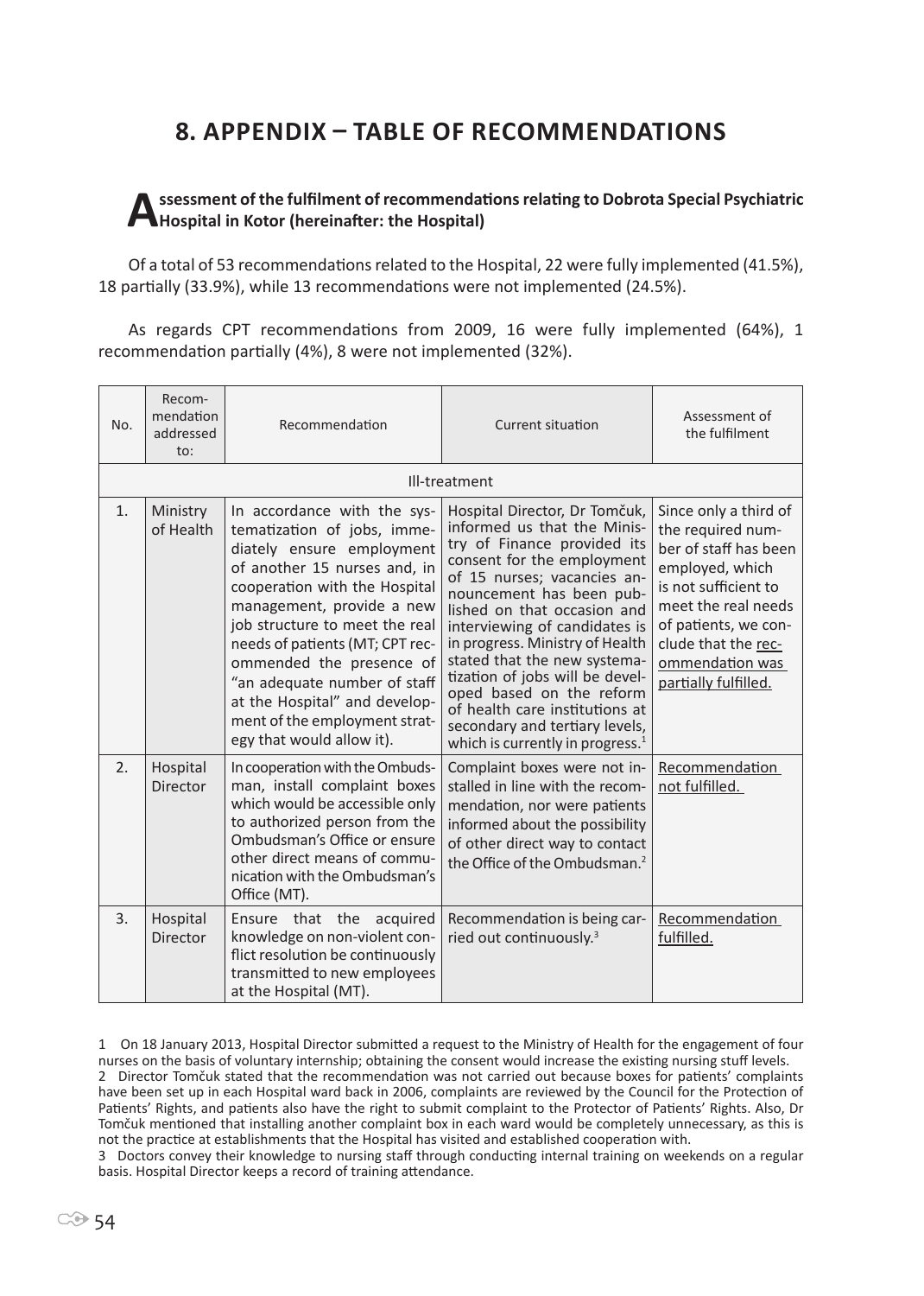# 8. APPENDIX – TABLE OF RECOMMENDATIONS

**Assessment of the fulfilment of recommendations relating to Dobrota Special Psychiatric Hospital in Kotor (hereinafter: the Hospital)**

Of a total of 53 recommendations related to the Hospital, 22 were fully implemented (41.5%), 18 partially (33.9%), while 13 recommendations were not implemented (24.5%).

As regards CPT recommendations from 2009, 16 were fully implemented (64%), 1 recommendation partially (4%), 8 were not implemented (32%).

| No. | Recommendation addressed to: | Recommendation | Current situation | Assessment of the fulfilment |
|---|---|---|---|---|
| Ill-treatment | | | | |
| 1. | Ministry of Health | In accordance with the systematization of jobs, immediately ensure employment of another 15 nurses and, in cooperation with the Hospital management, provide a new job structure to meet the real needs of patients (MT; CPT recommended the presence of "an adequate number of staff at the Hospital" and development of the employment strategy that would allow it). | Hospital Director, Dr Tomčuk, informed us that the Ministry of Finance provided its consent for the employment of 15 nurses; vacancies announcement has been published on that occasion and interviewing of candidates is in progress. Ministry of Health stated that the new systematization of jobs will be developed based on the reform of health care institutions at secondary and tertiary levels, which is currently in progress.[1] | Since only a third of the required number of staff has been employed, which is not sufficient to meet the real needs of patients, we conclude that the recommendation was partially fulfilled. |
| 2. | Hospital Director | In cooperation with the Ombudsman, install complaint boxes which would be accessible only to authorized person from the Ombudsman's Office or ensure other direct means of communication with the Ombudsman's Office (MT). | Complaint boxes were not installed in line with the recommendation, nor were patients informed about the possibility of other direct way to contact the Office of the Ombudsman.[2] | Recommendation not fulfilled. |
| 3. | Hospital Director | Ensure that the acquired knowledge on non-violent conflict resolution be continuously transmitted to new employees at the Hospital (MT). | Recommendation is being carried out continuously.[3] | Recommendation fulfilled. |

1 On 18 January 2013, Hospital Director submitted a request to the Ministry of Health for the engagement of four nurses on the basis of voluntary internship; obtaining the consent would increase the existing nursing stuff levels.

2 Director Tomčuk stated that the recommendation was not carried out because boxes for patients' complaints have been set up in each Hospital ward back in 2006, complaints are reviewed by the Council for the Protection of Patients' Rights, and patients also have the right to submit complaint to the Protector of Patients' Rights. Also, Dr Tomčuk mentioned that installing another complaint box in each ward would be completely unnecessary, as this is not the practice at establishments that the Hospital has visited and established cooperation with.

3 Doctors convey their knowledge to nursing staff through conducting internal training on weekends on a regular basis. Hospital Director keeps a record of training attendance.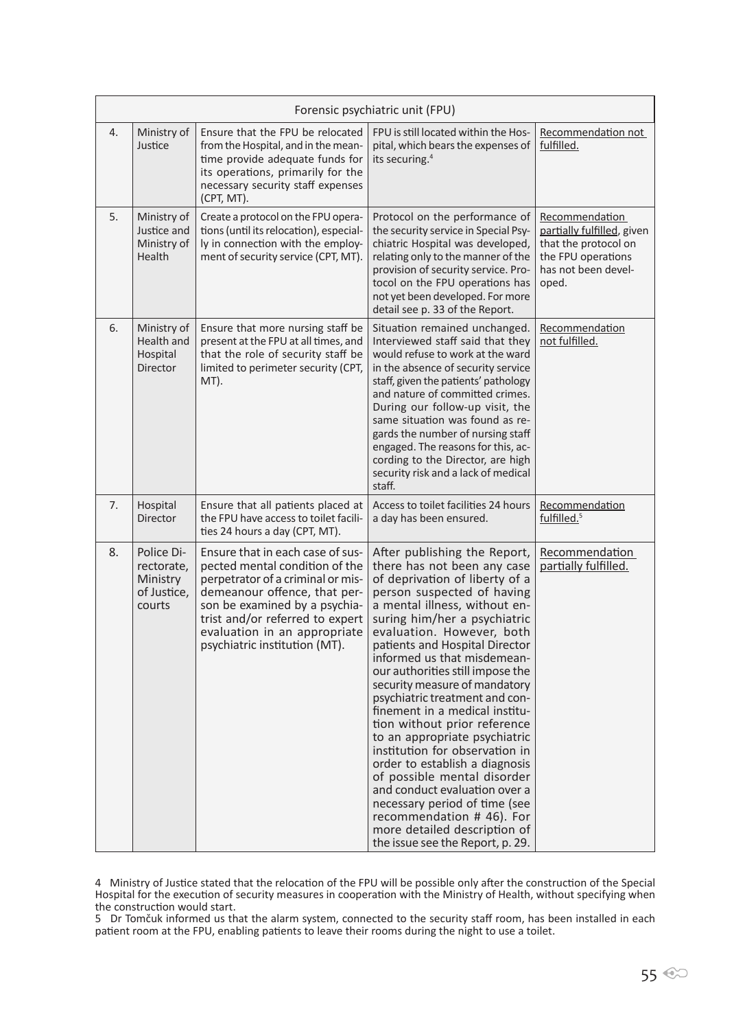| Forensic psychiatric unit (FPU) | | | | |
|---|---|---|---|---|
| 4. | Ministry of Justice | Ensure that the FPU be relocated from the Hospital, and in the meantime provide adequate funds for its operations, primarily for the necessary security staff expenses (CPT, MT). | FPU is still located within the Hospital, which bears the expenses of its securing.[4] | Recommendation not fulfilled. |
| 5. | Ministry of Justice and Ministry of Health | Create a protocol on the FPU operations (until its relocation), especially in connection with the employment of security service (CPT, MT). | Protocol on the performance of the security service in Special Psychiatric Hospital was developed, relating only to the manner of the provision of security service. Protocol on the FPU operations has not yet been developed. For more detail see p. 33 of the Report. | Recommendation partially fulfilled, given that the protocol on the FPU operations has not been developed. |
| 6. | Ministry of Health and Hospital Director | Ensure that more nursing staff be present at the FPU at all times, and that the role of security staff be limited to perimeter security (CPT, MT). | Situation remained unchanged. Interviewed staff said that they would refuse to work at the ward in the absence of security service staff, given the patients' pathology and nature of committed crimes. During our follow-up visit, the same situation was found as regards the number of nursing staff engaged. The reasons for this, according to the Director, are high security risk and a lack of medical staff. | Recommendation not fulfilled. |
| 7. | Hospital Director | Ensure that all patients placed at the FPU have access to toilet facilities 24 hours a day (CPT, MT). | Access to toilet facilities 24 hours a day has been ensured. | Recommendation fulfilled.[5] |
| 8. | Police Directorate, Ministry of Justice, courts | Ensure that in each case of suspected mental condition of the perpetrator of a criminal or misdemeanour offence, that person be examined by a psychiatrist and/or referred to expert evaluation in an appropriate psychiatric institution (MT). | After publishing the Report, there has not been any case of deprivation of liberty of a person suspected of having a mental illness, without ensuring him/her a psychiatric evaluation. However, both patients and Hospital Director informed us that misdemeanour authorities still impose the security measure of mandatory psychiatric treatment and confinement in a medical institution without prior reference to an appropriate psychiatric institution for observation in order to establish a diagnosis of possible mental disorder and conduct evaluation over a necessary period of time (see recommendation # 46). For more detailed description of the issue see the Report, p. 29. | Recommendation partially fulfilled. |

4 Ministry of Justice stated that the relocation of the FPU will be possible only after the construction of the Special Hospital for the execution of security measures in cooperation with the Ministry of Health, without specifying when the construction would start.

5 Dr Tomčuk informed us that the alarm system, connected to the security staff room, has been installed in each patient room at the FPU, enabling patients to leave their rooms during the night to use a toilet.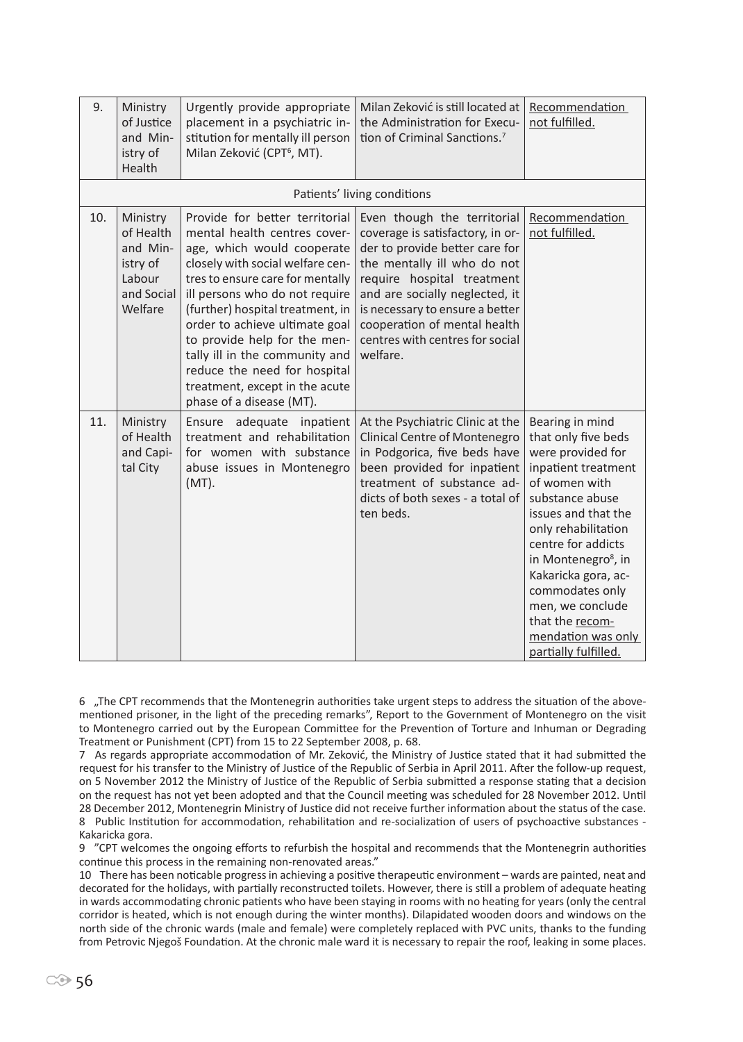| 9. | Ministry of Justice and Ministry of Health | Urgently provide appropriate placement in a psychiatric institution for mentally ill person Milan Zeković (CPT[6], MT). | Milan Zeković is still located at the Administration for Execution of Criminal Sanctions.[7] | Recommendation not fulfilled. |
|---|---|---|---|---|
| | | Patients' living conditions | | |
| 10. | Ministry of Health and Ministry of Labour and Social Welfare | Provide for better territorial mental health centres coverage, which would cooperate closely with social welfare centres to ensure care for mentally ill persons who do not require (further) hospital treatment, in order to achieve ultimate goal to provide help for the mentally ill in the community and reduce the need for hospital treatment, except in the acute phase of a disease (MT). | Even though the territorial coverage is satisfactory, in order to provide better care for the mentally ill who do not require hospital treatment and are socially neglected, it is necessary to ensure a better cooperation of mental health centres with centres for social welfare. | Recommendation not fulfilled. |
| 11. | Ministry of Health and Capital City | Ensure adequate inpatient treatment and rehabilitation for women with substance abuse issues in Montenegro (MT). | At the Psychiatric Clinic at the Clinical Centre of Montenegro in Podgorica, five beds have been provided for inpatient treatment of substance addicts of both sexes - a total of ten beds. | Bearing in mind that only five beds were provided for inpatient treatment of women with substance abuse issues and that the only rehabilitation centre for addicts in Montenegro[8], in Kakaricka gora, accommodates only men, we conclude that the recommendation was only partially fulfilled. |

6 „The CPT recommends that the Montenegrin authorities take urgent steps to address the situation of the above-mentioned prisoner, in the light of the preceding remarks", Report to the Government of Montenegro on the visit to Montenegro carried out by the European Committee for the Prevention of Torture and Inhuman or Degrading Treatment or Punishment (CPT) from 15 to 22 September 2008, p. 68.

7 As regards appropriate accommodation of Mr. Zeković, the Ministry of Justice stated that it had submitted the request for his transfer to the Ministry of Justice of the Republic of Serbia in April 2011. After the follow-up request, on 5 November 2012 the Ministry of Justice of the Republic of Serbia submitted a response stating that a decision on the request has not yet been adopted and that the Council meeting was scheduled for 28 November 2012. Until 28 December 2012, Montenegrin Ministry of Justice did not receive further information about the status of the case.

8 Public Institution for accommodation, rehabilitation and re-socialization of users of psychoactive substances - Kakaricka gora.

9 "CPT welcomes the ongoing efforts to refurbish the hospital and recommends that the Montenegrin authorities continue this process in the remaining non-renovated areas."

10 There has been noticable progress in achieving a positive therapeutic environment – wards are painted, neat and decorated for the holidays, with partially reconstructed toilets. However, there is still a problem of adequate heating in wards accommodating chronic patients who have been staying in rooms with no heating for years (only the central corridor is heated, which is not enough during the winter months). Dilapidated wooden doors and windows on the north side of the chronic wards (male and female) were completely replaced with PVC units, thanks to the funding from Petrovic Njegoš Foundation. At the chronic male ward it is necessary to repair the roof, leaking in some places.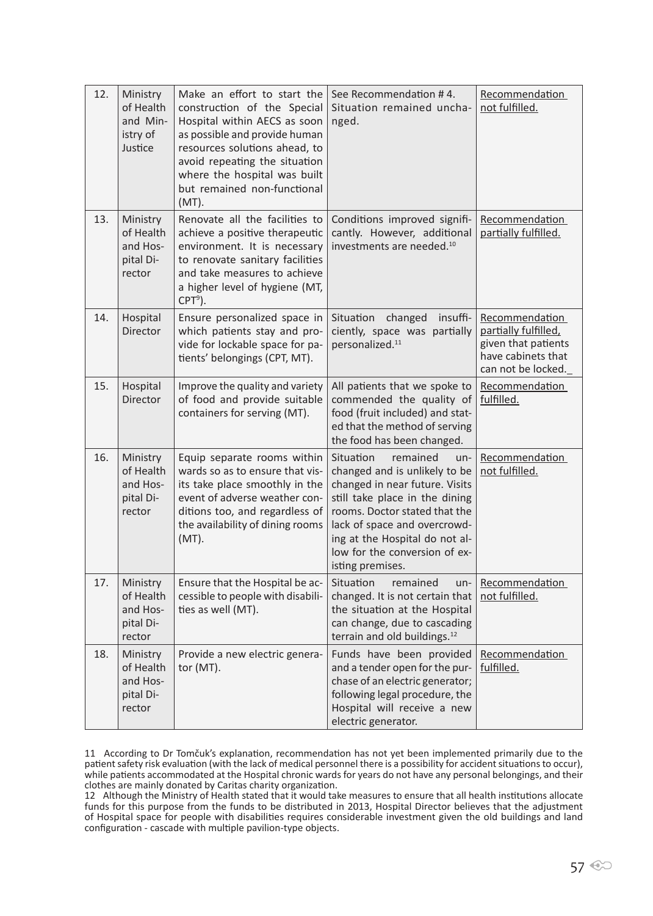| 12. | Ministry of Health and Ministry of Justice | Make an effort to start the construction of the Special Hospital within AECS as soon as possible and provide human resources solutions ahead, to avoid repeating the situation where the hospital was built but remained non-functional (MT). | See Recommendation # 4. Situation remained unchanged. | Recommendation not fulfilled. |
|---|---|---|---|---|
| 13. | Ministry of Health and Hospital Director | Renovate all the facilities to achieve a positive therapeutic environment. It is necessary to renovate sanitary facilities and take measures to achieve a higher level of hygiene (MT, CPT[9]). | Conditions improved significantly. However, additional investments are needed.[10] | Recommendation partially fulfilled. |
| 14. | Hospital Director | Ensure personalized space in which patients stay and provide for lockable space for patients' belongings (CPT, MT). | Situation changed insufficiently, space was partially personalized.[11] | Recommendation partially fulfilled, given that patients have cabinets that can not be locked. |
| 15. | Hospital Director | Improve the quality and variety of food and provide suitable containers for serving (MT). | All patients that we spoke to commended the quality of food (fruit included) and stated that the method of serving the food has been changed. | Recommendation fulfilled. |
| 16. | Ministry of Health and Hospital Director | Equip separate rooms within wards so as to ensure that visits take place smoothly in the event of adverse weather conditions too, and regardless of the availability of dining rooms (MT). | Situation remained unchanged and is unlikely to be changed in near future. Visits still take place in the dining rooms. Doctor stated that the lack of space and overcrowding at the Hospital do not allow for the conversion of existing premises. | Recommendation not fulfilled. |
| 17. | Ministry of Health and Hospital Director | Ensure that the Hospital be accessible to people with disabilities as well (MT). | Situation remained unchanged. It is not certain that the situation at the Hospital can change, due to cascading terrain and old buildings.[12] | Recommendation not fulfilled. |
| 18. | Ministry of Health and Hospital Director | Provide a new electric generator (MT). | Funds have been provided and a tender open for the purchase of an electric generator; following legal procedure, the Hospital will receive a new electric generator. | Recommendation fulfilled. |

11 According to Dr Tomčuk's explanation, recommendation has not yet been implemented primarily due to the patient safety risk evaluation (with the lack of medical personnel there is a possibility for accident situations to occur), while patients accommodated at the Hospital chronic wards for years do not have any personal belongings, and their clothes are mainly donated by Caritas charity organization.

12 Although the Ministry of Health stated that it would take measures to ensure that all health institutions allocate funds for this purpose from the funds to be distributed in 2013, Hospital Director believes that the adjustment of Hospital space for people with disabilities requires considerable investment given the old buildings and land configuration - cascade with multiple pavilion-type objects.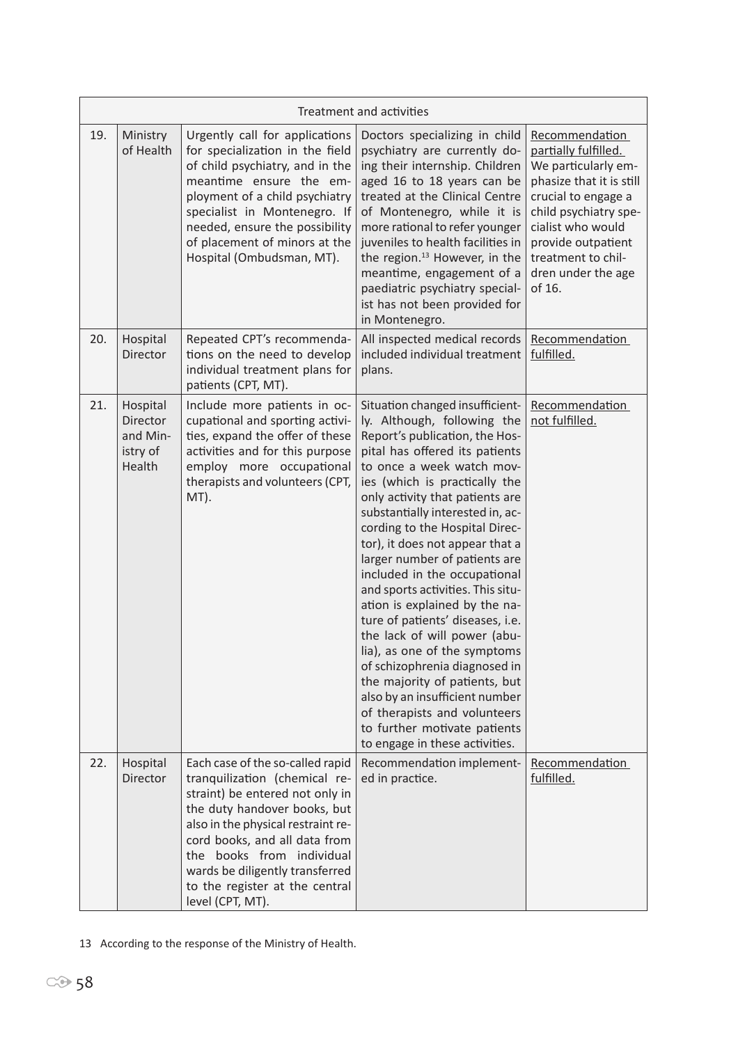| Treatment and activities | | | | |
|---|---|---|---|---|
| 19. | Ministry of Health | Urgently call for applications for specialization in the field of child psychiatry, and in the meantime ensure the employment of a child psychiatry specialist in Montenegro. If needed, ensure the possibility of placement of minors at the Hospital (Ombudsman, MT). | Doctors specializing in child psychiatry are currently doing their internship. Children aged 16 to 18 years can be treated at the Clinical Centre of Montenegro, while it is more rational to refer younger juveniles to health facilities in the region.[13] However, in the meantime, engagement of a paediatric psychiatry specialist has not been provided for in Montenegro. | Recommendation partially fulfilled. We particularly emphasize that it is still crucial to engage a child psychiatry specialist who would provide outpatient treatment to children under the age of 16. |
| 20. | Hospital Director | Repeated CPT's recommendations on the need to develop individual treatment plans for patients (CPT, MT). | All inspected medical records included individual treatment plans. | Recommendation fulfilled. |
| 21. | Hospital Director and Ministry of Health | Include more patients in occupational and sporting activities, expand the offer of these activities and for this purpose employ more occupational therapists and volunteers (CPT, MT). | Situation changed insufficiently. Although, following the Report's publication, the Hospital has offered its patients to once a week watch movies (which is practically the only activity that patients are substantially interested in, according to the Hospital Director), it does not appear that a larger number of patients are included in the occupational and sports activities. This situation is explained by the nature of patients' diseases, i.e. the lack of will power (abulia), as one of the symptoms of schizophrenia diagnosed in the majority of patients, but also by an insufficient number of therapists and volunteers to further motivate patients to engage in these activities. | Recommendation not fulfilled. |
| 22. | Hospital Director | Each case of the so-called rapid tranquilization (chemical restraint) be entered not only in the duty handover books, but also in the physical restraint record books, and all data from the books from individual wards be diligently transferred to the register at the central level (CPT, MT). | Recommendation implemented in practice. | Recommendation fulfilled. |

13 According to the response of the Ministry of Health.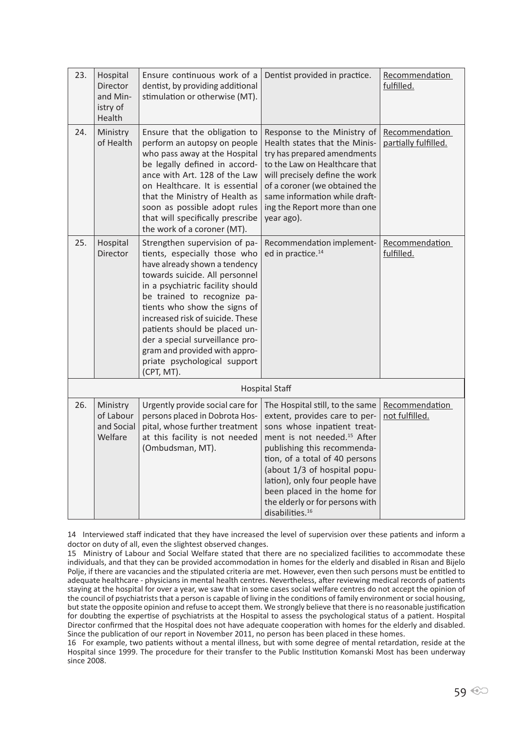| 23. | Hospital Director and Ministry of Health | Ensure continuous work of a dentist, by providing additional stimulation or otherwise (MT). | Dentist provided in practice. | Recommendation fulfilled. |
|---|---|---|---|---|
| 24. | Ministry of Health | Ensure that the obligation to perform an autopsy on people who pass away at the Hospital be legally defined in accordance with Art. 128 of the Law on Healthcare. It is essential that the Ministry of Health as soon as possible adopt rules that will specifically prescribe the work of a coroner (MT). | Response to the Ministry of Health states that the Ministry has prepared amendments to the Law on Healthcare that will precisely define the work of a coroner (we obtained the same information while drafting the Report more than one year ago). | Recommendation partially fulfilled. |
| 25. | Hospital Director | Strengthen supervision of patients, especially those who have already shown a tendency towards suicide. All personnel in a psychiatric facility should be trained to recognize patients who show the signs of increased risk of suicide. These patients should be placed under a special surveillance program and provided with appropriate psychological support (CPT, MT). | Recommendation implemented in practice.[14] | Recommendation fulfilled. |
| | | | **Hospital Staff** | |
| 26. | Ministry of Labour and Social Welfare | Urgently provide social care for persons placed in Dobrota Hospital, whose further treatment at this facility is not needed (Ombudsman, MT). | The Hospital still, to the same extent, provides care to persons whose inpatient treatment is not needed.[15] After publishing this recommendation, of a total of 40 persons (about 1/3 of hospital population), only four people have been placed in the home for the elderly or for persons with disabilities.[16] | Recommendation not fulfilled. |

14 Interviewed staff indicated that they have increased the level of supervision over these patients and inform a doctor on duty of all, even the slightest observed changes.

15 Ministry of Labour and Social Welfare stated that there are no specialized facilities to accommodate these individuals, and that they can be provided accommodation in homes for the elderly and disabled in Risan and Bijelo Polje, if there are vacancies and the stipulated criteria are met. However, even then such persons must be entitled to adequate healthcare - physicians in mental health centres. Nevertheless, after reviewing medical records of patients staying at the hospital for over a year, we saw that in some cases social welfare centres do not accept the opinion of the council of psychiatrists that a person is capable of living in the conditions of family environment or social housing, but state the opposite opinion and refuse to accept them. We strongly believe that there is no reasonable justification for doubting the expertise of psychiatrists at the Hospital to assess the psychological status of a patient. Hospital Director confirmed that the Hospital does not have adequate cooperation with homes for the elderly and disabled. Since the publication of our report in November 2011, no person has been placed in these homes.

16 For example, two patients without a mental illness, but with some degree of mental retardation, reside at the Hospital since 1999. The procedure for their transfer to the Public Institution Komanski Most has been underway since 2008.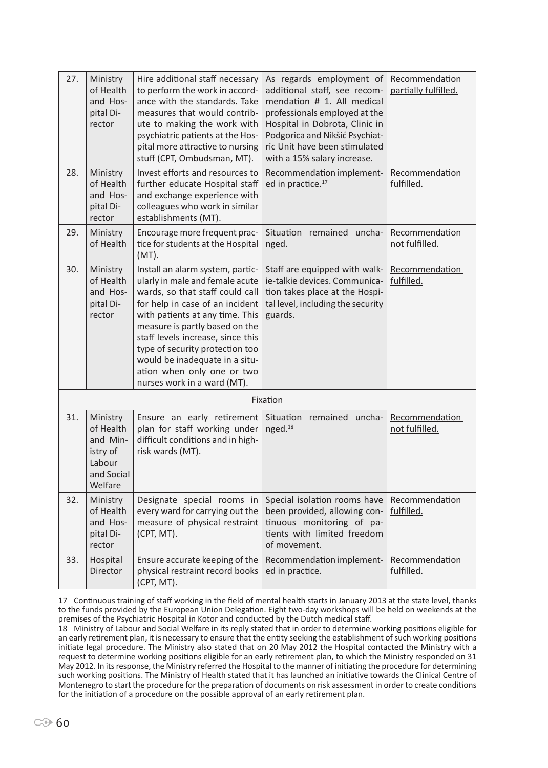| 27. | Ministry of Health and Hospital Director | Hire additional staff necessary to perform the work in accordance with the standards. Take measures that would contribute to making the work with psychiatric patients at the Hospital more attractive to nursing stuff (CPT, Ombudsman, MT). | As regards employment of additional staff, see recommendation # 1. All medical professionals employed at the Hospital in Dobrota, Clinic in Podgorica and Nikšić Psychiatric Unit have been stimulated with a 15% salary increase. | Recommendation partially fulfilled. |
|---|---|---|---|---|
| 28. | Ministry of Health and Hospital Director | Invest efforts and resources to further educate Hospital staff and exchange experience with colleagues who work in similar establishments (MT). | Recommendation implemented in practice.[17] | Recommendation fulfilled. |
| 29. | Ministry of Health | Encourage more frequent practice for students at the Hospital (MT). | Situation remained unchanged. | Recommendation not fulfilled. |
| 30. | Ministry of Health and Hospital Director | Install an alarm system, particularly in male and female acute wards, so that staff could call for help in case of an incident with patients at any time. This measure is partly based on the staff levels increase, since this type of security protection too would be inadequate in a situation when only one or two nurses work in a ward (MT). | Staff are equipped with walkie-talkie devices. Communication takes place at the Hospital level, including the security guards. | Recommendation fulfilled. |
| | | Fixation | | |
| 31. | Ministry of Health and Ministry of Labour and Social Welfare | Ensure an early retirement plan for staff working under difficult conditions and in high-risk wards (MT). | Situation remained unchanged.[18] | Recommendation not fulfilled. |
| 32. | Ministry of Health and Hospital Director | Designate special rooms in every ward for carrying out the measure of physical restraint (CPT, MT). | Special isolation rooms have been provided, allowing continuous monitoring of patients with limited freedom of movement. | Recommendation fulfilled. |
| 33. | Hospital Director | Ensure accurate keeping of the physical restraint record books (CPT, MT). | Recommendation implemented in practice. | Recommendation fulfilled. |

17 Continuous training of staff working in the field of mental health starts in January 2013 at the state level, thanks to the funds provided by the European Union Delegation. Eight two-day workshops will be held on weekends at the premises of the Psychiatric Hospital in Kotor and conducted by the Dutch medical staff.

18 Ministry of Labour and Social Welfare in its reply stated that in order to determine working positions eligible for an early retirement plan, it is necessary to ensure that the entity seeking the establishment of such working positions initiate legal procedure. The Ministry also stated that on 20 May 2012 the Hospital contacted the Ministry with a request to determine working positions eligible for an early retirement plan, to which the Ministry responded on 31 May 2012. In its response, the Ministry referred the Hospital to the manner of initiating the procedure for determining such working positions. The Ministry of Health stated that it has launched an initiative towards the Clinical Centre of Montenegro to start the procedure for the preparation of documents on risk assessment in order to create conditions for the initiation of a procedure on the possible approval of an early retirement plan.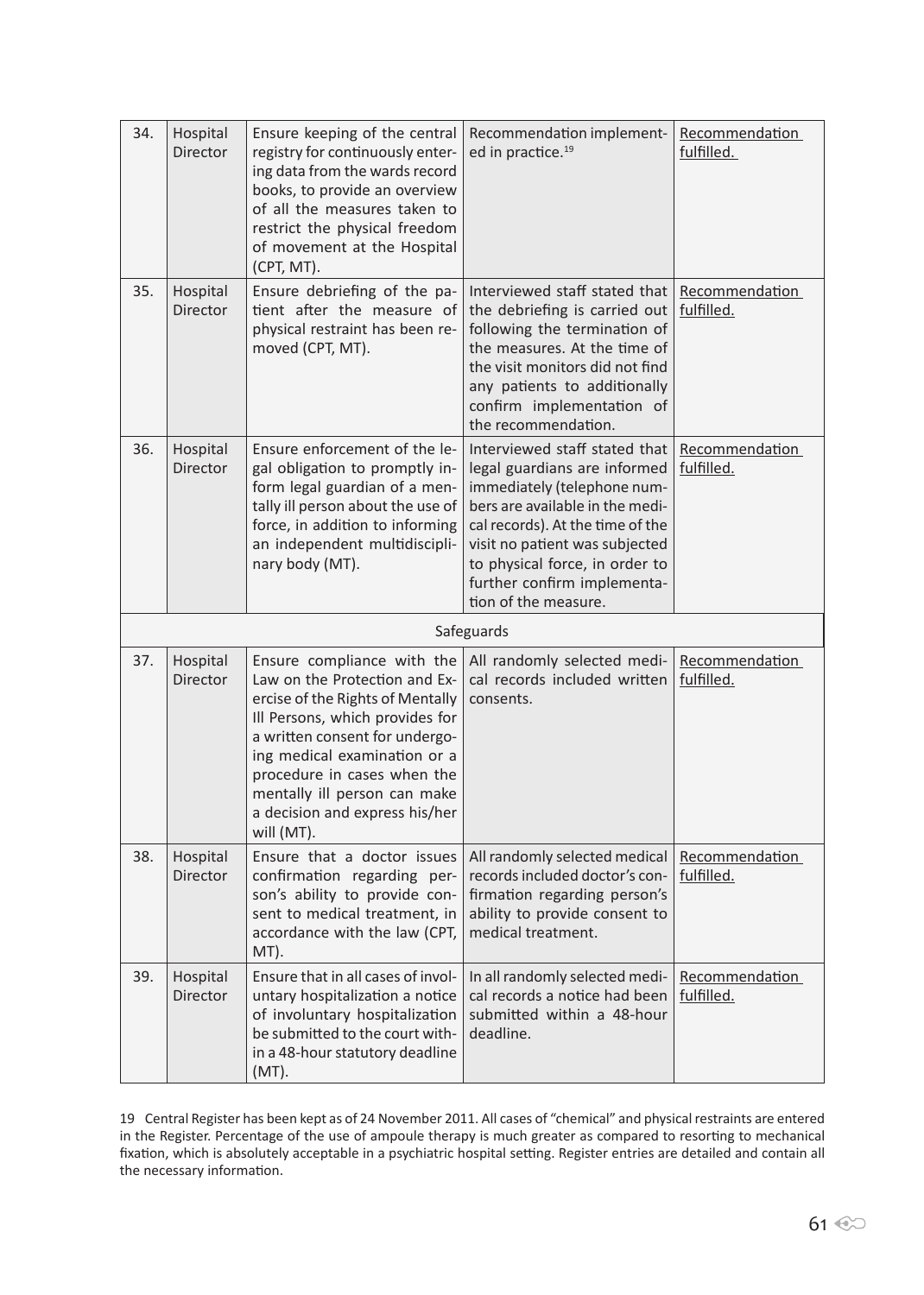| 34. | Hospital Director | Ensure keeping of the central registry for continuously entering data from the wards record books, to provide an overview of all the measures taken to restrict the physical freedom of movement at the Hospital (CPT, MT). | Recommendation implemented in practice.[19] | Recommendation fulfilled. |
|---|---|---|---|---|
| 35. | Hospital Director | Ensure debriefing of the patient after the measure of physical restraint has been removed (CPT, MT). | Interviewed staff stated that the debriefing is carried out following the termination of the measures. At the time of the visit monitors did not find any patients to additionally confirm implementation of the recommendation. | Recommendation fulfilled. |
| 36. | Hospital Director | Ensure enforcement of the legal obligation to promptly inform legal guardian of a mentally ill person about the use of force, in addition to informing an independent multidisciplinary body (MT). | Interviewed staff stated that legal guardians are informed immediately (telephone numbers are available in the medical records). At the time of the visit no patient was subjected to physical force, in order to further confirm implementation of the measure. | Recommendation fulfilled. |
| | | Safeguards | | |
| 37. | Hospital Director | Ensure compliance with the Law on the Protection and Exercise of the Rights of Mentally Ill Persons, which provides for a written consent for undergoing medical examination or a procedure in cases when the mentally ill person can make a decision and express his/her will (MT). | All randomly selected medical records included written consents. | Recommendation fulfilled. |
| 38. | Hospital Director | Ensure that a doctor issues confirmation regarding person's ability to provide consent to medical treatment, in accordance with the law (CPT, MT). | All randomly selected medical records included doctor's confirmation regarding person's ability to provide consent to medical treatment. | Recommendation fulfilled. |
| 39. | Hospital Director | Ensure that in all cases of involuntary hospitalization a notice of involuntary hospitalization be submitted to the court within a 48-hour statutory deadline (MT). | In all randomly selected medical records a notice had been submitted within a 48-hour deadline. | Recommendation fulfilled. |

19 Central Register has been kept as of 24 November 2011. All cases of "chemical" and physical restraints are entered in the Register. Percentage of the use of ampoule therapy is much greater as compared to resorting to mechanical fixation, which is absolutely acceptable in a psychiatric hospital setting. Register entries are detailed and contain all the necessary information.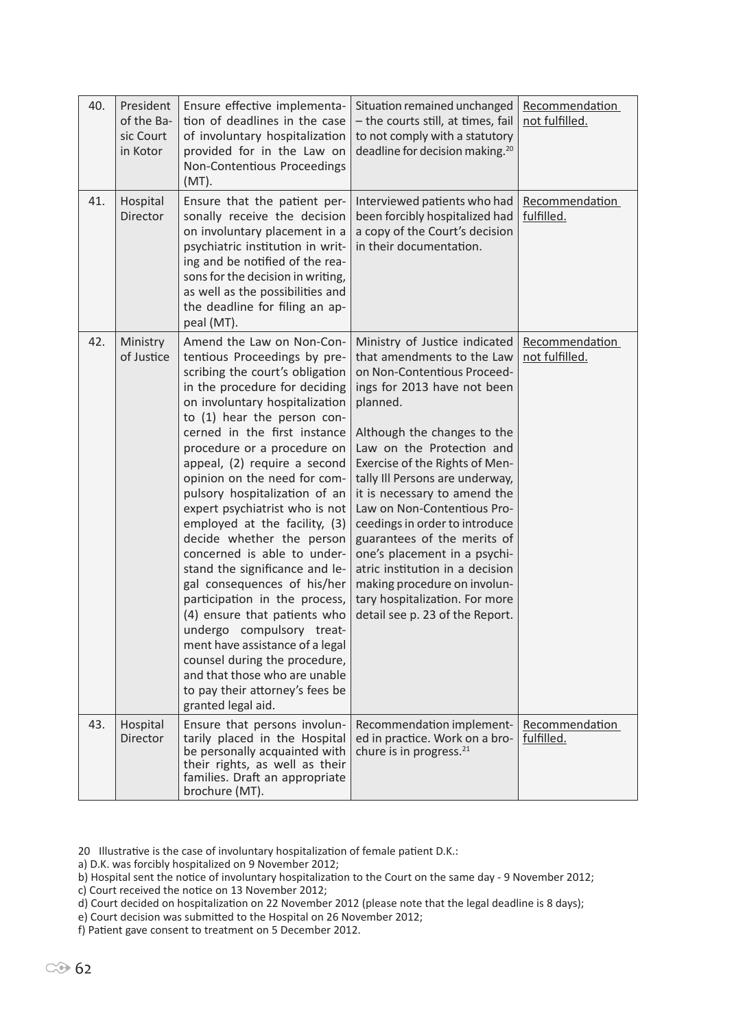| 40. | President of the Basic Court in Kotor | Ensure effective implementation of deadlines in the case of involuntary hospitalization provided for in the Law on Non-Contentious Proceedings (MT). | Situation remained unchanged – the courts still, at times, fail to not comply with a statutory deadline for decision making.[20] | Recommendation not fulfilled. |
|---|---|---|---|---|
| 41. | Hospital Director | Ensure that the patient personally receive the decision on involuntary placement in a psychiatric institution in writing and be notified of the reasons for the decision in writing, as well as the possibilities and the deadline for filing an appeal (MT). | Interviewed patients who had been forcibly hospitalized had a copy of the Court's decision in their documentation. | Recommendation fulfilled. |
| 42. | Ministry of Justice | Amend the Law on Non-Contentious Proceedings by prescribing the court's obligation in the procedure for deciding on involuntary hospitalization to (1) hear the person concerned in the first instance procedure or a procedure on appeal, (2) require a second opinion on the need for compulsory hospitalization of an expert psychiatrist who is not employed at the facility, (3) decide whether the person concerned is able to understand the significance and legal consequences of his/her participation in the process, (4) ensure that patients who undergo compulsory treatment have assistance of a legal counsel during the procedure, and that those who are unable to pay their attorney's fees be granted legal aid. | Ministry of Justice indicated that amendments to the Law on Non-Contentious Proceedings for 2013 have not been planned.<br><br>Although the changes to the Law on the Protection and Exercise of the Rights of Mentally Ill Persons are underway, it is necessary to amend the Law on Non-Contentious Proceedings in order to introduce guarantees of the merits of one's placement in a psychiatric institution in a decision making procedure on involuntary hospitalization. For more detail see p. 23 of the Report. | Recommendation not fulfilled. |
| 43. | Hospital Director | Ensure that persons involuntarily placed in the Hospital be personally acquainted with their rights, as well as their families. Draft an appropriate brochure (MT). | Recommendation implemented in practice. Work on a brochure is in progress.[21] | Recommendation fulfilled. |

20 Illustrative is the case of involuntary hospitalization of female patient D.K.:

a) D.K. was forcibly hospitalized on 9 November 2012;

b) Hospital sent the notice of involuntary hospitalization to the Court on the same day - 9 November 2012;

c) Court received the notice on 13 November 2012;

d) Court decided on hospitalization on 22 November 2012 (please note that the legal deadline is 8 days);

e) Court decision was submitted to the Hospital on 26 November 2012;

f) Patient gave consent to treatment on 5 December 2012.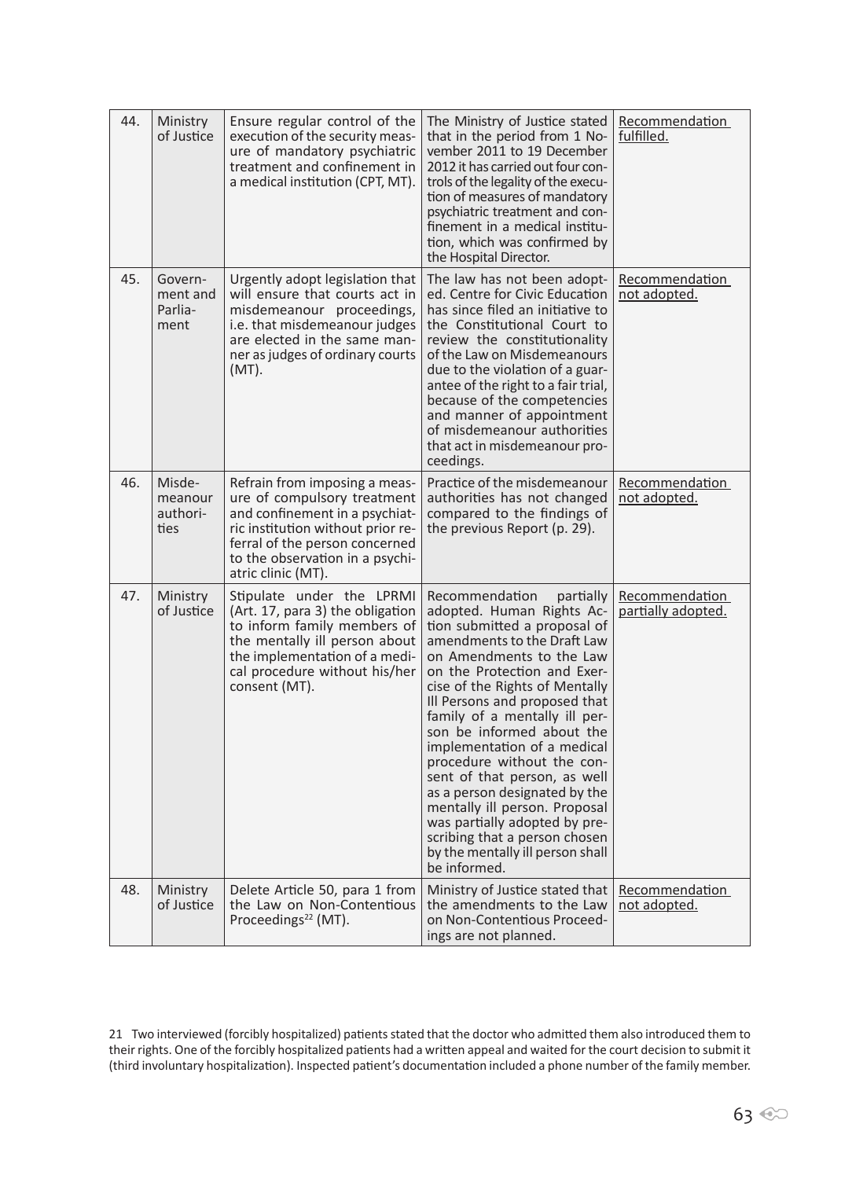| 44. | Ministry of Justice | Ensure regular control of the execution of the security measure of mandatory psychiatric treatment and confinement in a medical institution (CPT, MT). | The Ministry of Justice stated that in the period from 1 November 2011 to 19 December 2012 it has carried out four controls of the legality of the execution of measures of mandatory psychiatric treatment and confinement in a medical institution, which was confirmed by the Hospital Director. | Recommendation fulfilled. |
|---|---|---|---|---|
| 45. | Government and Parliament | Urgently adopt legislation that will ensure that courts act in misdemeanour proceedings, i.e. that misdemeanour judges are elected in the same manner as judges of ordinary courts (MT). | The law has not been adopted. Centre for Civic Education has since filed an initiative to the Constitutional Court to review the constitutionality of the Law on Misdemeanours due to the violation of a guarantee of the right to a fair trial, because of the competencies and manner of appointment of misdemeanour authorities that act in misdemeanour proceedings. | Recommendation not adopted. |
| 46. | Misdemeanour authorities | Refrain from imposing a measure of compulsory treatment and confinement in a psychiatric institution without prior referral of the person concerned to the observation in a psychiatric clinic (MT). | Practice of the misdemeanour authorities has not changed compared to the findings of the previous Report (p. 29). | Recommendation not adopted. |
| 47. | Ministry of Justice | Stipulate under the LPRMI (Art. 17, para 3) the obligation to inform family members of the mentally ill person about the implementation of a medical procedure without his/her consent (MT). | Recommendation partially adopted. Human Rights Action submitted a proposal of amendments to the Draft Law on Amendments to the Law on the Protection and Exercise of the Rights of Mentally Ill Persons and proposed that family of a mentally ill person be informed about the implementation of a medical procedure without the consent of that person, as well as a person designated by the mentally ill person. Proposal was partially adopted by prescribing that a person chosen by the mentally ill person shall be informed. | Recommendation partially adopted. |
| 48. | Ministry of Justice | Delete Article 50, para 1 from the Law on Non-Contentious Proceedings[22] (MT). | Ministry of Justice stated that the amendments to the Law on Non-Contentious Proceedings are not planned. | Recommendation not adopted. |

21 Two interviewed (forcibly hospitalized) patients stated that the doctor who admitted them also introduced them to their rights. One of the forcibly hospitalized patients had a written appeal and waited for the court decision to submit it (third involuntary hospitalization). Inspected patient's documentation included a phone number of the family member.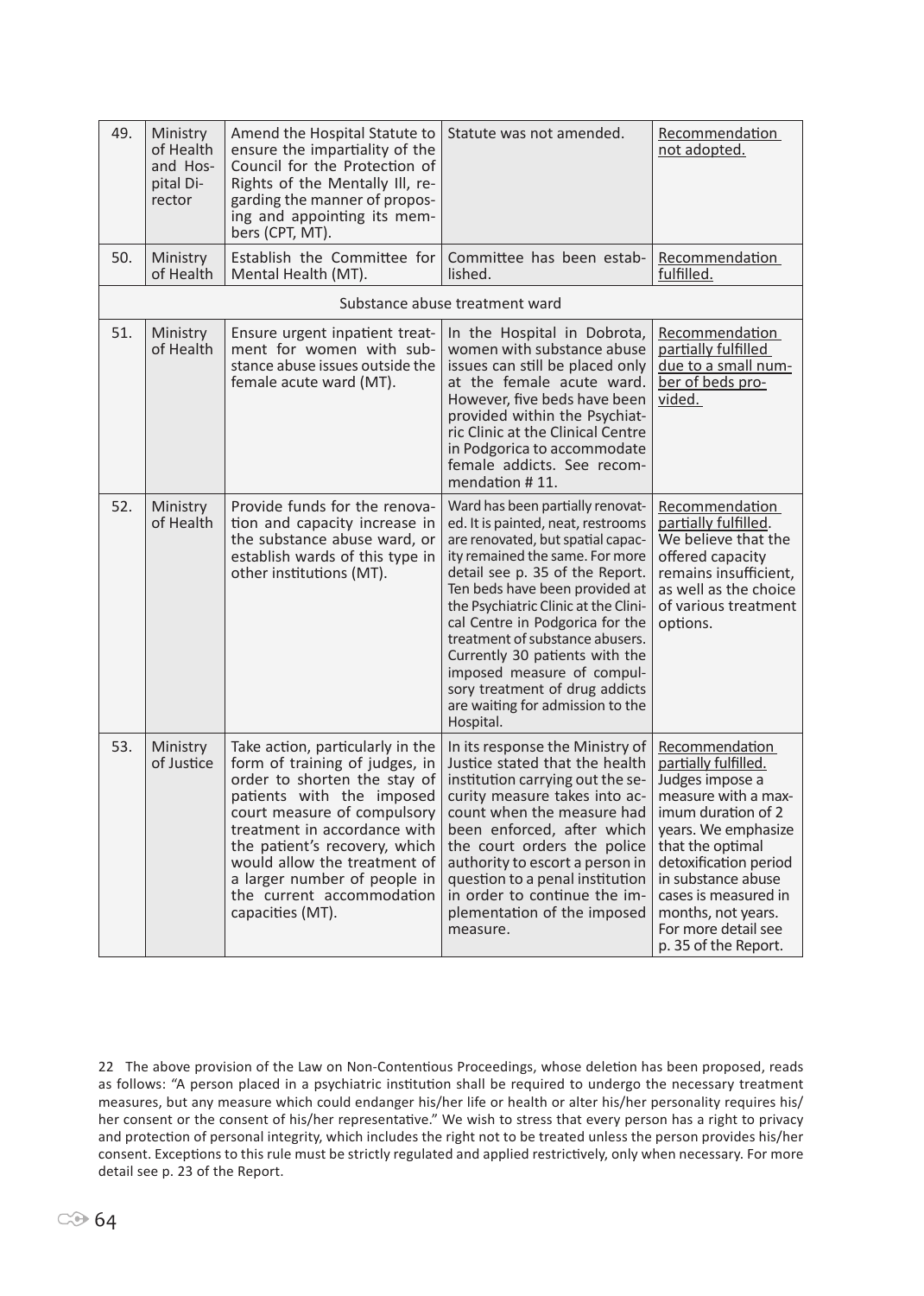| | | | | |
|---|---|---|---|---|
| 49. | Ministry of Health and Hospital Director | Amend the Hospital Statute to ensure the impartiality of the Council for the Protection of Rights of the Mentally Ill, regarding the manner of proposing and appointing its members (CPT, MT). | Statute was not amended. | Recommendation not adopted. |
| 50. | Ministry of Health | Establish the Committee for Mental Health (MT). | Committee has been established. | Recommendation fulfilled. |
| | | Substance abuse treatment ward | | |
| 51. | Ministry of Health | Ensure urgent inpatient treatment for women with substance abuse issues outside the female acute ward (MT). | In the Hospital in Dobrota, women with substance abuse issues can still be placed only at the female acute ward. However, five beds have been provided within the Psychiatric Clinic at the Clinical Centre in Podgorica to accommodate female addicts. See recommendation # 11. | Recommendation partially fulfilled due to a small number of beds provided. |
| 52. | Ministry of Health | Provide funds for the renovation and capacity increase in the substance abuse ward, or establish wards of this type in other institutions (MT). | Ward has been partially renovated. It is painted, neat, restrooms are renovated, but spatial capacity remained the same. For more detail see p. 35 of the Report. Ten beds have been provided at the Psychiatric Clinic at the Clinical Centre in Podgorica for the treatment of substance abusers. Currently 30 patients with the imposed measure of compulsory treatment of drug addicts are waiting for admission to the Hospital. | Recommendation partially fulfilled. We believe that the offered capacity remains insufficient, as well as the choice of various treatment options. |
| 53. | Ministry of Justice | Take action, particularly in the form of training of judges, in order to shorten the stay of patients with the imposed court measure of compulsory treatment in accordance with the patient's recovery, which would allow the treatment of a larger number of people in the current accommodation capacities (MT). | In its response the Ministry of Justice stated that the health institution carrying out the security measure takes into account when the measure had been enforced, after which the court orders the police authority to escort a person in question to a penal institution in order to continue the implementation of the imposed measure. | Recommendation partially fulfilled. Judges impose a measure with a maximum duration of 2 years. We emphasize that the optimal detoxification period in substance abuse cases is measured in months, not years. For more detail see p. 35 of the Report. |

22 The above provision of the Law on Non-Contentious Proceedings, whose deletion has been proposed, reads as follows: "A person placed in a psychiatric institution shall be required to undergo the necessary treatment measures, but any measure which could endanger his/her life or health or alter his/her personality requires his/her consent or the consent of his/her representative." We wish to stress that every person has a right to privacy and protection of personal integrity, which includes the right not to be treated unless the person provides his/her consent. Exceptions to this rule must be strictly regulated and applied restrictively, only when necessary. For more detail see p. 23 of the Report.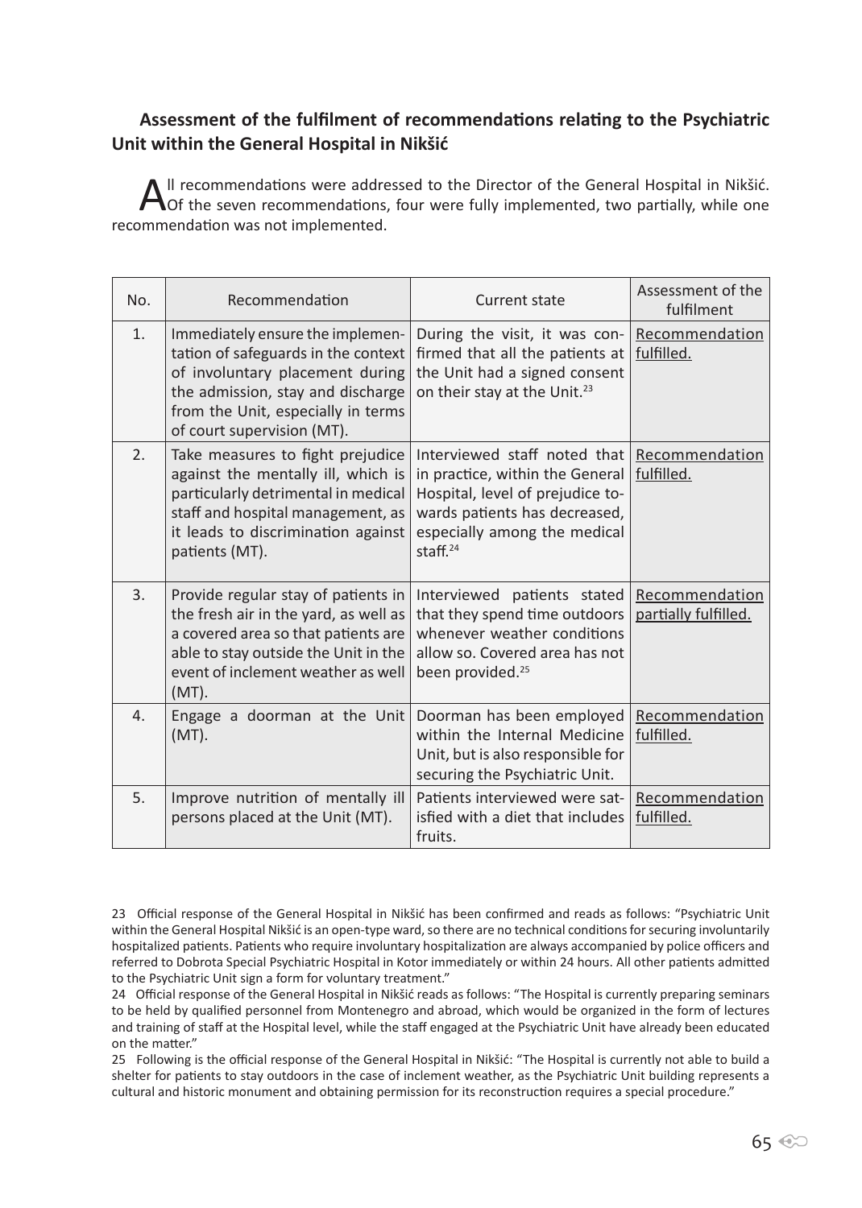### Assessment of the fulfilment of recommendations relating to the Psychiatric Unit within the General Hospital in Nikšić

All recommendations were addressed to the Director of the General Hospital in Nikšić. Of the seven recommendations, four were fully implemented, two partially, while one recommendation was not implemented.

| No. | Recommendation | Current state | Assessment of the fulfilment |
|---|---|---|---|
| 1. | Immediately ensure the implementation of safeguards in the context of involuntary placement during the admission, stay and discharge from the Unit, especially in terms of court supervision (MT). | During the visit, it was confirmed that all the patients at the Unit had a signed consent on their stay at the Unit.[23] | Recommendation fulfilled. |
| 2. | Take measures to fight prejudice against the mentally ill, which is particularly detrimental in medical staff and hospital management, as it leads to discrimination against patients (MT). | Interviewed staff noted that in practice, within the General Hospital, level of prejudice towards patients has decreased, especially among the medical staff.[24] | Recommendation fulfilled. |
| 3. | Provide regular stay of patients in the fresh air in the yard, as well as a covered area so that patients are able to stay outside the Unit in the event of inclement weather as well (MT). | Interviewed patients stated that they spend time outdoors whenever weather conditions allow so. Covered area has not been provided.[25] | Recommendation partially fulfilled. |
| 4. | Engage a doorman at the Unit (MT). | Doorman has been employed within the Internal Medicine Unit, but is also responsible for securing the Psychiatric Unit. | Recommendation fulfilled. |
| 5. | Improve nutrition of mentally ill persons placed at the Unit (MT). | Patients interviewed were satisfied with a diet that includes fruits. | Recommendation fulfilled. |

23 Official response of the General Hospital in Nikšić has been confirmed and reads as follows: "Psychiatric Unit within the General Hospital Nikšić is an open-type ward, so there are no technical conditions for securing involuntarily hospitalized patients. Patients who require involuntary hospitalization are always accompanied by police officers and referred to Dobrota Special Psychiatric Hospital in Kotor immediately or within 24 hours. All other patients admitted to the Psychiatric Unit sign a form for voluntary treatment."

24 Official response of the General Hospital in Nikšić reads as follows: "The Hospital is currently preparing seminars to be held by qualified personnel from Montenegro and abroad, which would be organized in the form of lectures and training of staff at the Hospital level, while the staff engaged at the Psychiatric Unit have already been educated on the matter."

25 Following is the official response of the General Hospital in Nikšić: "The Hospital is currently not able to build a shelter for patients to stay outdoors in the case of inclement weather, as the Psychiatric Unit building represents a cultural and historic monument and obtaining permission for its reconstruction requires a special procedure."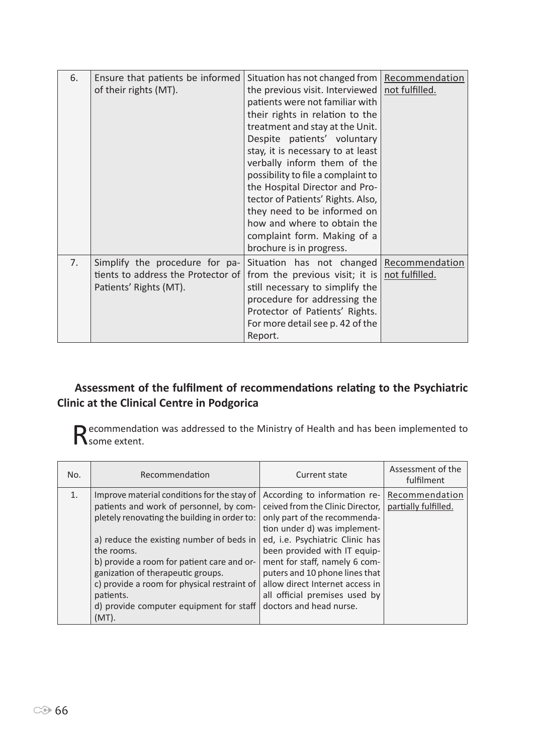| | | | |
|---|---|---|---|
| 6. | Ensure that patients be informed of their rights (MT). | Situation has not changed from the previous visit. Interviewed patients were not familiar with their rights in relation to the treatment and stay at the Unit. Despite patients' voluntary stay, it is necessary to at least verbally inform them of the possibility to file a complaint to the Hospital Director and Protector of Patients' Rights. Also, they need to be informed on how and where to obtain the complaint form. Making of a brochure is in progress. | Recommendation not fulfilled. |
| 7. | Simplify the procedure for patients to address the Protector of Patients' Rights (MT). | Situation has not changed from the previous visit; it is still necessary to simplify the procedure for addressing the Protector of Patients' Rights. For more detail see p. 42 of the Report. | Recommendation not fulfilled. |

**Assessment of the fulfilment of recommendations relating to the Psychiatric Clinic at the Clinical Centre in Podgorica**

Recommendation was addressed to the Ministry of Health and has been implemented to some extent.

| No. | Recommendation | Current state | Assessment of the fulfilment |
|---|---|---|---|
| 1. | Improve material conditions for the stay of patients and work of personnel, by completely renovating the building in order to:<br><br>a) reduce the existing number of beds in the rooms.<br>b) provide a room for patient care and organization of therapeutic groups.<br>c) provide a room for physical restraint of patients.<br>d) provide computer equipment for staff (MT). | According to information received from the Clinic Director, only part of the recommendation under d) was implemented, i.e. Psychiatric Clinic has been provided with IT equipment for staff, namely 6 computers and 10 phone lines that allow direct Internet access in all official premises used by doctors and head nurse. | Recommendation partially fulfilled. |